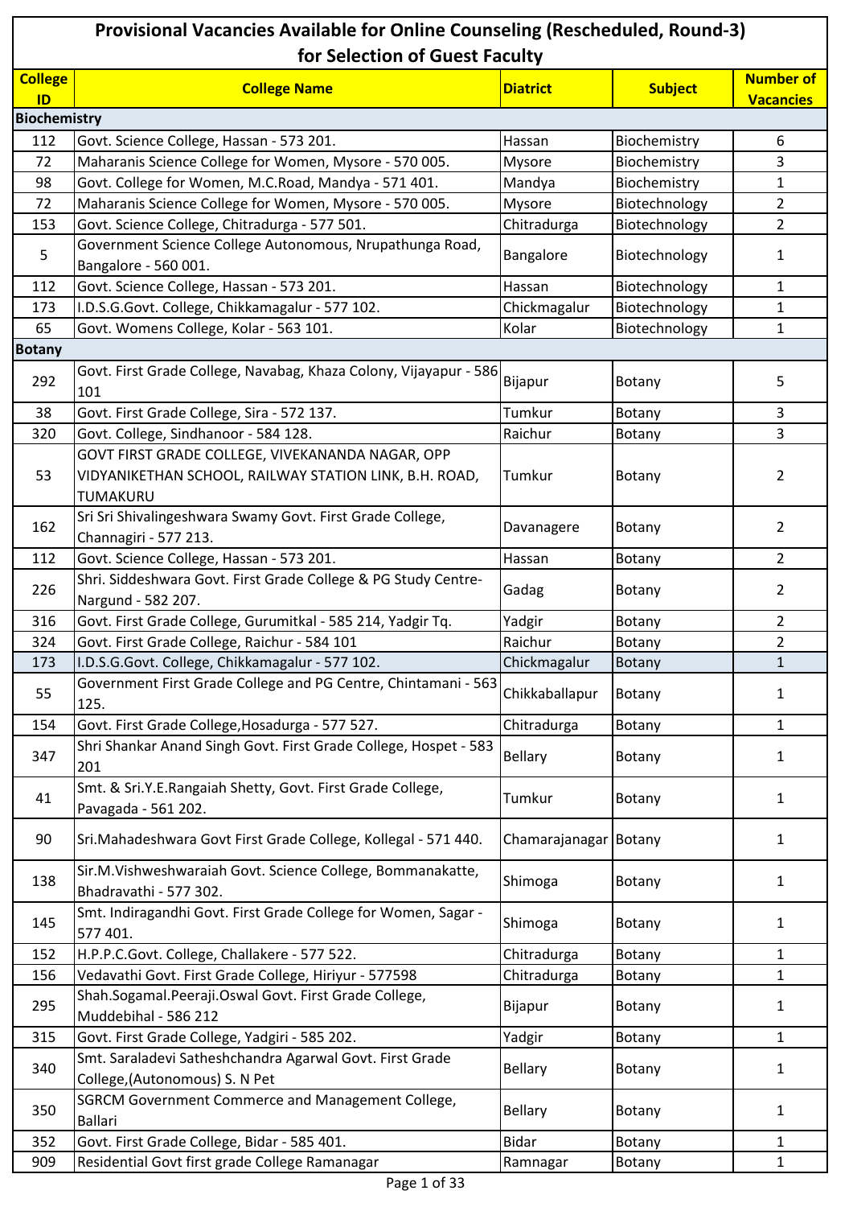# Provisional Vacancies Available for Online Counseling (Rescheduled, Round-3) for Selection of Guest Faculty

| College ID | College Name | Diatrict | Subject | Number of Vacancies |
|---|---|---|---|---|
| **Biochemistry** | | | | |
| 112 | Govt. Science College, Hassan - 573 201. | Hassan | Biochemistry | 6 |
| 72 | Maharanis Science College for Women, Mysore - 570 005. | Mysore | Biochemistry | 3 |
| 98 | Govt. College for Women, M.C.Road, Mandya - 571 401. | Mandya | Biochemistry | 1 |
| 72 | Maharanis Science College for Women, Mysore - 570 005. | Mysore | Biotechnology | 2 |
| 153 | Govt. Science College, Chitradurga - 577 501. | Chitradurga | Biotechnology | 2 |
| 5 | Government Science College Autonomous, Nrupathunga Road, Bangalore - 560 001. | Bangalore | Biotechnology | 1 |
| 112 | Govt. Science College, Hassan - 573 201. | Hassan | Biotechnology | 1 |
| 173 | I.D.S.G.Govt. College, Chikkamagalur - 577 102. | Chickmagalur | Biotechnology | 1 |
| 65 | Govt. Womens College, Kolar - 563 101. | Kolar | Biotechnology | 1 |
| **Botany** | | | | |
| 292 | Govt. First Grade College, Navabag, Khaza Colony, Vijayapur - 586 101 | Bijapur | Botany | 5 |
| 38 | Govt. First Grade College, Sira - 572 137. | Tumkur | Botany | 3 |
| 320 | Govt. College, Sindhanoor - 584 128. | Raichur | Botany | 3 |
| 53 | GOVT FIRST GRADE COLLEGE, VIVEKANANDA NAGAR, OPP VIDYANIKETHAN SCHOOL, RAILWAY STATION LINK, B.H. ROAD, TUMAKURU | Tumkur | Botany | 2 |
| 162 | Sri Sri Shivalingeshwara Swamy Govt. First Grade College, Channagiri - 577 213. | Davanagere | Botany | 2 |
| 112 | Govt. Science College, Hassan - 573 201. | Hassan | Botany | 2 |
| 226 | Shri. Siddeshwara Govt. First Grade College & PG Study Centre-Nargund - 582 207. | Gadag | Botany | 2 |
| 316 | Govt. First Grade College, Gurumitkal - 585 214, Yadgir Tq. | Yadgir | Botany | 2 |
| 324 | Govt. First Grade College, Raichur - 584 101 | Raichur | Botany | 2 |
| 173 | I.D.S.G.Govt. College, Chikkamagalur - 577 102. | Chickmagalur | Botany | 1 |
| 55 | Government First Grade College and PG Centre, Chintamani - 563 125. | Chikkaballapur | Botany | 1 |
| 154 | Govt. First Grade College,Hosadurga - 577 527. | Chitradurga | Botany | 1 |
| 347 | Shri Shankar Anand Singh Govt. First Grade College, Hospet - 583 201 | Bellary | Botany | 1 |
| 41 | Smt. & Sri.Y.E.Rangaiah Shetty, Govt. First Grade College, Pavagada - 561 202. | Tumkur | Botany | 1 |
| 90 | Sri.Mahadeshwara Govt First Grade College, Kollegal - 571 440. | Chamarajanagar | Botany | 1 |
| 138 | Sir.M.Vishweshwaraiah Govt. Science College, Bommanakatte, Bhadravathi - 577 302. | Shimoga | Botany | 1 |
| 145 | Smt. Indiragandhi Govt. First Grade College for Women, Sagar - 577 401. | Shimoga | Botany | 1 |
| 152 | H.P.P.C.Govt. College, Challakere - 577 522. | Chitradurga | Botany | 1 |
| 156 | Vedavathi Govt. First Grade College, Hiriyur - 577598 | Chitradurga | Botany | 1 |
| 295 | Shah.Sogamal.Peeraji.Oswal Govt. First Grade College, Muddebihal - 586 212 | Bijapur | Botany | 1 |
| 315 | Govt. First Grade College, Yadgiri - 585 202. | Yadgir | Botany | 1 |
| 340 | Smt. Saraladevi Satheshchandra Agarwal Govt. First Grade College,(Autonomous) S. N Pet | Bellary | Botany | 1 |
| 350 | SGRCM Government Commerce and Management College, Ballari | Bellary | Botany | 1 |
| 352 | Govt. First Grade College, Bidar - 585 401. | Bidar | Botany | 1 |
| 909 | Residential Govt first grade College Ramanagar | Ramnagar | Botany | 1 |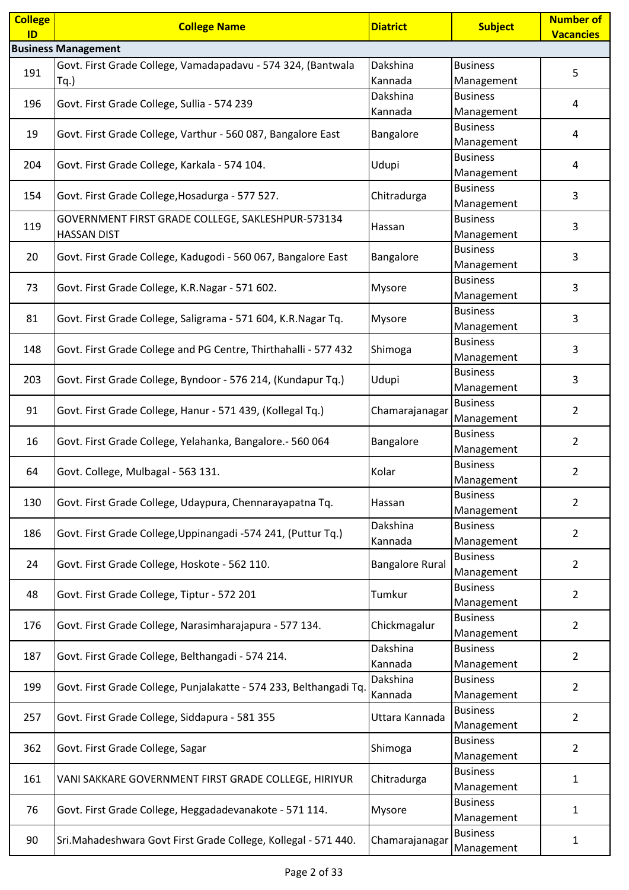| College ID | College Name | Diatrict | Subject | Number of Vacancies |
|---|---|---|---|---|
| **Business Management** | | | | |
| 191 | Govt. First Grade College, Vamadapadavu - 574 324, (Bantwala Tq.) | Dakshina Kannada | Business Management | 5 |
| 196 | Govt. First Grade College, Sullia - 574 239 | Dakshina Kannada | Business Management | 4 |
| 19 | Govt. First Grade College, Varthur - 560 087, Bangalore East | Bangalore | Business Management | 4 |
| 204 | Govt. First Grade College, Karkala - 574 104. | Udupi | Business Management | 4 |
| 154 | Govt. First Grade College,Hosadurga - 577 527. | Chitradurga | Business Management | 3 |
| 119 | GOVERNMENT FIRST GRADE COLLEGE, SAKLESHPUR-573134 HASSAN DIST | Hassan | Business Management | 3 |
| 20 | Govt. First Grade College, Kadugodi - 560 067, Bangalore East | Bangalore | Business Management | 3 |
| 73 | Govt. First Grade College, K.R.Nagar - 571 602. | Mysore | Business Management | 3 |
| 81 | Govt. First Grade College, Saligrama - 571 604, K.R.Nagar Tq. | Mysore | Business Management | 3 |
| 148 | Govt. First Grade College and PG Centre, Thirthahalli - 577 432 | Shimoga | Business Management | 3 |
| 203 | Govt. First Grade College, Byndoor - 576 214, (Kundapur Tq.) | Udupi | Business Management | 3 |
| 91 | Govt. First Grade College, Hanur - 571 439, (Kollegal Tq.) | Chamarajanagar | Business Management | 2 |
| 16 | Govt. First Grade College, Yelahanka, Bangalore.- 560 064 | Bangalore | Business Management | 2 |
| 64 | Govt. College, Mulbagal - 563 131. | Kolar | Business Management | 2 |
| 130 | Govt. First Grade College, Udaypura, Chennarayapatna Tq. | Hassan | Business Management | 2 |
| 186 | Govt. First Grade College,Uppinangadi -574 241, (Puttur Tq.) | Dakshina Kannada | Business Management | 2 |
| 24 | Govt. First Grade College, Hoskote - 562 110. | Bangalore Rural | Business Management | 2 |
| 48 | Govt. First Grade College, Tiptur - 572 201 | Tumkur | Business Management | 2 |
| 176 | Govt. First Grade College, Narasimharajapura - 577 134. | Chickmagalur | Business Management | 2 |
| 187 | Govt. First Grade College, Belthangadi - 574 214. | Dakshina Kannada | Business Management | 2 |
| 199 | Govt. First Grade College, Punjalakatte - 574 233, Belthangadi Tq. | Dakshina Kannada | Business Management | 2 |
| 257 | Govt. First Grade College, Siddapura - 581 355 | Uttara Kannada | Business Management | 2 |
| 362 | Govt. First Grade College, Sagar | Shimoga | Business Management | 2 |
| 161 | VANI SAKKARE GOVERNMENT FIRST GRADE COLLEGE, HIRIYUR | Chitradurga | Business Management | 1 |
| 76 | Govt. First Grade College, Heggadadevanakote - 571 114. | Mysore | Business Management | 1 |
| 90 | Sri.Mahadeshwara Govt First Grade College, Kollegal - 571 440. | Chamarajanagar | Business Management | 1 |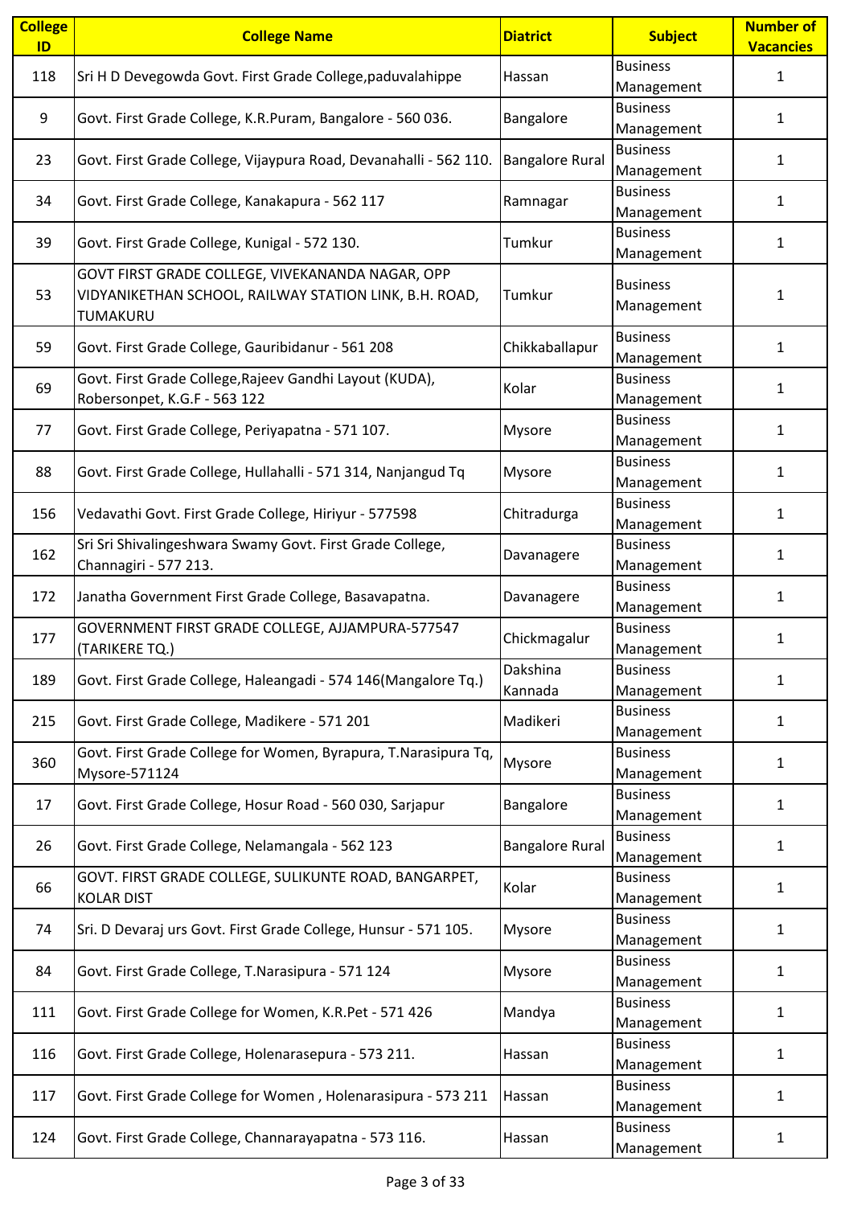| College ID | College Name | Diatrict | Subject | Number of Vacancies |
|---|---|---|---|---|
| 118 | Sri H D Devegowda Govt. First Grade College,paduvalahippe | Hassan | Business Management | 1 |
| 9 | Govt. First Grade College, K.R.Puram, Bangalore - 560 036. | Bangalore | Business Management | 1 |
| 23 | Govt. First Grade College, Vijaypura Road, Devanahalli - 562 110. | Bangalore Rural | Business Management | 1 |
| 34 | Govt. First Grade College, Kanakapura - 562 117 | Ramnagar | Business Management | 1 |
| 39 | Govt. First Grade College, Kunigal - 572 130. | Tumkur | Business Management | 1 |
| 53 | GOVT FIRST GRADE COLLEGE, VIVEKANANDA NAGAR, OPP VIDYANIKETHAN SCHOOL, RAILWAY STATION LINK, B.H. ROAD, TUMAKURU | Tumkur | Business Management | 1 |
| 59 | Govt. First Grade College, Gauribidanur - 561 208 | Chikkaballapur | Business Management | 1 |
| 69 | Govt. First Grade College,Rajeev Gandhi Layout (KUDA), Robersonpet, K.G.F - 563 122 | Kolar | Business Management | 1 |
| 77 | Govt. First Grade College, Periyapatna - 571 107. | Mysore | Business Management | 1 |
| 88 | Govt. First Grade College, Hullahalli - 571 314, Nanjangud Tq | Mysore | Business Management | 1 |
| 156 | Vedavathi Govt. First Grade College, Hiriyur - 577598 | Chitradurga | Business Management | 1 |
| 162 | Sri Sri Shivalingeshwara Swamy Govt. First Grade College, Channagiri - 577 213. | Davanagere | Business Management | 1 |
| 172 | Janatha Government First Grade College, Basavapatna. | Davanagere | Business Management | 1 |
| 177 | GOVERNMENT FIRST GRADE COLLEGE, AJJAMPURA-577547 (TARIKERE TQ.) | Chickmagalur | Business Management | 1 |
| 189 | Govt. First Grade College, Haleangadi - 574 146(Mangalore Tq.) | Dakshina Kannada | Business Management | 1 |
| 215 | Govt. First Grade College, Madikere - 571 201 | Madikeri | Business Management | 1 |
| 360 | Govt. First Grade College for Women, Byrapura, T.Narasipura Tq, Mysore-571124 | Mysore | Business Management | 1 |
| 17 | Govt. First Grade College, Hosur Road - 560 030, Sarjapur | Bangalore | Business Management | 1 |
| 26 | Govt. First Grade College, Nelamangala - 562 123 | Bangalore Rural | Business Management | 1 |
| 66 | GOVT. FIRST GRADE COLLEGE, SULIKUNTE ROAD, BANGARPET, KOLAR DIST | Kolar | Business Management | 1 |
| 74 | Sri. D Devaraj urs Govt. First Grade College, Hunsur - 571 105. | Mysore | Business Management | 1 |
| 84 | Govt. First Grade College, T.Narasipura - 571 124 | Mysore | Business Management | 1 |
| 111 | Govt. First Grade College for Women, K.R.Pet - 571 426 | Mandya | Business Management | 1 |
| 116 | Govt. First Grade College, Holenarasepura - 573 211. | Hassan | Business Management | 1 |
| 117 | Govt. First Grade College for Women , Holenarasipura - 573 211 | Hassan | Business Management | 1 |
| 124 | Govt. First Grade College, Channarayapatna - 573 116. | Hassan | Business Management | 1 |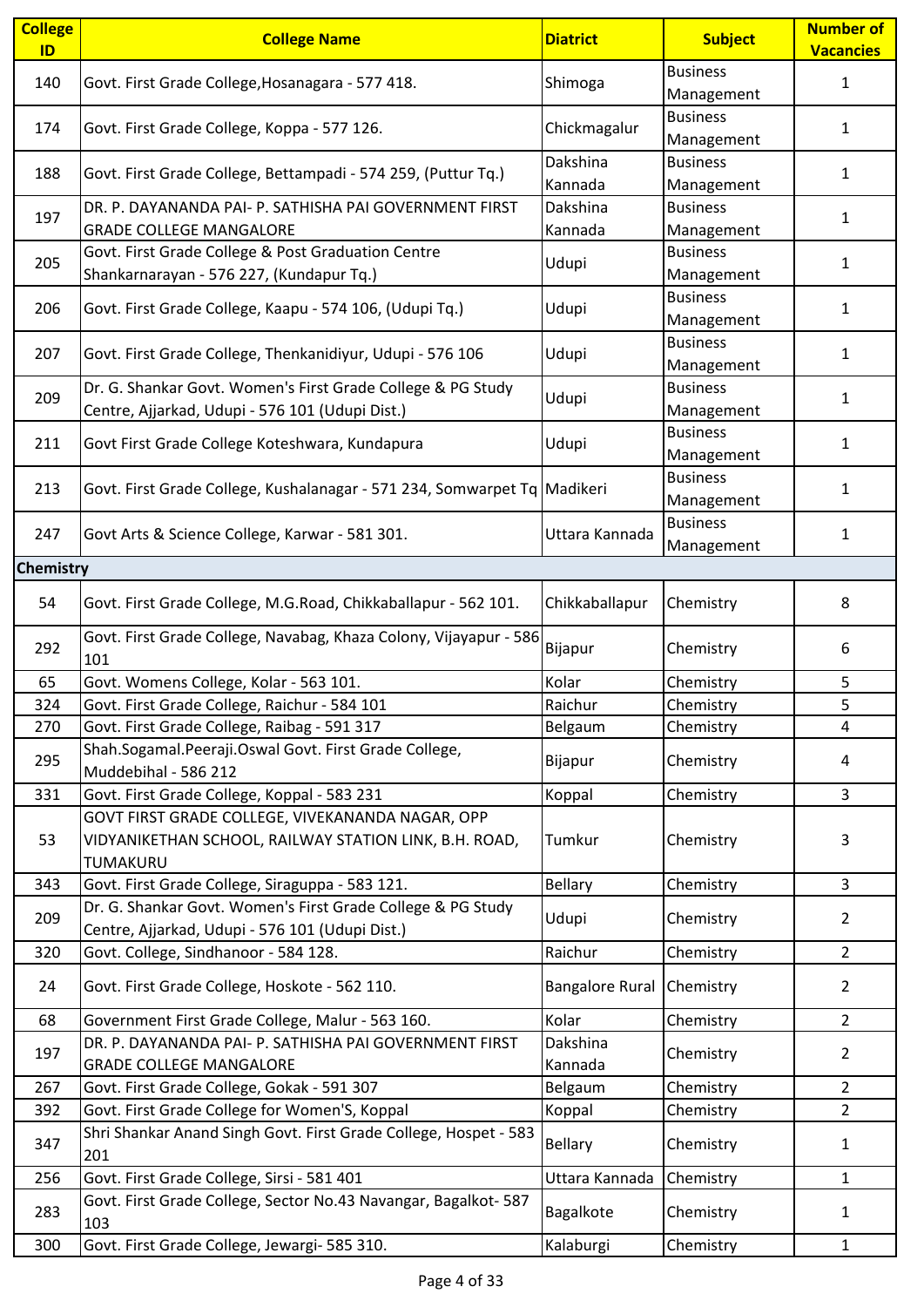| College ID | College Name | Diatrict | Subject | Number of Vacancies |
|---|---|---|---|---|
| 140 | Govt. First Grade College,Hosanagara - 577 418. | Shimoga | Business Management | 1 |
| 174 | Govt. First Grade College, Koppa - 577 126. | Chickmagalur | Business Management | 1 |
| 188 | Govt. First Grade College, Bettampadi - 574 259, (Puttur Tq.) | Dakshina Kannada | Business Management | 1 |
| 197 | DR. P. DAYANANDA PAI- P. SATHISHA PAI GOVERNMENT FIRST GRADE COLLEGE MANGALORE | Dakshina Kannada | Business Management | 1 |
| 205 | Govt. First Grade College & Post Graduation Centre Shankarnarayan - 576 227, (Kundapur Tq.) | Udupi | Business Management | 1 |
| 206 | Govt. First Grade College, Kaapu - 574 106, (Udupi Tq.) | Udupi | Business Management | 1 |
| 207 | Govt. First Grade College, Thenkanidiyur, Udupi - 576 106 | Udupi | Business Management | 1 |
| 209 | Dr. G. Shankar Govt. Women's First Grade College & PG Study Centre, Ajjarkad, Udupi - 576 101 (Udupi Dist.) | Udupi | Business Management | 1 |
| 211 | Govt First Grade College Koteshwara, Kundapura | Udupi | Business Management | 1 |
| 213 | Govt. First Grade College, Kushalanagar - 571 234, Somwarpet Tq | Madikeri | Business Management | 1 |
| 247 | Govt Arts & Science College, Karwar - 581 301. | Uttara Kannada | Business Management | 1 |
| **Chemistry** | | | | |
| 54 | Govt. First Grade College, M.G.Road, Chikkaballapur - 562 101. | Chikkaballapur | Chemistry | 8 |
| 292 | Govt. First Grade College, Navabag, Khaza Colony, Vijayapur - 586 101 | Bijapur | Chemistry | 6 |
| 65 | Govt. Womens College, Kolar - 563 101. | Kolar | Chemistry | 5 |
| 324 | Govt. First Grade College, Raichur - 584 101 | Raichur | Chemistry | 5 |
| 270 | Govt. First Grade College, Raibag - 591 317 | Belgaum | Chemistry | 4 |
| 295 | Shah.Sogamal.Peeraji.Oswal Govt. First Grade College, Muddebihal - 586 212 | Bijapur | Chemistry | 4 |
| 331 | Govt. First Grade College, Koppal - 583 231 | Koppal | Chemistry | 3 |
| 53 | GOVT FIRST GRADE COLLEGE, VIVEKANANDA NAGAR, OPP VIDYANIKETHAN SCHOOL, RAILWAY STATION LINK, B.H. ROAD, TUMAKURU | Tumkur | Chemistry | 3 |
| 343 | Govt. First Grade College, Siraguppa - 583 121. | Bellary | Chemistry | 3 |
| 209 | Dr. G. Shankar Govt. Women's First Grade College & PG Study Centre, Ajjarkad, Udupi - 576 101 (Udupi Dist.) | Udupi | Chemistry | 2 |
| 320 | Govt. College, Sindhanoor - 584 128. | Raichur | Chemistry | 2 |
| 24 | Govt. First Grade College, Hoskote - 562 110. | Bangalore Rural | Chemistry | 2 |
| 68 | Government First Grade College, Malur - 563 160. | Kolar | Chemistry | 2 |
| 197 | DR. P. DAYANANDA PAI- P. SATHISHA PAI GOVERNMENT FIRST GRADE COLLEGE MANGALORE | Dakshina Kannada | Chemistry | 2 |
| 267 | Govt. First Grade College, Gokak - 591 307 | Belgaum | Chemistry | 2 |
| 392 | Govt. First Grade College for Women'S, Koppal | Koppal | Chemistry | 2 |
| 347 | Shri Shankar Anand Singh Govt. First Grade College, Hospet - 583 201 | Bellary | Chemistry | 1 |
| 256 | Govt. First Grade College, Sirsi - 581 401 | Uttara Kannada | Chemistry | 1 |
| 283 | Govt. First Grade College, Sector No.43 Navangar, Bagalkot- 587 103 | Bagalkote | Chemistry | 1 |
| 300 | Govt. First Grade College, Jewargi- 585 310. | Kalaburgi | Chemistry | 1 |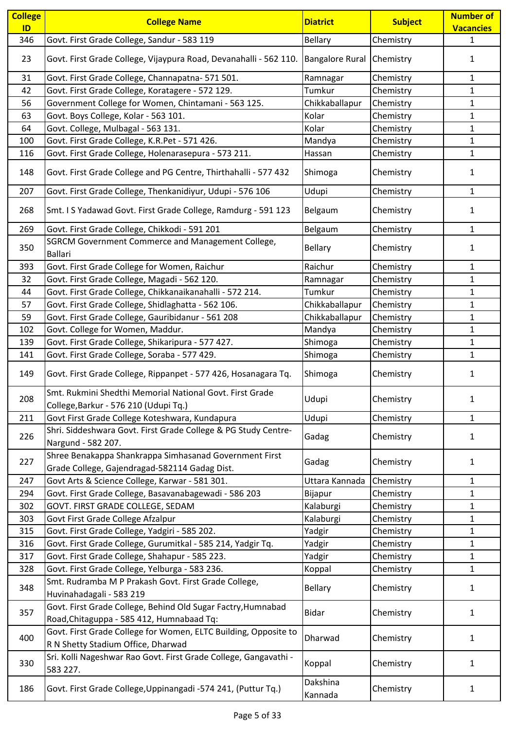| College ID | College Name | Diatrict | Subject | Number of Vacancies |
| --- | --- | --- | --- | --- |
| 346 | Govt. First Grade College, Sandur - 583 119 | Bellary | Chemistry | 1 |
| 23 | Govt. First Grade College, Vijaypura Road, Devanahalli - 562 110. | Bangalore Rural | Chemistry | 1 |
| 31 | Govt. First Grade College, Channapatna- 571 501. | Ramnagar | Chemistry | 1 |
| 42 | Govt. First Grade College, Koratagere - 572 129. | Tumkur | Chemistry | 1 |
| 56 | Government College for Women, Chintamani - 563 125. | Chikkaballapur | Chemistry | 1 |
| 63 | Govt. Boys College, Kolar - 563 101. | Kolar | Chemistry | 1 |
| 64 | Govt. College, Mulbagal - 563 131. | Kolar | Chemistry | 1 |
| 100 | Govt. First Grade College, K.R.Pet - 571 426. | Mandya | Chemistry | 1 |
| 116 | Govt. First Grade College, Holenarasepura - 573 211. | Hassan | Chemistry | 1 |
| 148 | Govt. First Grade College and PG Centre, Thirthahalli - 577 432 | Shimoga | Chemistry | 1 |
| 207 | Govt. First Grade College, Thenkanidiyur, Udupi - 576 106 | Udupi | Chemistry | 1 |
| 268 | Smt. I S Yadawad Govt. First Grade College, Ramdurg - 591 123 | Belgaum | Chemistry | 1 |
| 269 | Govt. First Grade College, Chikkodi - 591 201 | Belgaum | Chemistry | 1 |
| 350 | SGRCM Government Commerce and Management College, Ballari | Bellary | Chemistry | 1 |
| 393 | Govt. First Grade College for Women, Raichur | Raichur | Chemistry | 1 |
| 32 | Govt. First Grade College, Magadi - 562 120. | Ramnagar | Chemistry | 1 |
| 44 | Govt. First Grade College, Chikkanaikanahalli - 572 214. | Tumkur | Chemistry | 1 |
| 57 | Govt. First Grade College, Shidlaghatta - 562 106. | Chikkaballapur | Chemistry | 1 |
| 59 | Govt. First Grade College, Gauribidanur - 561 208 | Chikkaballapur | Chemistry | 1 |
| 102 | Govt. College for Women, Maddur. | Mandya | Chemistry | 1 |
| 139 | Govt. First Grade College, Shikaripura - 577 427. | Shimoga | Chemistry | 1 |
| 141 | Govt. First Grade College, Soraba - 577 429. | Shimoga | Chemistry | 1 |
| 149 | Govt. First Grade College, Rippanpet - 577 426, Hosanagara Tq. | Shimoga | Chemistry | 1 |
| 208 | Smt. Rukmini Shedthi Memorial National Govt. First Grade College,Barkur - 576 210 (Udupi Tq.) | Udupi | Chemistry | 1 |
| 211 | Govt First Grade College Koteshwara, Kundapura | Udupi | Chemistry | 1 |
| 226 | Shri. Siddeshwara Govt. First Grade College & PG Study Centre-Nargund - 582 207. | Gadag | Chemistry | 1 |
| 227 | Shree Benakappa Shankrappa Simhasanad Government First Grade College, Gajendragad-582114 Gadag Dist. | Gadag | Chemistry | 1 |
| 247 | Govt Arts & Science College, Karwar - 581 301. | Uttara Kannada | Chemistry | 1 |
| 294 | Govt. First Grade College, Basavanabagewadi - 586 203 | Bijapur | Chemistry | 1 |
| 302 | GOVT. FIRST GRADE COLLEGE, SEDAM | Kalaburgi | Chemistry | 1 |
| 303 | Govt First Grade College Afzalpur | Kalaburgi | Chemistry | 1 |
| 315 | Govt. First Grade College, Yadgiri - 585 202. | Yadgir | Chemistry | 1 |
| 316 | Govt. First Grade College, Gurumitkal - 585 214, Yadgir Tq. | Yadgir | Chemistry | 1 |
| 317 | Govt. First Grade College, Shahapur - 585 223. | Yadgir | Chemistry | 1 |
| 328 | Govt. First Grade College, Yelburga - 583 236. | Koppal | Chemistry | 1 |
| 348 | Smt. Rudramba M P Prakash Govt. First Grade College, Huvinahadagali - 583 219 | Bellary | Chemistry | 1 |
| 357 | Govt. First Grade College, Behind Old Sugar Factry,Humnabad Road,Chitaguppa - 585 412, Humnabaad Tq: | Bidar | Chemistry | 1 |
| 400 | Govt. First Grade College for Women, ELTC Building, Opposite to R N Shetty Stadium Office, Dharwad | Dharwad | Chemistry | 1 |
| 330 | Sri. Kolli Nageshwar Rao Govt. First Grade College, Gangavathi - 583 227. | Koppal | Chemistry | 1 |
| 186 | Govt. First Grade College,Uppinangadi -574 241, (Puttur Tq.) | Dakshina Kannada | Chemistry | 1 |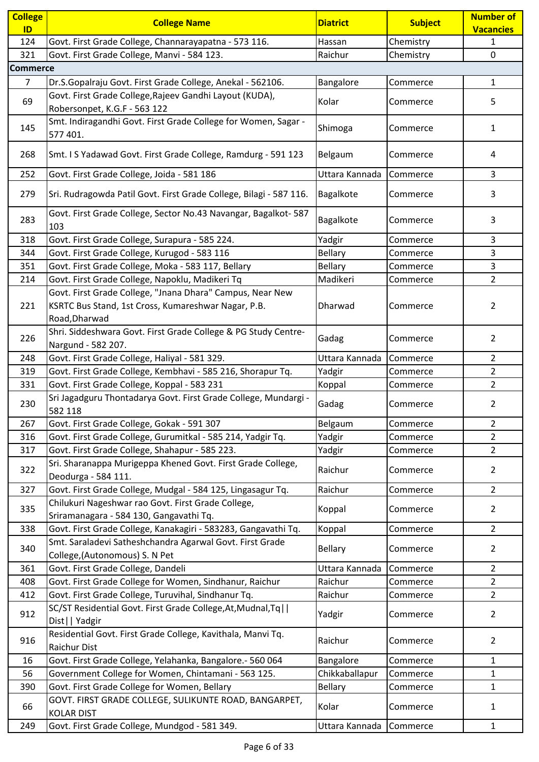| College ID | College Name | Diatrict | Subject | Number of Vacancies |
|---|---|---|---|---|
| 124 | Govt. First Grade College, Channarayapatna - 573 116. | Hassan | Chemistry | 1 |
| 321 | Govt. First Grade College, Manvi - 584 123. | Raichur | Chemistry | 0 |
| **Commerce** | | | | |
| 7 | Dr.S.Gopalraju Govt. First Grade College, Anekal - 562106. | Bangalore | Commerce | 1 |
| 69 | Govt. First Grade College,Rajeev Gandhi Layout (KUDA), Robersonpet, K.G.F - 563 122 | Kolar | Commerce | 5 |
| 145 | Smt. Indiragandhi Govt. First Grade College for Women, Sagar - 577 401. | Shimoga | Commerce | 1 |
| 268 | Smt. I S Yadawad Govt. First Grade College, Ramdurg - 591 123 | Belgaum | Commerce | 4 |
| 252 | Govt. First Grade College, Joida - 581 186 | Uttara Kannada | Commerce | 3 |
| 279 | Sri. Rudragowda Patil Govt. First Grade College, Bilagi - 587 116. | Bagalkote | Commerce | 3 |
| 283 | Govt. First Grade College, Sector No.43 Navangar, Bagalkot- 587 103 | Bagalkote | Commerce | 3 |
| 318 | Govt. First Grade College, Surapura - 585 224. | Yadgir | Commerce | 3 |
| 344 | Govt. First Grade College, Kurugod - 583 116 | Bellary | Commerce | 3 |
| 351 | Govt. First Grade College, Moka - 583 117, Bellary | Bellary | Commerce | 3 |
| 214 | Govt. First Grade College, Napoklu, Madikeri Tq | Madikeri | Commerce | 2 |
| 221 | Govt. First Grade College, "Jnana Dhara" Campus, Near New KSRTC Bus Stand, 1st Cross, Kumareshwar Nagar, P.B. Road,Dharwad | Dharwad | Commerce | 2 |
| 226 | Shri. Siddeshwara Govt. First Grade College & PG Study Centre-Nargund - 582 207. | Gadag | Commerce | 2 |
| 248 | Govt. First Grade College, Haliyal - 581 329. | Uttara Kannada | Commerce | 2 |
| 319 | Govt. First Grade College, Kembhavi - 585 216, Shorapur Tq. | Yadgir | Commerce | 2 |
| 331 | Govt. First Grade College, Koppal - 583 231 | Koppal | Commerce | 2 |
| 230 | Sri Jagadguru Thontadarya Govt. First Grade College, Mundargi - 582 118 | Gadag | Commerce | 2 |
| 267 | Govt. First Grade College, Gokak - 591 307 | Belgaum | Commerce | 2 |
| 316 | Govt. First Grade College, Gurumitkal - 585 214, Yadgir Tq. | Yadgir | Commerce | 2 |
| 317 | Govt. First Grade College, Shahapur - 585 223. | Yadgir | Commerce | 2 |
| 322 | Sri. Sharanappa Murigeppa Khened Govt. First Grade College, Deodurga - 584 111. | Raichur | Commerce | 2 |
| 327 | Govt. First Grade College, Mudgal - 584 125, Lingasagur Tq. | Raichur | Commerce | 2 |
| 335 | Chilukuri Nageshwar rao Govt. First Grade College, Sriramanagara - 584 130, Gangavathi Tq. | Koppal | Commerce | 2 |
| 338 | Govt. First Grade College, Kanakagiri - 583283, Gangavathi Tq. | Koppal | Commerce | 2 |
| 340 | Smt. Saraladevi Satheshchandra Agarwal Govt. First Grade College,(Autonomous) S. N Pet | Bellary | Commerce | 2 |
| 361 | Govt. First Grade College, Dandeli | Uttara Kannada | Commerce | 2 |
| 408 | Govt. First Grade College for Women, Sindhanur, Raichur | Raichur | Commerce | 2 |
| 412 | Govt. First Grade College, Turuvihal, Sindhanur Tq. | Raichur | Commerce | 2 |
| 912 | SC/ST Residential Govt. First Grade College,At,Mudnal,Tq\|\| Dist\|\| Yadgir | Yadgir | Commerce | 2 |
| 916 | Residential Govt. First Grade College, Kavithala, Manvi Tq. Raichur Dist | Raichur | Commerce | 2 |
| 16 | Govt. First Grade College, Yelahanka, Bangalore.- 560 064 | Bangalore | Commerce | 1 |
| 56 | Government College for Women, Chintamani - 563 125. | Chikkaballapur | Commerce | 1 |
| 390 | Govt. First Grade College for Women, Bellary | Bellary | Commerce | 1 |
| 66 | GOVT. FIRST GRADE COLLEGE, SULIKUNTE ROAD, BANGARPET, KOLAR DIST | Kolar | Commerce | 1 |
| 249 | Govt. First Grade College, Mundgod - 581 349. | Uttara Kannada | Commerce | 1 |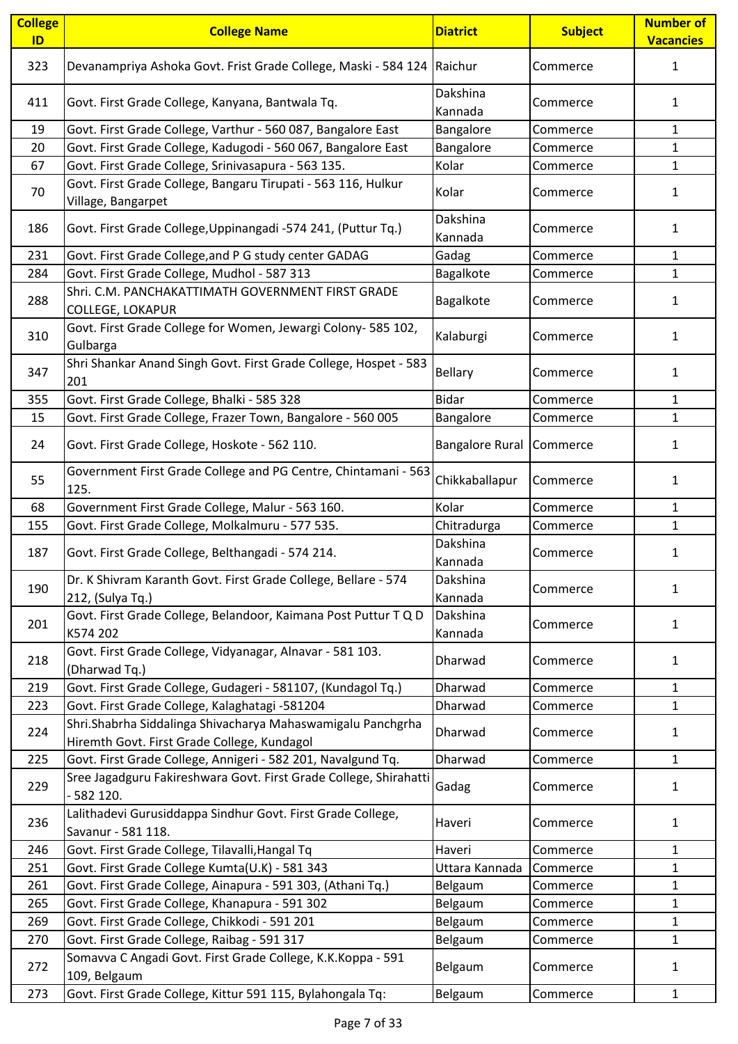| College ID | College Name | Diatrict | Subject | Number of Vacancies |
|---|---|---|---|---|
| 323 | Devanampriya Ashoka Govt. Frist Grade College, Maski - 584 124 | Raichur | Commerce | 1 |
| 411 | Govt. First Grade College, Kanyana, Bantwala Tq. | Dakshina Kannada | Commerce | 1 |
| 19 | Govt. First Grade College, Varthur - 560 087, Bangalore East | Bangalore | Commerce | 1 |
| 20 | Govt. First Grade College, Kadugodi - 560 067, Bangalore East | Bangalore | Commerce | 1 |
| 67 | Govt. First Grade College, Srinivasapura - 563 135. | Kolar | Commerce | 1 |
| 70 | Govt. First Grade College, Bangaru Tirupati - 563 116, Hulkur Village, Bangarpet | Kolar | Commerce | 1 |
| 186 | Govt. First Grade College,Uppinangadi -574 241, (Puttur Tq.) | Dakshina Kannada | Commerce | 1 |
| 231 | Govt. First Grade College,and P G study center GADAG | Gadag | Commerce | 1 |
| 284 | Govt. First Grade College, Mudhol - 587 313 | Bagalkote | Commerce | 1 |
| 288 | Shri. C.M. PANCHAKATTIMATH GOVERNMENT FIRST GRADE COLLEGE, LOKAPUR | Bagalkote | Commerce | 1 |
| 310 | Govt. First Grade College for Women, Jewargi Colony- 585 102, Gulbarga | Kalaburgi | Commerce | 1 |
| 347 | Shri Shankar Anand Singh Govt. First Grade College, Hospet - 583 201 | Bellary | Commerce | 1 |
| 355 | Govt. First Grade College, Bhalki - 585 328 | Bidar | Commerce | 1 |
| 15 | Govt. First Grade College, Frazer Town, Bangalore - 560 005 | Bangalore | Commerce | 1 |
| 24 | Govt. First Grade College, Hoskote - 562 110. | Bangalore Rural | Commerce | 1 |
| 55 | Government First Grade College and PG Centre, Chintamani - 563 125. | Chikkaballapur | Commerce | 1 |
| 68 | Government First Grade College, Malur - 563 160. | Kolar | Commerce | 1 |
| 155 | Govt. First Grade College, Molkalmuru - 577 535. | Chitradurga | Commerce | 1 |
| 187 | Govt. First Grade College, Belthangadi - 574 214. | Dakshina Kannada | Commerce | 1 |
| 190 | Dr. K Shivram Karanth Govt. First Grade College, Bellare - 574 212, (Sulya Tq.) | Dakshina Kannada | Commerce | 1 |
| 201 | Govt. First Grade College, Belandoor, Kaimana Post Puttur T Q D K574 202 | Dakshina Kannada | Commerce | 1 |
| 218 | Govt. First Grade College, Vidyanagar, Alnavar - 581 103. (Dharwad Tq.) | Dharwad | Commerce | 1 |
| 219 | Govt. First Grade College, Gudageri - 581107, (Kundagol Tq.) | Dharwad | Commerce | 1 |
| 223 | Govt. First Grade College, Kalaghatagi -581204 | Dharwad | Commerce | 1 |
| 224 | Shri.Shabrha Siddalinga Shivacharya Mahaswamigalu Panchgrha Hiremth Govt. First Grade College, Kundagol | Dharwad | Commerce | 1 |
| 225 | Govt. First Grade College, Annigeri - 582 201, Navalgund Tq. | Dharwad | Commerce | 1 |
| 229 | Sree Jagadguru Fakireshwara Govt. First Grade College, Shirahatti - 582 120. | Gadag | Commerce | 1 |
| 236 | Lalithadevi Gurusiddappa Sindhur Govt. First Grade College, Savanur - 581 118. | Haveri | Commerce | 1 |
| 246 | Govt. First Grade College, Tilavalli,Hangal Tq | Haveri | Commerce | 1 |
| 251 | Govt. First Grade College Kumta(U.K) - 581 343 | Uttara Kannada | Commerce | 1 |
| 261 | Govt. First Grade College, Ainapura - 591 303, (Athani Tq.) | Belgaum | Commerce | 1 |
| 265 | Govt. First Grade College, Khanapura - 591 302 | Belgaum | Commerce | 1 |
| 269 | Govt. First Grade College, Chikkodi - 591 201 | Belgaum | Commerce | 1 |
| 270 | Govt. First Grade College, Raibag - 591 317 | Belgaum | Commerce | 1 |
| 272 | Somavva C Angadi Govt. First Grade College, K.K.Koppa - 591 109, Belgaum | Belgaum | Commerce | 1 |
| 273 | Govt. First Grade College, Kittur 591 115, Bylahongala Tq: | Belgaum | Commerce | 1 |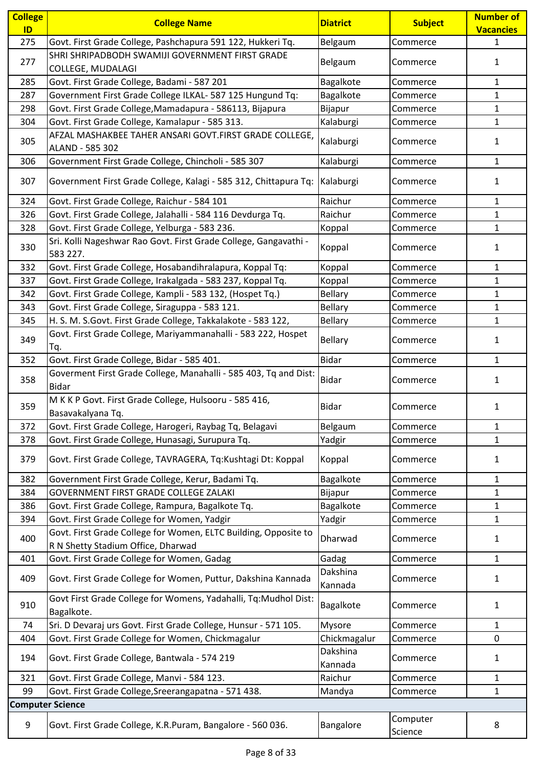| College ID | College Name | Diatrict | Subject | Number of Vacancies |
|---|---|---|---|---|
| 275 | Govt. First Grade College, Pashchapura 591 122, Hukkeri Tq. | Belgaum | Commerce | 1 |
| 277 | SHRI SHRIPADBODH SWAMIJI GOVERNMENT FIRST GRADE COLLEGE, MUDALAGI | Belgaum | Commerce | 1 |
| 285 | Govt. First Grade College, Badami - 587 201 | Bagalkote | Commerce | 1 |
| 287 | Government First Grade College ILKAL- 587 125 Hungund Tq: | Bagalkote | Commerce | 1 |
| 298 | Govt. First Grade College,Mamadapura - 586113, Bijapura | Bijapur | Commerce | 1 |
| 304 | Govt. First Grade College, Kamalapur - 585 313. | Kalaburgi | Commerce | 1 |
| 305 | AFZAL MASHAKBEE TAHER ANSARI GOVT.FIRST GRADE COLLEGE, ALAND - 585 302 | Kalaburgi | Commerce | 1 |
| 306 | Government First Grade College, Chincholi - 585 307 | Kalaburgi | Commerce | 1 |
| 307 | Government First Grade College, Kalagi - 585 312, Chittapura Tq: | Kalaburgi | Commerce | 1 |
| 324 | Govt. First Grade College, Raichur - 584 101 | Raichur | Commerce | 1 |
| 326 | Govt. First Grade College, Jalahalli - 584 116 Devdurga Tq. | Raichur | Commerce | 1 |
| 328 | Govt. First Grade College, Yelburga - 583 236. | Koppal | Commerce | 1 |
| 330 | Sri. Kolli Nageshwar Rao Govt. First Grade College, Gangavathi - 583 227. | Koppal | Commerce | 1 |
| 332 | Govt. First Grade College, Hosabandihralapura, Koppal Tq: | Koppal | Commerce | 1 |
| 337 | Govt. First Grade College, Irakalgada - 583 237, Koppal Tq. | Koppal | Commerce | 1 |
| 342 | Govt. First Grade College, Kampli - 583 132, (Hospet Tq.) | Bellary | Commerce | 1 |
| 343 | Govt. First Grade College, Siraguppa - 583 121. | Bellary | Commerce | 1 |
| 345 | H. S. M. S.Govt. First Grade College, Takkalakote - 583 122, | Bellary | Commerce | 1 |
| 349 | Govt. First Grade College, Mariyammanahalli - 583 222, Hospet Tq. | Bellary | Commerce | 1 |
| 352 | Govt. First Grade College, Bidar - 585 401. | Bidar | Commerce | 1 |
| 358 | Goverment First Grade College, Manahalli - 585 403, Tq and Dist: Bidar | Bidar | Commerce | 1 |
| 359 | M K K P Govt. First Grade College, Hulsooru - 585 416, Basavakalyana Tq. | Bidar | Commerce | 1 |
| 372 | Govt. First Grade College, Harogeri, Raybag Tq, Belagavi | Belgaum | Commerce | 1 |
| 378 | Govt. First Grade College, Hunasagi, Surupura Tq. | Yadgir | Commerce | 1 |
| 379 | Govt. First Grade College, TAVRAGERA, Tq:Kushtagi Dt: Koppal | Koppal | Commerce | 1 |
| 382 | Government First Grade College, Kerur, Badami Tq. | Bagalkote | Commerce | 1 |
| 384 | GOVERNMENT FIRST GRADE COLLEGE ZALAKI | Bijapur | Commerce | 1 |
| 386 | Govt. First Grade College, Rampura, Bagalkote Tq. | Bagalkote | Commerce | 1 |
| 394 | Govt. First Grade College for Women, Yadgir | Yadgir | Commerce | 1 |
| 400 | Govt. First Grade College for Women, ELTC Building, Opposite to R N Shetty Stadium Office, Dharwad | Dharwad | Commerce | 1 |
| 401 | Govt. First Grade College for Women, Gadag | Gadag | Commerce | 1 |
| 409 | Govt. First Grade College for Women, Puttur, Dakshina Kannada | Dakshina Kannada | Commerce | 1 |
| 910 | Govt First Grade College for Womens, Yadahalli, Tq:Mudhol Dist: Bagalkote. | Bagalkote | Commerce | 1 |
| 74 | Sri. D Devaraj urs Govt. First Grade College, Hunsur - 571 105. | Mysore | Commerce | 1 |
| 404 | Govt. First Grade College for Women, Chickmagalur | Chickmagalur | Commerce | 0 |
| 194 | Govt. First Grade College, Bantwala - 574 219 | Dakshina Kannada | Commerce | 1 |
| 321 | Govt. First Grade College, Manvi - 584 123. | Raichur | Commerce | 1 |
| 99 | Govt. First Grade College,Sreerangapatna - 571 438. | Mandya | Commerce | 1 |
| **Computer Science** | | | | |
| 9 | Govt. First Grade College, K.R.Puram, Bangalore - 560 036. | Bangalore | Computer Science | 8 |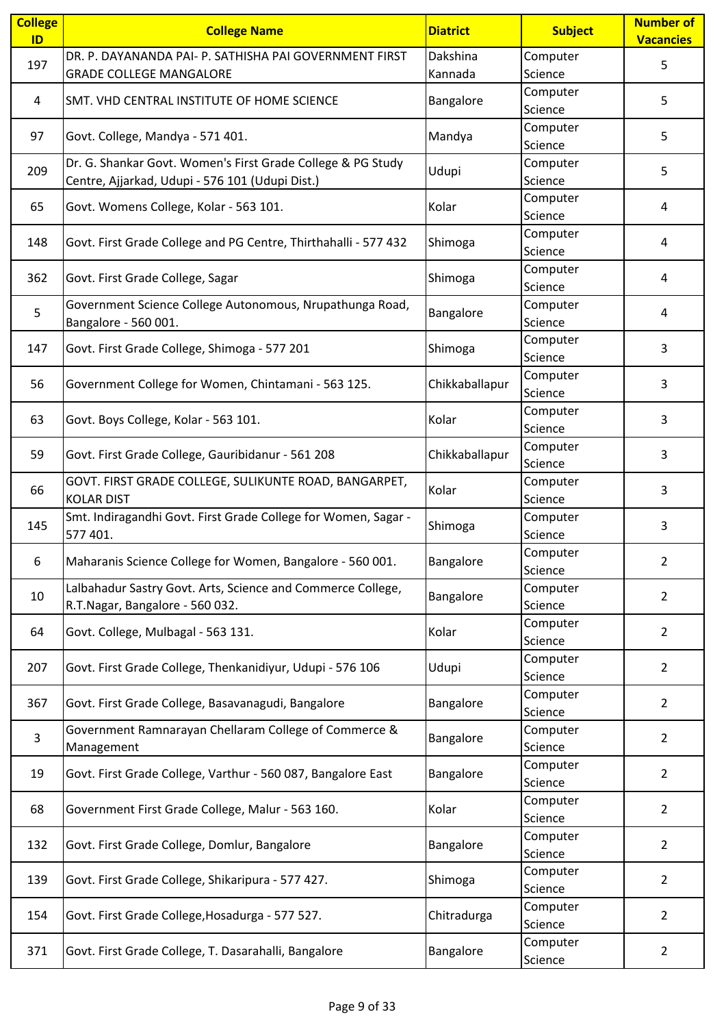| College ID | College Name | Diatrict | Subject | Number of Vacancies |
|---|---|---|---|---|
| 197 | DR. P. DAYANANDA PAI- P. SATHISHA PAI GOVERNMENT FIRST GRADE COLLEGE MANGALORE | Dakshina Kannada | Computer Science | 5 |
| 4 | SMT. VHD CENTRAL INSTITUTE OF HOME SCIENCE | Bangalore | Computer Science | 5 |
| 97 | Govt. College, Mandya - 571 401. | Mandya | Computer Science | 5 |
| 209 | Dr. G. Shankar Govt. Women's First Grade College & PG Study Centre, Ajjarkad, Udupi - 576 101 (Udupi Dist.) | Udupi | Computer Science | 5 |
| 65 | Govt. Womens College, Kolar - 563 101. | Kolar | Computer Science | 4 |
| 148 | Govt. First Grade College and PG Centre, Thirthahalli - 577 432 | Shimoga | Computer Science | 4 |
| 362 | Govt. First Grade College, Sagar | Shimoga | Computer Science | 4 |
| 5 | Government Science College Autonomous, Nrupathunga Road, Bangalore - 560 001. | Bangalore | Computer Science | 4 |
| 147 | Govt. First Grade College, Shimoga - 577 201 | Shimoga | Computer Science | 3 |
| 56 | Government College for Women, Chintamani - 563 125. | Chikkaballapur | Computer Science | 3 |
| 63 | Govt. Boys College, Kolar - 563 101. | Kolar | Computer Science | 3 |
| 59 | Govt. First Grade College, Gauribidanur - 561 208 | Chikkaballapur | Computer Science | 3 |
| 66 | GOVT. FIRST GRADE COLLEGE, SULIKUNTE ROAD, BANGARPET, KOLAR DIST | Kolar | Computer Science | 3 |
| 145 | Smt. Indiragandhi Govt. First Grade College for Women, Sagar - 577 401. | Shimoga | Computer Science | 3 |
| 6 | Maharanis Science College for Women, Bangalore - 560 001. | Bangalore | Computer Science | 2 |
| 10 | Lalbahadur Sastry Govt. Arts, Science and Commerce College, R.T.Nagar, Bangalore - 560 032. | Bangalore | Computer Science | 2 |
| 64 | Govt. College, Mulbagal - 563 131. | Kolar | Computer Science | 2 |
| 207 | Govt. First Grade College, Thenkanidiyur, Udupi - 576 106 | Udupi | Computer Science | 2 |
| 367 | Govt. First Grade College, Basavanagudi, Bangalore | Bangalore | Computer Science | 2 |
| 3 | Government Ramnarayan Chellaram College of Commerce & Management | Bangalore | Computer Science | 2 |
| 19 | Govt. First Grade College, Varthur - 560 087, Bangalore East | Bangalore | Computer Science | 2 |
| 68 | Government First Grade College, Malur - 563 160. | Kolar | Computer Science | 2 |
| 132 | Govt. First Grade College, Domlur, Bangalore | Bangalore | Computer Science | 2 |
| 139 | Govt. First Grade College, Shikaripura - 577 427. | Shimoga | Computer Science | 2 |
| 154 | Govt. First Grade College,Hosadurga - 577 527. | Chitradurga | Computer Science | 2 |
| 371 | Govt. First Grade College, T. Dasarahalli, Bangalore | Bangalore | Computer Science | 2 |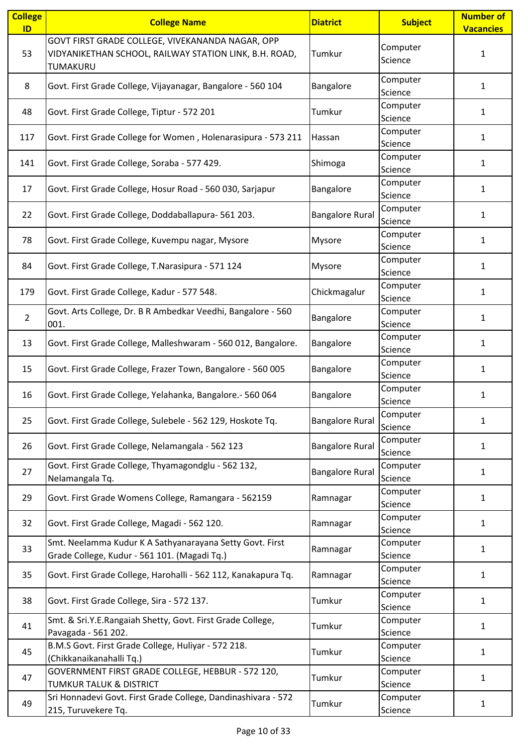| College ID | College Name | Diatrict | Subject | Number of Vacancies |
|---|---|---|---|---|
| 53 | GOVT FIRST GRADE COLLEGE, VIVEKANANDA NAGAR, OPP VIDYANIKETHAN SCHOOL, RAILWAY STATION LINK, B.H. ROAD, TUMAKURU | Tumkur | Computer Science | 1 |
| 8 | Govt. First Grade College, Vijayanagar, Bangalore - 560 104 | Bangalore | Computer Science | 1 |
| 48 | Govt. First Grade College, Tiptur - 572 201 | Tumkur | Computer Science | 1 |
| 117 | Govt. First Grade College for Women , Holenarasipura - 573 211 | Hassan | Computer Science | 1 |
| 141 | Govt. First Grade College, Soraba - 577 429. | Shimoga | Computer Science | 1 |
| 17 | Govt. First Grade College, Hosur Road - 560 030, Sarjapur | Bangalore | Computer Science | 1 |
| 22 | Govt. First Grade College, Doddaballapura- 561 203. | Bangalore Rural | Computer Science | 1 |
| 78 | Govt. First Grade College, Kuvempu nagar, Mysore | Mysore | Computer Science | 1 |
| 84 | Govt. First Grade College, T.Narasipura - 571 124 | Mysore | Computer Science | 1 |
| 179 | Govt. First Grade College, Kadur - 577 548. | Chickmagalur | Computer Science | 1 |
| 2 | Govt. Arts College, Dr. B R Ambedkar Veedhi, Bangalore - 560 001. | Bangalore | Computer Science | 1 |
| 13 | Govt. First Grade College, Malleshwaram - 560 012, Bangalore. | Bangalore | Computer Science | 1 |
| 15 | Govt. First Grade College, Frazer Town, Bangalore - 560 005 | Bangalore | Computer Science | 1 |
| 16 | Govt. First Grade College, Yelahanka, Bangalore.- 560 064 | Bangalore | Computer Science | 1 |
| 25 | Govt. First Grade College, Sulebele - 562 129, Hoskote Tq. | Bangalore Rural | Computer Science | 1 |
| 26 | Govt. First Grade College, Nelamangala - 562 123 | Bangalore Rural | Computer Science | 1 |
| 27 | Govt. First Grade College, Thyamagondglu - 562 132, Nelamangala Tq. | Bangalore Rural | Computer Science | 1 |
| 29 | Govt. First Grade Womens College, Ramangara - 562159 | Ramnagar | Computer Science | 1 |
| 32 | Govt. First Grade College, Magadi - 562 120. | Ramnagar | Computer Science | 1 |
| 33 | Smt. Neelamma Kudur K A Sathyanarayana Setty Govt. First Grade College, Kudur - 561 101. (Magadi Tq.) | Ramnagar | Computer Science | 1 |
| 35 | Govt. First Grade College, Harohalli - 562 112, Kanakapura Tq. | Ramnagar | Computer Science | 1 |
| 38 | Govt. First Grade College, Sira - 572 137. | Tumkur | Computer Science | 1 |
| 41 | Smt. & Sri.Y.E.Rangaiah Shetty, Govt. First Grade College, Pavagada - 561 202. | Tumkur | Computer Science | 1 |
| 45 | B.M.S Govt. First Grade College, Huliyar - 572 218. (Chikkanaikanahalli Tq.) | Tumkur | Computer Science | 1 |
| 47 | GOVERNMENT FIRST GRADE COLLEGE, HEBBUR - 572 120, TUMKUR TALUK & DISTRICT | Tumkur | Computer Science | 1 |
| 49 | Sri Honnadevi Govt. First Grade College, Dandinashivara - 572 215, Turuvekere Tq. | Tumkur | Computer Science | 1 |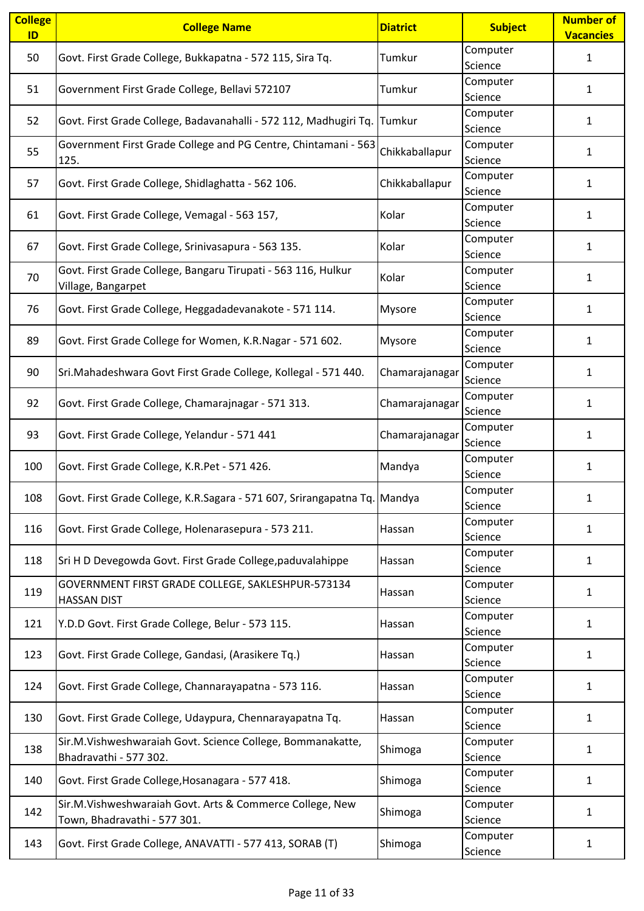| College ID | College Name | Diatrict | Subject | Number of Vacancies |
|---|---|---|---|---|
| 50 | Govt. First Grade College, Bukkapatna - 572 115, Sira Tq. | Tumkur | Computer Science | 1 |
| 51 | Government First Grade College, Bellavi 572107 | Tumkur | Computer Science | 1 |
| 52 | Govt. First Grade College, Badavanahalli - 572 112, Madhugiri Tq. | Tumkur | Computer Science | 1 |
| 55 | Government First Grade College and PG Centre, Chintamani - 563 125. | Chikkaballapur | Computer Science | 1 |
| 57 | Govt. First Grade College, Shidlaghatta - 562 106. | Chikkaballapur | Computer Science | 1 |
| 61 | Govt. First Grade College, Vemagal - 563 157, | Kolar | Computer Science | 1 |
| 67 | Govt. First Grade College, Srinivasapura - 563 135. | Kolar | Computer Science | 1 |
| 70 | Govt. First Grade College, Bangaru Tirupati - 563 116, Hulkur Village, Bangarpet | Kolar | Computer Science | 1 |
| 76 | Govt. First Grade College, Heggadadevanakote - 571 114. | Mysore | Computer Science | 1 |
| 89 | Govt. First Grade College for Women, K.R.Nagar - 571 602. | Mysore | Computer Science | 1 |
| 90 | Sri.Mahadeshwara Govt First Grade College, Kollegal - 571 440. | Chamarajanagar | Computer Science | 1 |
| 92 | Govt. First Grade College, Chamarajnagar - 571 313. | Chamarajanagar | Computer Science | 1 |
| 93 | Govt. First Grade College, Yelandur - 571 441 | Chamarajanagar | Computer Science | 1 |
| 100 | Govt. First Grade College, K.R.Pet - 571 426. | Mandya | Computer Science | 1 |
| 108 | Govt. First Grade College, K.R.Sagara - 571 607, Srirangapatna Tq. | Mandya | Computer Science | 1 |
| 116 | Govt. First Grade College, Holenarasepura - 573 211. | Hassan | Computer Science | 1 |
| 118 | Sri H D Devegowda Govt. First Grade College,paduvalahippe | Hassan | Computer Science | 1 |
| 119 | GOVERNMENT FIRST GRADE COLLEGE, SAKLESHPUR-573134 HASSAN DIST | Hassan | Computer Science | 1 |
| 121 | Y.D.D Govt. First Grade College, Belur - 573 115. | Hassan | Computer Science | 1 |
| 123 | Govt. First Grade College, Gandasi, (Arasikere Tq.) | Hassan | Computer Science | 1 |
| 124 | Govt. First Grade College, Channarayapatna - 573 116. | Hassan | Computer Science | 1 |
| 130 | Govt. First Grade College, Udaypura, Chennarayapatna Tq. | Hassan | Computer Science | 1 |
| 138 | Sir.M.Vishweshwaraiah Govt. Science College, Bommanakatte, Bhadravathi - 577 302. | Shimoga | Computer Science | 1 |
| 140 | Govt. First Grade College,Hosanagara - 577 418. | Shimoga | Computer Science | 1 |
| 142 | Sir.M.Vishweshwaraiah Govt. Arts & Commerce College, New Town, Bhadravathi - 577 301. | Shimoga | Computer Science | 1 |
| 143 | Govt. First Grade College, ANAVATTI - 577 413, SORAB (T) | Shimoga | Computer Science | 1 |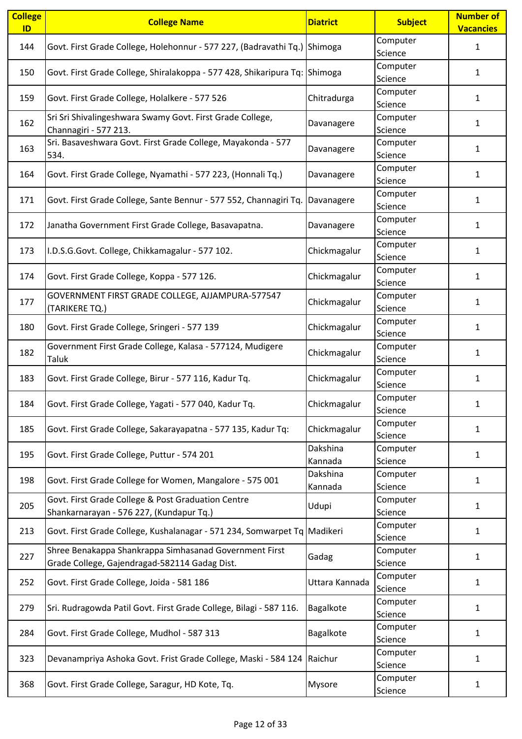| College ID | College Name | Diatrict | Subject | Number of Vacancies |
|---|---|---|---|---|
| 144 | Govt. First Grade College, Holehonnur - 577 227, (Badravathi Tq.) | Shimoga | Computer Science | 1 |
| 150 | Govt. First Grade College, Shiralakoppa - 577 428, Shikaripura Tq: | Shimoga | Computer Science | 1 |
| 159 | Govt. First Grade College, Holalkere - 577 526 | Chitradurga | Computer Science | 1 |
| 162 | Sri Sri Shivalingeshwara Swamy Govt. First Grade College, Channagiri - 577 213. | Davanagere | Computer Science | 1 |
| 163 | Sri. Basaveshwara Govt. First Grade College, Mayakonda - 577 534. | Davanagere | Computer Science | 1 |
| 164 | Govt. First Grade College, Nyamathi - 577 223, (Honnali Tq.) | Davanagere | Computer Science | 1 |
| 171 | Govt. First Grade College, Sante Bennur - 577 552, Channagiri Tq. | Davanagere | Computer Science | 1 |
| 172 | Janatha Government First Grade College, Basavapatna. | Davanagere | Computer Science | 1 |
| 173 | I.D.S.G.Govt. College, Chikkamagalur - 577 102. | Chickmagalur | Computer Science | 1 |
| 174 | Govt. First Grade College, Koppa - 577 126. | Chickmagalur | Computer Science | 1 |
| 177 | GOVERNMENT FIRST GRADE COLLEGE, AJJAMPURA-577547 (TARIKERE TQ.) | Chickmagalur | Computer Science | 1 |
| 180 | Govt. First Grade College, Sringeri - 577 139 | Chickmagalur | Computer Science | 1 |
| 182 | Government First Grade College, Kalasa - 577124, Mudigere Taluk | Chickmagalur | Computer Science | 1 |
| 183 | Govt. First Grade College, Birur - 577 116, Kadur Tq. | Chickmagalur | Computer Science | 1 |
| 184 | Govt. First Grade College, Yagati - 577 040, Kadur Tq. | Chickmagalur | Computer Science | 1 |
| 185 | Govt. First Grade College, Sakarayapatna - 577 135, Kadur Tq: | Chickmagalur | Computer Science | 1 |
| 195 | Govt. First Grade College, Puttur - 574 201 | Dakshina Kannada | Computer Science | 1 |
| 198 | Govt. First Grade College for Women, Mangalore - 575 001 | Dakshina Kannada | Computer Science | 1 |
| 205 | Govt. First Grade College & Post Graduation Centre Shankarnarayan - 576 227, (Kundapur Tq.) | Udupi | Computer Science | 1 |
| 213 | Govt. First Grade College, Kushalanagar - 571 234, Somwarpet Tq | Madikeri | Computer Science | 1 |
| 227 | Shree Benakappa Shankrappa Simhasanad Government First Grade College, Gajendragad-582114 Gadag Dist. | Gadag | Computer Science | 1 |
| 252 | Govt. First Grade College, Joida - 581 186 | Uttara Kannada | Computer Science | 1 |
| 279 | Sri. Rudragowda Patil Govt. First Grade College, Bilagi - 587 116. | Bagalkote | Computer Science | 1 |
| 284 | Govt. First Grade College, Mudhol - 587 313 | Bagalkote | Computer Science | 1 |
| 323 | Devanampriya Ashoka Govt. Frist Grade College, Maski - 584 124 | Raichur | Computer Science | 1 |
| 368 | Govt. First Grade College, Saragur, HD Kote, Tq. | Mysore | Computer Science | 1 |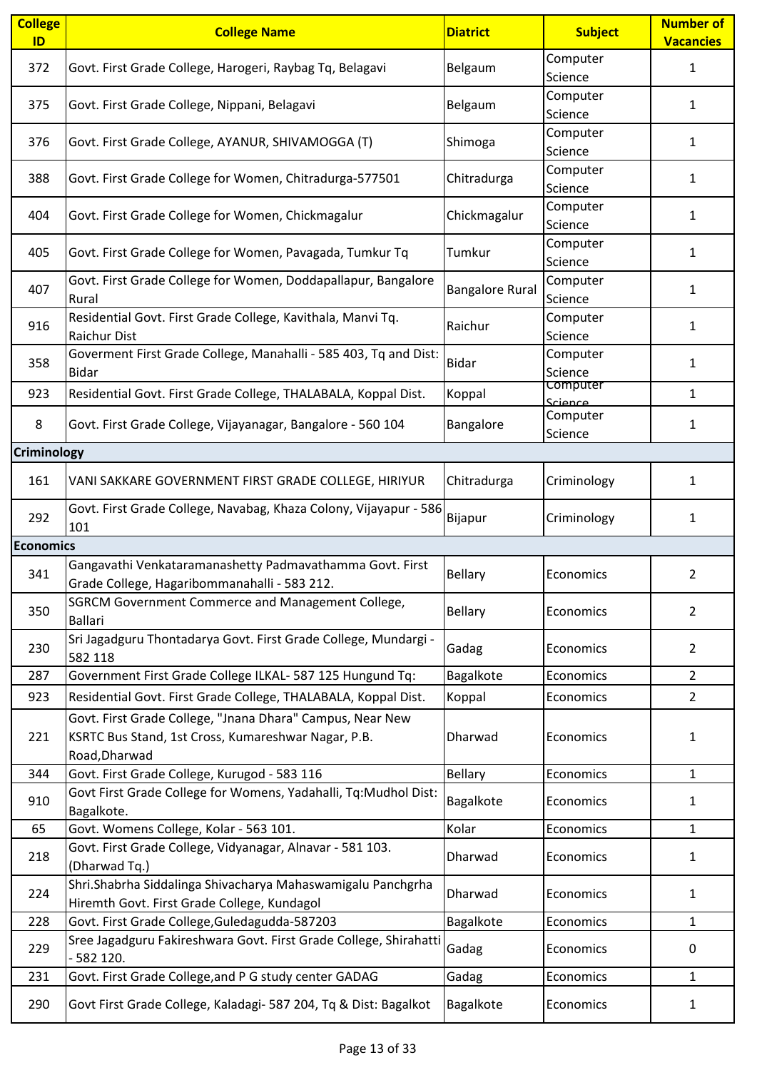| College ID | College Name | Diatrict | Subject | Number of Vacancies |
|---|---|---|---|---|
| 372 | Govt. First Grade College, Harogeri, Raybag Tq, Belagavi | Belgaum | Computer Science | 1 |
| 375 | Govt. First Grade College, Nippani, Belagavi | Belgaum | Computer Science | 1 |
| 376 | Govt. First Grade College, AYANUR, SHIVAMOGGA (T) | Shimoga | Computer Science | 1 |
| 388 | Govt. First Grade College for Women, Chitradurga-577501 | Chitradurga | Computer Science | 1 |
| 404 | Govt. First Grade College for Women, Chickmagalur | Chickmagalur | Computer Science | 1 |
| 405 | Govt. First Grade College for Women, Pavagada, Tumkur Tq | Tumkur | Computer Science | 1 |
| 407 | Govt. First Grade College for Women, Doddapallapur, Bangalore Rural | Bangalore Rural | Computer Science | 1 |
| 916 | Residential Govt. First Grade College, Kavithala, Manvi Tq. Raichur Dist | Raichur | Computer Science | 1 |
| 358 | Goverment First Grade College, Manahalli - 585 403, Tq and Dist: Bidar | Bidar | Computer Science | 1 |
| 923 | Residential Govt. First Grade College, THALABALA, Koppal Dist. | Koppal | Computer Science | 1 |
| 8 | Govt. First Grade College, Vijayanagar, Bangalore - 560 104 | Bangalore | Computer Science | 1 |
| **Criminology** | | | | |
| 161 | VANI SAKKARE GOVERNMENT FIRST GRADE COLLEGE, HIRIYUR | Chitradurga | Criminology | 1 |
| 292 | Govt. First Grade College, Navabag, Khaza Colony, Vijayapur - 586 101 | Bijapur | Criminology | 1 |
| **Economics** | | | | |
| 341 | Gangavathi Venkataramanashetty Padmavathamma Govt. First Grade College, Hagaribommanahalli - 583 212. | Bellary | Economics | 2 |
| 350 | SGRCM Government Commerce and Management College, Ballari | Bellary | Economics | 2 |
| 230 | Sri Jagadguru Thontadarya Govt. First Grade College, Mundargi - 582 118 | Gadag | Economics | 2 |
| 287 | Government First Grade College ILKAL- 587 125 Hungund Tq: | Bagalkote | Economics | 2 |
| 923 | Residential Govt. First Grade College, THALABALA, Koppal Dist. | Koppal | Economics | 2 |
| 221 | Govt. First Grade College, "Jnana Dhara" Campus, Near New KSRTC Bus Stand, 1st Cross, Kumareshwar Nagar, P.B. Road,Dharwad | Dharwad | Economics | 1 |
| 344 | Govt. First Grade College, Kurugod - 583 116 | Bellary | Economics | 1 |
| 910 | Govt First Grade College for Womens, Yadahalli, Tq:Mudhol Dist: Bagalkote. | Bagalkote | Economics | 1 |
| 65 | Govt. Womens College, Kolar - 563 101. | Kolar | Economics | 1 |
| 218 | Govt. First Grade College, Vidyanagar, Alnavar - 581 103. (Dharwad Tq.) | Dharwad | Economics | 1 |
| 224 | Shri.Shabrha Siddalinga Shivacharya Mahaswamigalu Panchgrha Hiremth Govt. First Grade College, Kundagol | Dharwad | Economics | 1 |
| 228 | Govt. First Grade College,Guledagudda-587203 | Bagalkote | Economics | 1 |
| 229 | Sree Jagadguru Fakireshwara Govt. First Grade College, Shirahatti - 582 120. | Gadag | Economics | 0 |
| 231 | Govt. First Grade College,and P G study center GADAG | Gadag | Economics | 1 |
| 290 | Govt First Grade College, Kaladagi- 587 204, Tq & Dist: Bagalkot | Bagalkote | Economics | 1 |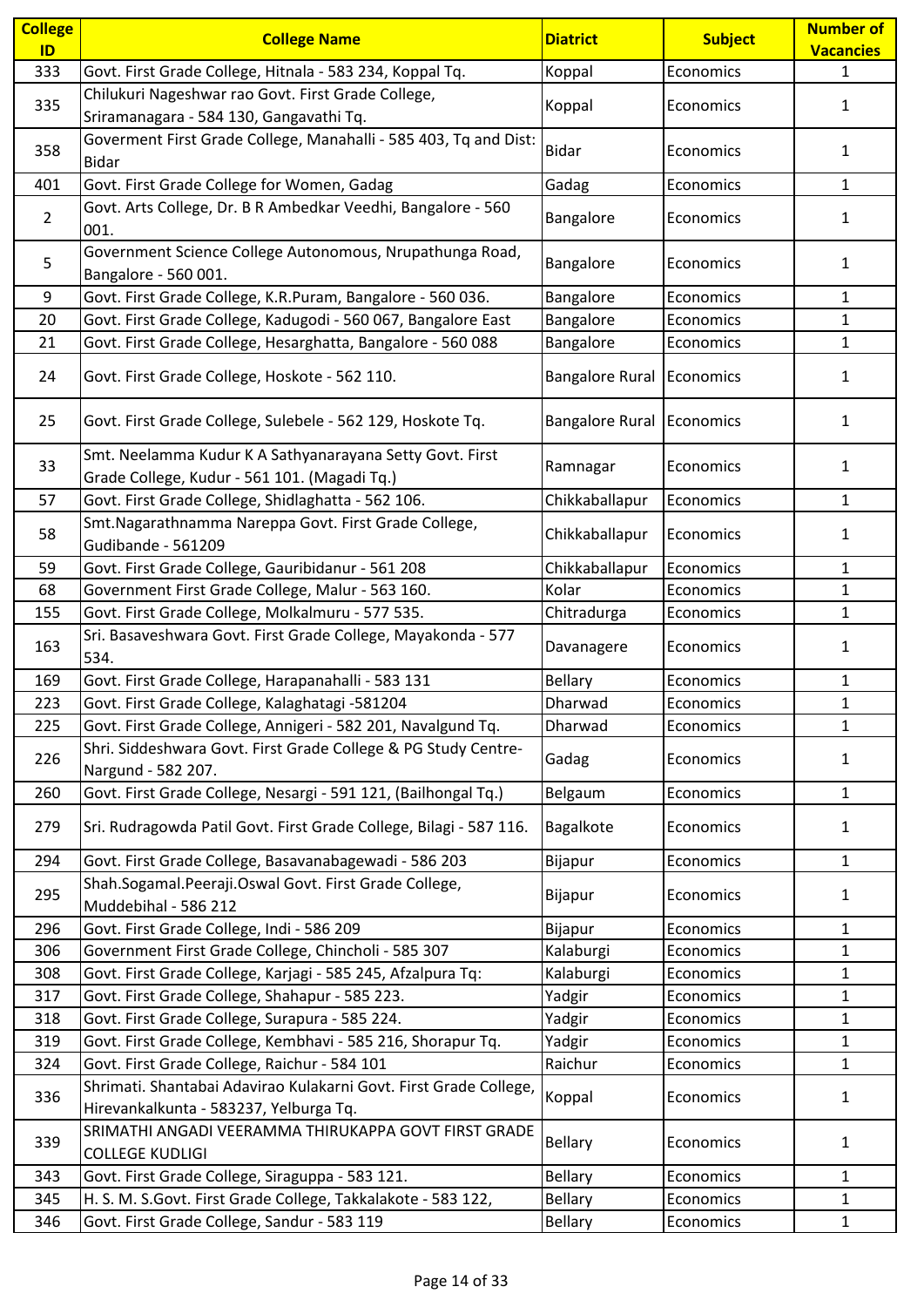| College ID | College Name | Diatrict | Subject | Number of Vacancies |
|---|---|---|---|---|
| 333 | Govt. First Grade College, Hitnala - 583 234, Koppal Tq. | Koppal | Economics | 1 |
| 335 | Chilukuri Nageshwar rao Govt. First Grade College, Sriramanagara - 584 130, Gangavathi Tq. | Koppal | Economics | 1 |
| 358 | Goverment First Grade College, Manahalli - 585 403, Tq and Dist: Bidar | Bidar | Economics | 1 |
| 401 | Govt. First Grade College for Women, Gadag | Gadag | Economics | 1 |
| 2 | Govt. Arts College, Dr. B R Ambedkar Veedhi, Bangalore - 560 001. | Bangalore | Economics | 1 |
| 5 | Government Science College Autonomous, Nrupathunga Road, Bangalore - 560 001. | Bangalore | Economics | 1 |
| 9 | Govt. First Grade College, K.R.Puram, Bangalore - 560 036. | Bangalore | Economics | 1 |
| 20 | Govt. First Grade College, Kadugodi - 560 067, Bangalore East | Bangalore | Economics | 1 |
| 21 | Govt. First Grade College, Hesarghatta, Bangalore - 560 088 | Bangalore | Economics | 1 |
| 24 | Govt. First Grade College, Hoskote - 562 110. | Bangalore Rural | Economics | 1 |
| 25 | Govt. First Grade College, Sulebele - 562 129, Hoskote Tq. | Bangalore Rural | Economics | 1 |
| 33 | Smt. Neelamma Kudur K A Sathyanarayana Setty Govt. First Grade College, Kudur - 561 101. (Magadi Tq.) | Ramnagar | Economics | 1 |
| 57 | Govt. First Grade College, Shidlaghatta - 562 106. | Chikkaballapur | Economics | 1 |
| 58 | Smt.Nagarathnamma Nareppa Govt. First Grade College, Gudibande - 561209 | Chikkaballapur | Economics | 1 |
| 59 | Govt. First Grade College, Gauribidanur - 561 208 | Chikkaballapur | Economics | 1 |
| 68 | Government First Grade College, Malur - 563 160. | Kolar | Economics | 1 |
| 155 | Govt. First Grade College, Molkalmuru - 577 535. | Chitradurga | Economics | 1 |
| 163 | Sri. Basaveshwara Govt. First Grade College, Mayakonda - 577 534. | Davanagere | Economics | 1 |
| 169 | Govt. First Grade College, Harapanahalli - 583 131 | Bellary | Economics | 1 |
| 223 | Govt. First Grade College, Kalaghatagi -581204 | Dharwad | Economics | 1 |
| 225 | Govt. First Grade College, Annigeri - 582 201, Navalgund Tq. | Dharwad | Economics | 1 |
| 226 | Shri. Siddeshwara Govt. First Grade College & PG Study Centre-Nargund - 582 207. | Gadag | Economics | 1 |
| 260 | Govt. First Grade College, Nesargi - 591 121, (Bailhongal Tq.) | Belgaum | Economics | 1 |
| 279 | Sri. Rudragowda Patil Govt. First Grade College, Bilagi - 587 116. | Bagalkote | Economics | 1 |
| 294 | Govt. First Grade College, Basavanabagewadi - 586 203 | Bijapur | Economics | 1 |
| 295 | Shah.Sogamal.Peeraji.Oswal Govt. First Grade College, Muddebihal - 586 212 | Bijapur | Economics | 1 |
| 296 | Govt. First Grade College, Indi - 586 209 | Bijapur | Economics | 1 |
| 306 | Government First Grade College, Chincholi - 585 307 | Kalaburgi | Economics | 1 |
| 308 | Govt. First Grade College, Karjagi - 585 245, Afzalpura Tq: | Kalaburgi | Economics | 1 |
| 317 | Govt. First Grade College, Shahapur - 585 223. | Yadgir | Economics | 1 |
| 318 | Govt. First Grade College, Surapura - 585 224. | Yadgir | Economics | 1 |
| 319 | Govt. First Grade College, Kembhavi - 585 216, Shorapur Tq. | Yadgir | Economics | 1 |
| 324 | Govt. First Grade College, Raichur - 584 101 | Raichur | Economics | 1 |
| 336 | Shrimati. Shantabai Adavirao Kulakarni Govt. First Grade College, Hirevankalkunta - 583237, Yelburga Tq. | Koppal | Economics | 1 |
| 339 | SRIMATHI ANGADI VEERAMMA THIRUKAPPA GOVT FIRST GRADE COLLEGE KUDLIGI | Bellary | Economics | 1 |
| 343 | Govt. First Grade College, Siraguppa - 583 121. | Bellary | Economics | 1 |
| 345 | H. S. M. S.Govt. First Grade College, Takkalakote - 583 122, | Bellary | Economics | 1 |
| 346 | Govt. First Grade College, Sandur - 583 119 | Bellary | Economics | 1 |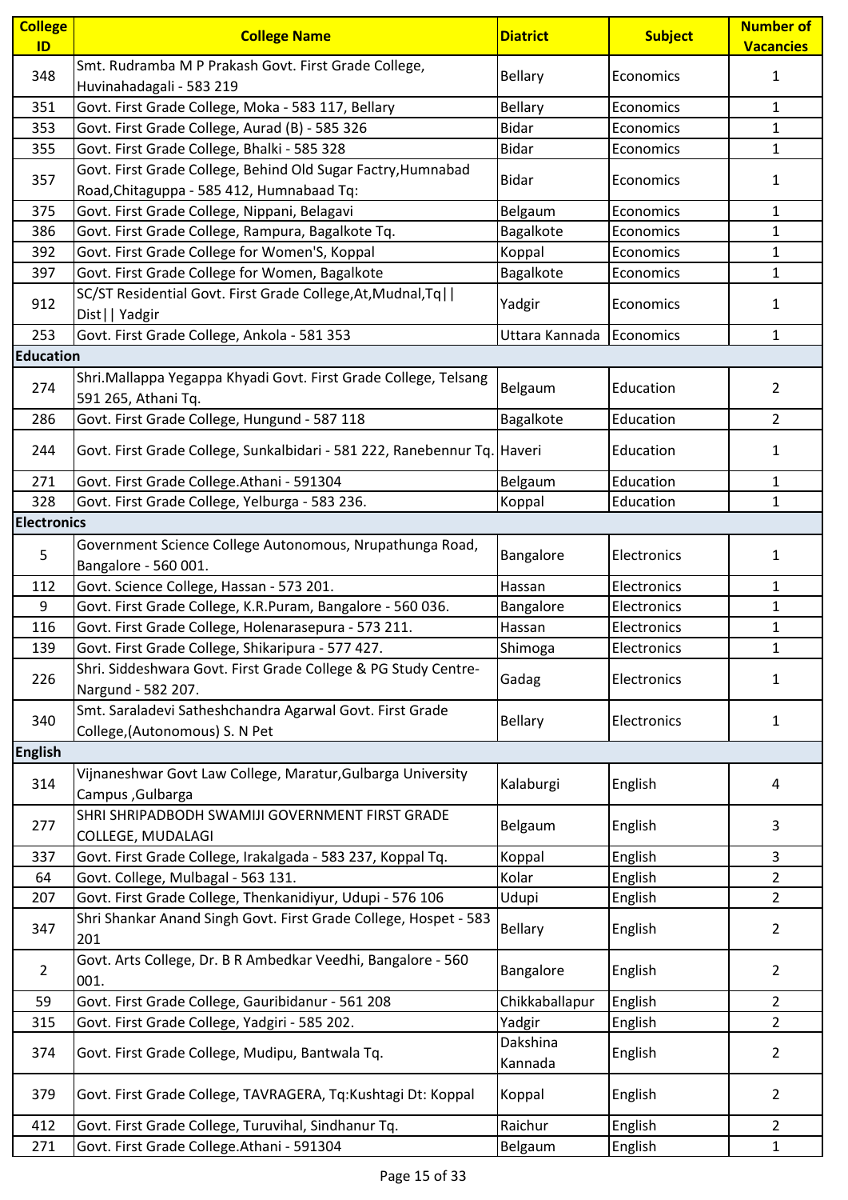| College ID | College Name | Diatrict | Subject | Number of Vacancies |
|---|---|---|---|---|
| 348 | Smt. Rudramba M P Prakash Govt. First Grade College, Huvinahadagali - 583 219 | Bellary | Economics | 1 |
| 351 | Govt. First Grade College, Moka - 583 117, Bellary | Bellary | Economics | 1 |
| 353 | Govt. First Grade College, Aurad (B) - 585 326 | Bidar | Economics | 1 |
| 355 | Govt. First Grade College, Bhalki - 585 328 | Bidar | Economics | 1 |
| 357 | Govt. First Grade College, Behind Old Sugar Factry,Humnabad Road,Chitaguppa - 585 412, Humnabaad Tq: | Bidar | Economics | 1 |
| 375 | Govt. First Grade College, Nippani, Belagavi | Belgaum | Economics | 1 |
| 386 | Govt. First Grade College, Rampura, Bagalkote Tq. | Bagalkote | Economics | 1 |
| 392 | Govt. First Grade College for Women'S, Koppal | Koppal | Economics | 1 |
| 397 | Govt. First Grade College for Women, Bagalkote | Bagalkote | Economics | 1 |
| 912 | SC/ST Residential Govt. First Grade College,At,Mudnal,Tq\|\| Dist\|\| Yadgir | Yadgir | Economics | 1 |
| 253 | Govt. First Grade College, Ankola - 581 353 | Uttara Kannada | Economics | 1 |
| **Education** | | | | |
| 274 | Shri.Mallappa Yegappa Khyadi Govt. First Grade College, Telsang 591 265, Athani Tq. | Belgaum | Education | 2 |
| 286 | Govt. First Grade College, Hungund - 587 118 | Bagalkote | Education | 2 |
| 244 | Govt. First Grade College, Sunkalbidari - 581 222, Ranebennur Tq. | Haveri | Education | 1 |
| 271 | Govt. First Grade College.Athani - 591304 | Belgaum | Education | 1 |
| 328 | Govt. First Grade College, Yelburga - 583 236. | Koppal | Education | 1 |
| **Electronics** | | | | |
| 5 | Government Science College Autonomous, Nrupathunga Road, Bangalore - 560 001. | Bangalore | Electronics | 1 |
| 112 | Govt. Science College, Hassan - 573 201. | Hassan | Electronics | 1 |
| 9 | Govt. First Grade College, K.R.Puram, Bangalore - 560 036. | Bangalore | Electronics | 1 |
| 116 | Govt. First Grade College, Holenarasepura - 573 211. | Hassan | Electronics | 1 |
| 139 | Govt. First Grade College, Shikaripura - 577 427. | Shimoga | Electronics | 1 |
| 226 | Shri. Siddeshwara Govt. First Grade College & PG Study Centre-Nargund - 582 207. | Gadag | Electronics | 1 |
| 340 | Smt. Saraladevi Satheshchandra Agarwal Govt. First Grade College,(Autonomous) S. N Pet | Bellary | Electronics | 1 |
| **English** | | | | |
| 314 | Vijnaneshwar Govt Law College, Maratur,Gulbarga University Campus ,Gulbarga | Kalaburgi | English | 4 |
| 277 | SHRI SHRIPADBODH SWAMIJI GOVERNMENT FIRST GRADE COLLEGE, MUDALAGI | Belgaum | English | 3 |
| 337 | Govt. First Grade College, Irakalgada - 583 237, Koppal Tq. | Koppal | English | 3 |
| 64 | Govt. College, Mulbagal - 563 131. | Kolar | English | 2 |
| 207 | Govt. First Grade College, Thenkanidiyur, Udupi - 576 106 | Udupi | English | 2 |
| 347 | Shri Shankar Anand Singh Govt. First Grade College, Hospet - 583 201 | Bellary | English | 2 |
| 2 | Govt. Arts College, Dr. B R Ambedkar Veedhi, Bangalore - 560 001. | Bangalore | English | 2 |
| 59 | Govt. First Grade College, Gauribidanur - 561 208 | Chikkaballapur | English | 2 |
| 315 | Govt. First Grade College, Yadgiri - 585 202. | Yadgir | English | 2 |
| 374 | Govt. First Grade College, Mudipu, Bantwala Tq. | Dakshina Kannada | English | 2 |
| 379 | Govt. First Grade College, TAVRAGERA, Tq:Kushtagi Dt: Koppal | Koppal | English | 2 |
| 412 | Govt. First Grade College, Turuvihal, Sindhanur Tq. | Raichur | English | 2 |
| 271 | Govt. First Grade College.Athani - 591304 | Belgaum | English | 1 |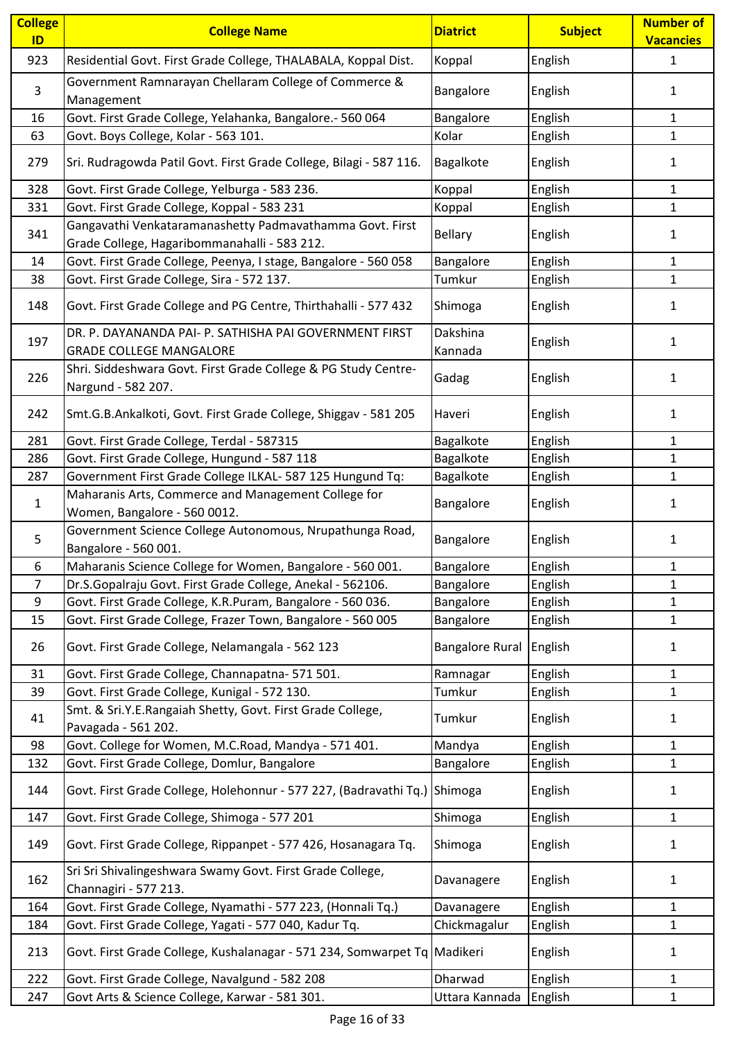| College ID | College Name | Diatrict | Subject | Number of Vacancies |
|---|---|---|---|---|
| 923 | Residential Govt. First Grade College, THALABALA, Koppal Dist. | Koppal | English | 1 |
| 3 | Government Ramnarayan Chellaram College of Commerce & Management | Bangalore | English | 1 |
| 16 | Govt. First Grade College, Yelahanka, Bangalore.- 560 064 | Bangalore | English | 1 |
| 63 | Govt. Boys College, Kolar - 563 101. | Kolar | English | 1 |
| 279 | Sri. Rudragowda Patil Govt. First Grade College, Bilagi - 587 116. | Bagalkote | English | 1 |
| 328 | Govt. First Grade College, Yelburga - 583 236. | Koppal | English | 1 |
| 331 | Govt. First Grade College, Koppal - 583 231 | Koppal | English | 1 |
| 341 | Gangavathi Venkataramanashetty Padmavathamma Govt. First Grade College, Hagaribommanahalli - 583 212. | Bellary | English | 1 |
| 14 | Govt. First Grade College, Peenya, I stage, Bangalore - 560 058 | Bangalore | English | 1 |
| 38 | Govt. First Grade College, Sira - 572 137. | Tumkur | English | 1 |
| 148 | Govt. First Grade College and PG Centre, Thirthahalli - 577 432 | Shimoga | English | 1 |
| 197 | DR. P. DAYANANDA PAI- P. SATHISHA PAI GOVERNMENT FIRST GRADE COLLEGE MANGALORE | Dakshina Kannada | English | 1 |
| 226 | Shri. Siddeshwara Govt. First Grade College & PG Study Centre-Nargund - 582 207. | Gadag | English | 1 |
| 242 | Smt.G.B.Ankalkoti, Govt. First Grade College, Shiggav - 581 205 | Haveri | English | 1 |
| 281 | Govt. First Grade College, Terdal - 587315 | Bagalkote | English | 1 |
| 286 | Govt. First Grade College, Hungund - 587 118 | Bagalkote | English | 1 |
| 287 | Government First Grade College ILKAL- 587 125 Hungund Tq: | Bagalkote | English | 1 |
| 1 | Maharanis Arts, Commerce and Management College for Women, Bangalore - 560 0012. | Bangalore | English | 1 |
| 5 | Government Science College Autonomous, Nrupathunga Road, Bangalore - 560 001. | Bangalore | English | 1 |
| 6 | Maharanis Science College for Women, Bangalore - 560 001. | Bangalore | English | 1 |
| 7 | Dr.S.Gopalraju Govt. First Grade College, Anekal - 562106. | Bangalore | English | 1 |
| 9 | Govt. First Grade College, K.R.Puram, Bangalore - 560 036. | Bangalore | English | 1 |
| 15 | Govt. First Grade College, Frazer Town, Bangalore - 560 005 | Bangalore | English | 1 |
| 26 | Govt. First Grade College, Nelamangala - 562 123 | Bangalore Rural | English | 1 |
| 31 | Govt. First Grade College, Channapatna- 571 501. | Ramnagar | English | 1 |
| 39 | Govt. First Grade College, Kunigal - 572 130. | Tumkur | English | 1 |
| 41 | Smt. & Sri.Y.E.Rangaiah Shetty, Govt. First Grade College, Pavagada - 561 202. | Tumkur | English | 1 |
| 98 | Govt. College for Women, M.C.Road, Mandya - 571 401. | Mandya | English | 1 |
| 132 | Govt. First Grade College, Domlur, Bangalore | Bangalore | English | 1 |
| 144 | Govt. First Grade College, Holehonnur - 577 227, (Badravathi Tq.) | Shimoga | English | 1 |
| 147 | Govt. First Grade College, Shimoga - 577 201 | Shimoga | English | 1 |
| 149 | Govt. First Grade College, Rippanpet - 577 426, Hosanagara Tq. | Shimoga | English | 1 |
| 162 | Sri Sri Shivalingeshwara Swamy Govt. First Grade College, Channagiri - 577 213. | Davanagere | English | 1 |
| 164 | Govt. First Grade College, Nyamathi - 577 223, (Honnali Tq.) | Davanagere | English | 1 |
| 184 | Govt. First Grade College, Yagati - 577 040, Kadur Tq. | Chickmagalur | English | 1 |
| 213 | Govt. First Grade College, Kushalanagar - 571 234, Somwarpet Tq | Madikeri | English | 1 |
| 222 | Govt. First Grade College, Navalgund - 582 208 | Dharwad | English | 1 |
| 247 | Govt Arts & Science College, Karwar - 581 301. | Uttara Kannada | English | 1 |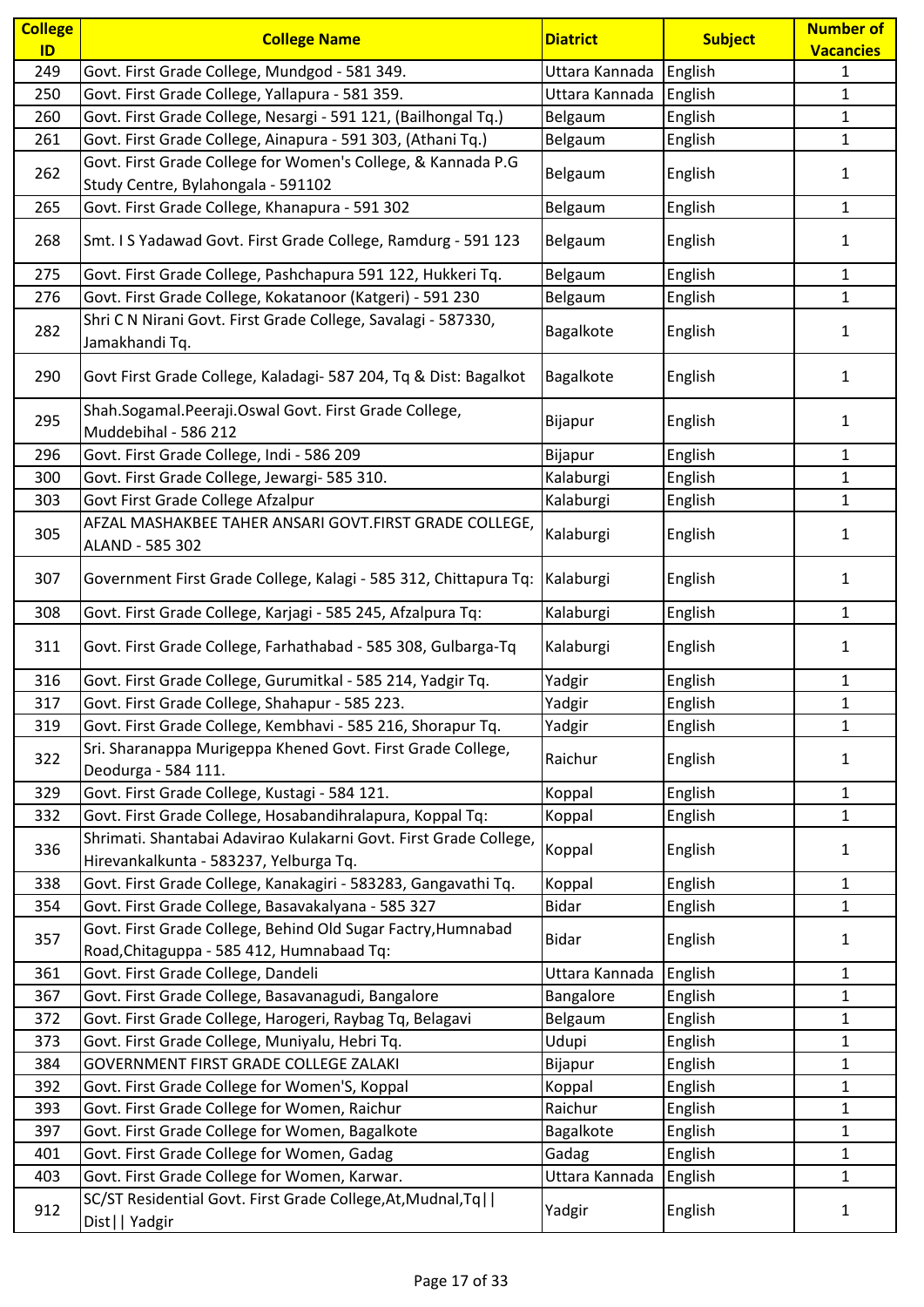| College ID | College Name | Diatrict | Subject | Number of Vacancies |
|---|---|---|---|---|
| 249 | Govt. First Grade College, Mundgod - 581 349. | Uttara Kannada | English | 1 |
| 250 | Govt. First Grade College, Yallapura - 581 359. | Uttara Kannada | English | 1 |
| 260 | Govt. First Grade College, Nesargi - 591 121, (Bailhongal Tq.) | Belgaum | English | 1 |
| 261 | Govt. First Grade College, Ainapura - 591 303, (Athani Tq.) | Belgaum | English | 1 |
| 262 | Govt. First Grade College for Women's College, & Kannada P.G Study Centre, Bylahongala - 591102 | Belgaum | English | 1 |
| 265 | Govt. First Grade College, Khanapura - 591 302 | Belgaum | English | 1 |
| 268 | Smt. I S Yadawad Govt. First Grade College, Ramdurg - 591 123 | Belgaum | English | 1 |
| 275 | Govt. First Grade College, Pashchapura 591 122, Hukkeri Tq. | Belgaum | English | 1 |
| 276 | Govt. First Grade College, Kokatanoor (Katgeri) - 591 230 | Belgaum | English | 1 |
| 282 | Shri C N Nirani Govt. First Grade College, Savalagi - 587330, Jamakhandi Tq. | Bagalkote | English | 1 |
| 290 | Govt First Grade College, Kaladagi- 587 204, Tq & Dist: Bagalkot | Bagalkote | English | 1 |
| 295 | Shah.Sogamal.Peeraji.Oswal Govt. First Grade College, Muddebihal - 586 212 | Bijapur | English | 1 |
| 296 | Govt. First Grade College, Indi - 586 209 | Bijapur | English | 1 |
| 300 | Govt. First Grade College, Jewargi- 585 310. | Kalaburgi | English | 1 |
| 303 | Govt First Grade College Afzalpur | Kalaburgi | English | 1 |
| 305 | AFZAL MASHAKBEE TAHER ANSARI GOVT.FIRST GRADE COLLEGE, ALAND - 585 302 | Kalaburgi | English | 1 |
| 307 | Government First Grade College, Kalagi - 585 312, Chittapura Tq: | Kalaburgi | English | 1 |
| 308 | Govt. First Grade College, Karjagi - 585 245, Afzalpura Tq: | Kalaburgi | English | 1 |
| 311 | Govt. First Grade College, Farhathabad - 585 308, Gulbarga-Tq | Kalaburgi | English | 1 |
| 316 | Govt. First Grade College, Gurumitkal - 585 214, Yadgir Tq. | Yadgir | English | 1 |
| 317 | Govt. First Grade College, Shahapur - 585 223. | Yadgir | English | 1 |
| 319 | Govt. First Grade College, Kembhavi - 585 216, Shorapur Tq. | Yadgir | English | 1 |
| 322 | Sri. Sharanappa Murigeppa Khened Govt. First Grade College, Deodurga - 584 111. | Raichur | English | 1 |
| 329 | Govt. First Grade College, Kustagi - 584 121. | Koppal | English | 1 |
| 332 | Govt. First Grade College, Hosabandihralapura, Koppal Tq: | Koppal | English | 1 |
| 336 | Shrimati. Shantabai Adavirao Kulakarni Govt. First Grade College, Hirevankalkunta - 583237, Yelburga Tq. | Koppal | English | 1 |
| 338 | Govt. First Grade College, Kanakagiri - 583283, Gangavathi Tq. | Koppal | English | 1 |
| 354 | Govt. First Grade College, Basavakalyana - 585 327 | Bidar | English | 1 |
| 357 | Govt. First Grade College, Behind Old Sugar Factry,Humnabad Road,Chitaguppa - 585 412, Humnabaad Tq: | Bidar | English | 1 |
| 361 | Govt. First Grade College, Dandeli | Uttara Kannada | English | 1 |
| 367 | Govt. First Grade College, Basavanagudi, Bangalore | Bangalore | English | 1 |
| 372 | Govt. First Grade College, Harogeri, Raybag Tq, Belagavi | Belgaum | English | 1 |
| 373 | Govt. First Grade College, Muniyalu, Hebri Tq. | Udupi | English | 1 |
| 384 | GOVERNMENT FIRST GRADE COLLEGE ZALAKI | Bijapur | English | 1 |
| 392 | Govt. First Grade College for Women'S, Koppal | Koppal | English | 1 |
| 393 | Govt. First Grade College for Women, Raichur | Raichur | English | 1 |
| 397 | Govt. First Grade College for Women, Bagalkote | Bagalkote | English | 1 |
| 401 | Govt. First Grade College for Women, Gadag | Gadag | English | 1 |
| 403 | Govt. First Grade College for Women, Karwar. | Uttara Kannada | English | 1 |
| 912 | SC/ST Residential Govt. First Grade College,At,Mudnal,Tq\|\| Dist\|\| Yadgir | Yadgir | English | 1 |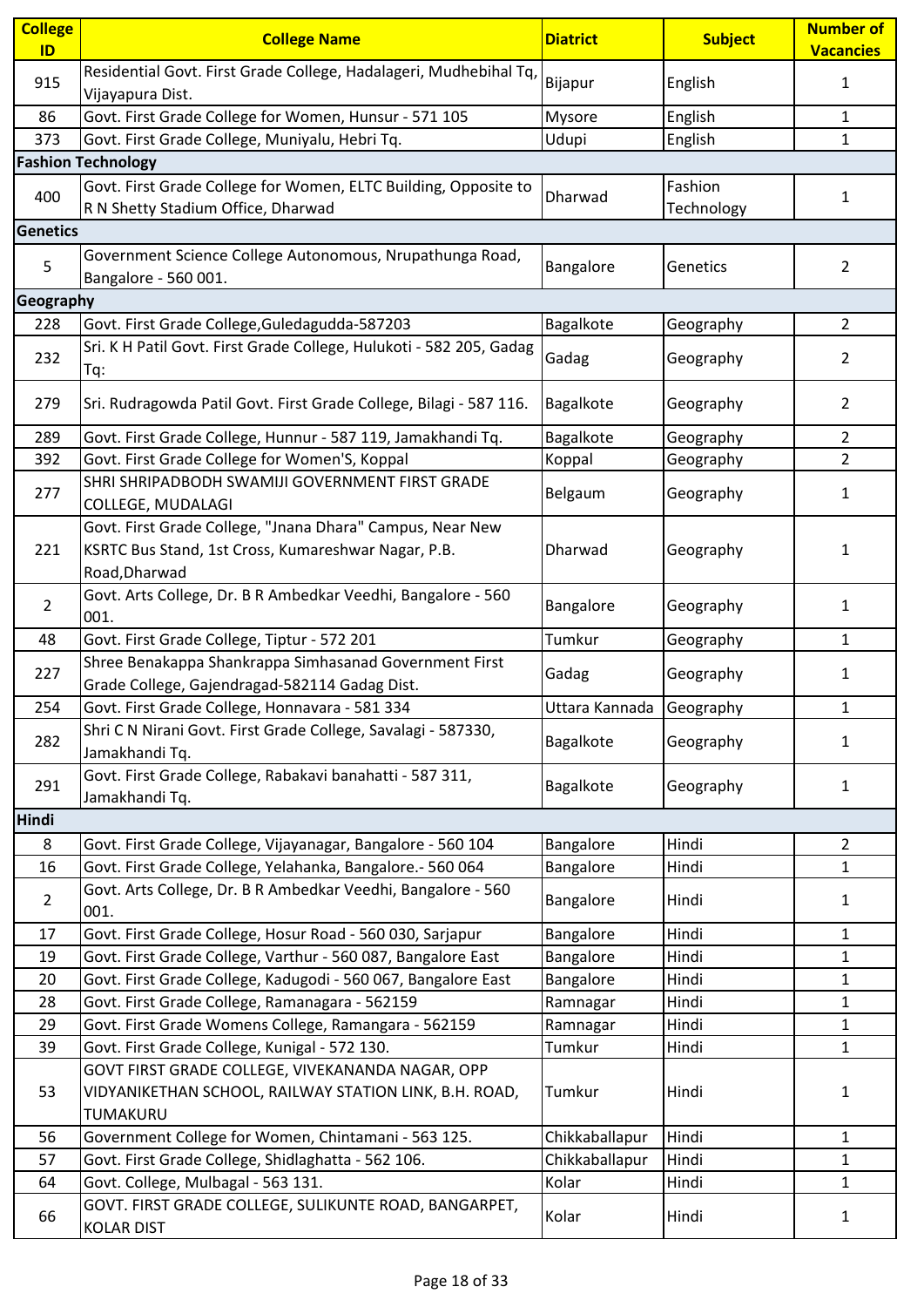| College ID | College Name | Diatrict | Subject | Number of Vacancies |
|---|---|---|---|---|
| 915 | Residential Govt. First Grade College, Hadalageri, Mudhebihal Tq, Vijayapura Dist. | Bijapur | English | 1 |
| 86 | Govt. First Grade College for Women, Hunsur - 571 105 | Mysore | English | 1 |
| 373 | Govt. First Grade College, Muniyalu, Hebri Tq. | Udupi | English | 1 |
| **Fashion Technology** | | | | |
| 400 | Govt. First Grade College for Women, ELTC Building, Opposite to R N Shetty Stadium Office, Dharwad | Dharwad | Fashion Technology | 1 |
| **Genetics** | | | | |
| 5 | Government Science College Autonomous, Nrupathunga Road, Bangalore - 560 001. | Bangalore | Genetics | 2 |
| **Geography** | | | | |
| 228 | Govt. First Grade College,Guledagudda-587203 | Bagalkote | Geography | 2 |
| 232 | Sri. K H Patil Govt. First Grade College, Hulukoti - 582 205, Gadag Tq: | Gadag | Geography | 2 |
| 279 | Sri. Rudragowda Patil Govt. First Grade College, Bilagi - 587 116. | Bagalkote | Geography | 2 |
| 289 | Govt. First Grade College, Hunnur - 587 119, Jamakhandi Tq. | Bagalkote | Geography | 2 |
| 392 | Govt. First Grade College for Women'S, Koppal | Koppal | Geography | 2 |
| 277 | SHRI SHRIPADBODH SWAMIJI GOVERNMENT FIRST GRADE COLLEGE, MUDALAGI | Belgaum | Geography | 1 |
| 221 | Govt. First Grade College, "Jnana Dhara" Campus, Near New KSRTC Bus Stand, 1st Cross, Kumareshwar Nagar, P.B. Road,Dharwad | Dharwad | Geography | 1 |
| 2 | Govt. Arts College, Dr. B R Ambedkar Veedhi, Bangalore - 560 001. | Bangalore | Geography | 1 |
| 48 | Govt. First Grade College, Tiptur - 572 201 | Tumkur | Geography | 1 |
| 227 | Shree Benakappa Shankrappa Simhasanad Government First Grade College, Gajendragad-582114 Gadag Dist. | Gadag | Geography | 1 |
| 254 | Govt. First Grade College, Honnavara - 581 334 | Uttara Kannada | Geography | 1 |
| 282 | Shri C N Nirani Govt. First Grade College, Savalagi - 587330, Jamakhandi Tq. | Bagalkote | Geography | 1 |
| 291 | Govt. First Grade College, Rabakavi banahatti - 587 311, Jamakhandi Tq. | Bagalkote | Geography | 1 |
| **Hindi** | | | | |
| 8 | Govt. First Grade College, Vijayanagar, Bangalore - 560 104 | Bangalore | Hindi | 2 |
| 16 | Govt. First Grade College, Yelahanka, Bangalore.- 560 064 | Bangalore | Hindi | 1 |
| 2 | Govt. Arts College, Dr. B R Ambedkar Veedhi, Bangalore - 560 001. | Bangalore | Hindi | 1 |
| 17 | Govt. First Grade College, Hosur Road - 560 030, Sarjapur | Bangalore | Hindi | 1 |
| 19 | Govt. First Grade College, Varthur - 560 087, Bangalore East | Bangalore | Hindi | 1 |
| 20 | Govt. First Grade College, Kadugodi - 560 067, Bangalore East | Bangalore | Hindi | 1 |
| 28 | Govt. First Grade College, Ramanagara - 562159 | Ramnagar | Hindi | 1 |
| 29 | Govt. First Grade Womens College, Ramangara - 562159 | Ramnagar | Hindi | 1 |
| 39 | Govt. First Grade College, Kunigal - 572 130. | Tumkur | Hindi | 1 |
| 53 | GOVT FIRST GRADE COLLEGE, VIVEKANANDA NAGAR, OPP VIDYANIKETHAN SCHOOL, RAILWAY STATION LINK, B.H. ROAD, TUMAKURU | Tumkur | Hindi | 1 |
| 56 | Government College for Women, Chintamani - 563 125. | Chikkaballapur | Hindi | 1 |
| 57 | Govt. First Grade College, Shidlaghatta - 562 106. | Chikkaballapur | Hindi | 1 |
| 64 | Govt. College, Mulbagal - 563 131. | Kolar | Hindi | 1 |
| 66 | GOVT. FIRST GRADE COLLEGE, SULIKUNTE ROAD, BANGARPET, KOLAR DIST | Kolar | Hindi | 1 |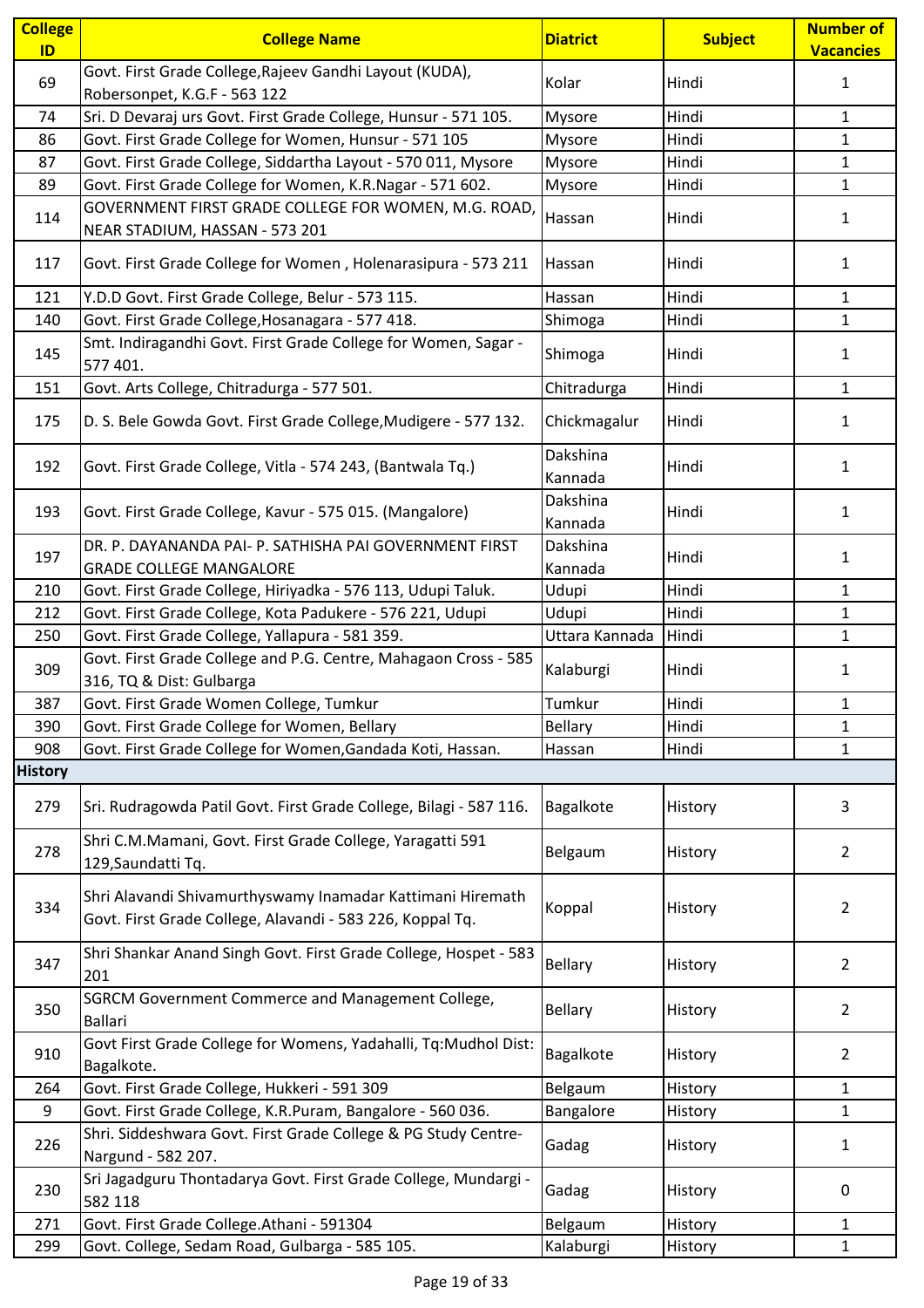| College ID | College Name | Diatrict | Subject | Number of Vacancies |
|---|---|---|---|---|
| 69 | Govt. First Grade College,Rajeev Gandhi Layout (KUDA), Robersonpet, K.G.F - 563 122 | Kolar | Hindi | 1 |
| 74 | Sri. D Devaraj urs Govt. First Grade College, Hunsur - 571 105. | Mysore | Hindi | 1 |
| 86 | Govt. First Grade College for Women, Hunsur - 571 105 | Mysore | Hindi | 1 |
| 87 | Govt. First Grade College, Siddartha Layout - 570 011, Mysore | Mysore | Hindi | 1 |
| 89 | Govt. First Grade College for Women, K.R.Nagar - 571 602. | Mysore | Hindi | 1 |
| 114 | GOVERNMENT FIRST GRADE COLLEGE FOR WOMEN, M.G. ROAD, NEAR STADIUM, HASSAN - 573 201 | Hassan | Hindi | 1 |
| 117 | Govt. First Grade College for Women , Holenarasipura - 573 211 | Hassan | Hindi | 1 |
| 121 | Y.D.D Govt. First Grade College, Belur - 573 115. | Hassan | Hindi | 1 |
| 140 | Govt. First Grade College,Hosanagara - 577 418. | Shimoga | Hindi | 1 |
| 145 | Smt. Indiragandhi Govt. First Grade College for Women, Sagar - 577 401. | Shimoga | Hindi | 1 |
| 151 | Govt. Arts College, Chitradurga - 577 501. | Chitradurga | Hindi | 1 |
| 175 | D. S. Bele Gowda Govt. First Grade College,Mudigere - 577 132. | Chickmagalur | Hindi | 1 |
| 192 | Govt. First Grade College, Vitla - 574 243, (Bantwala Tq.) | Dakshina Kannada | Hindi | 1 |
| 193 | Govt. First Grade College, Kavur - 575 015. (Mangalore) | Dakshina Kannada | Hindi | 1 |
| 197 | DR. P. DAYANANDA PAI- P. SATHISHA PAI GOVERNMENT FIRST GRADE COLLEGE MANGALORE | Dakshina Kannada | Hindi | 1 |
| 210 | Govt. First Grade College, Hiriyadka - 576 113, Udupi Taluk. | Udupi | Hindi | 1 |
| 212 | Govt. First Grade College, Kota Padukere - 576 221, Udupi | Udupi | Hindi | 1 |
| 250 | Govt. First Grade College, Yallapura - 581 359. | Uttara Kannada | Hindi | 1 |
| 309 | Govt. First Grade College and P.G. Centre, Mahagaon Cross - 585 316, TQ & Dist: Gulbarga | Kalaburgi | Hindi | 1 |
| 387 | Govt. First Grade Women College, Tumkur | Tumkur | Hindi | 1 |
| 390 | Govt. First Grade College for Women, Bellary | Bellary | Hindi | 1 |
| 908 | Govt. First Grade College for Women,Gandada Koti, Hassan. | Hassan | Hindi | 1 |
| **History** | | | | |
| 279 | Sri. Rudragowda Patil Govt. First Grade College, Bilagi - 587 116. | Bagalkote | History | 3 |
| 278 | Shri C.M.Mamani, Govt. First Grade College, Yaragatti 591 129,Saundatti Tq. | Belgaum | History | 2 |
| 334 | Shri Alavandi Shivamurthyswamy Inamadar Kattimani Hiremath Govt. First Grade College, Alavandi - 583 226, Koppal Tq. | Koppal | History | 2 |
| 347 | Shri Shankar Anand Singh Govt. First Grade College, Hospet - 583 201 | Bellary | History | 2 |
| 350 | SGRCM Government Commerce and Management College, Ballari | Bellary | History | 2 |
| 910 | Govt First Grade College for Womens, Yadahalli, Tq:Mudhol Dist: Bagalkote. | Bagalkote | History | 2 |
| 264 | Govt. First Grade College, Hukkeri - 591 309 | Belgaum | History | 1 |
| 9 | Govt. First Grade College, K.R.Puram, Bangalore - 560 036. | Bangalore | History | 1 |
| 226 | Shri. Siddeshwara Govt. First Grade College & PG Study Centre-Nargund - 582 207. | Gadag | History | 1 |
| 230 | Sri Jagadguru Thontadarya Govt. First Grade College, Mundargi - 582 118 | Gadag | History | 0 |
| 271 | Govt. First Grade College.Athani - 591304 | Belgaum | History | 1 |
| 299 | Govt. College, Sedam Road, Gulbarga - 585 105. | Kalaburgi | History | 1 |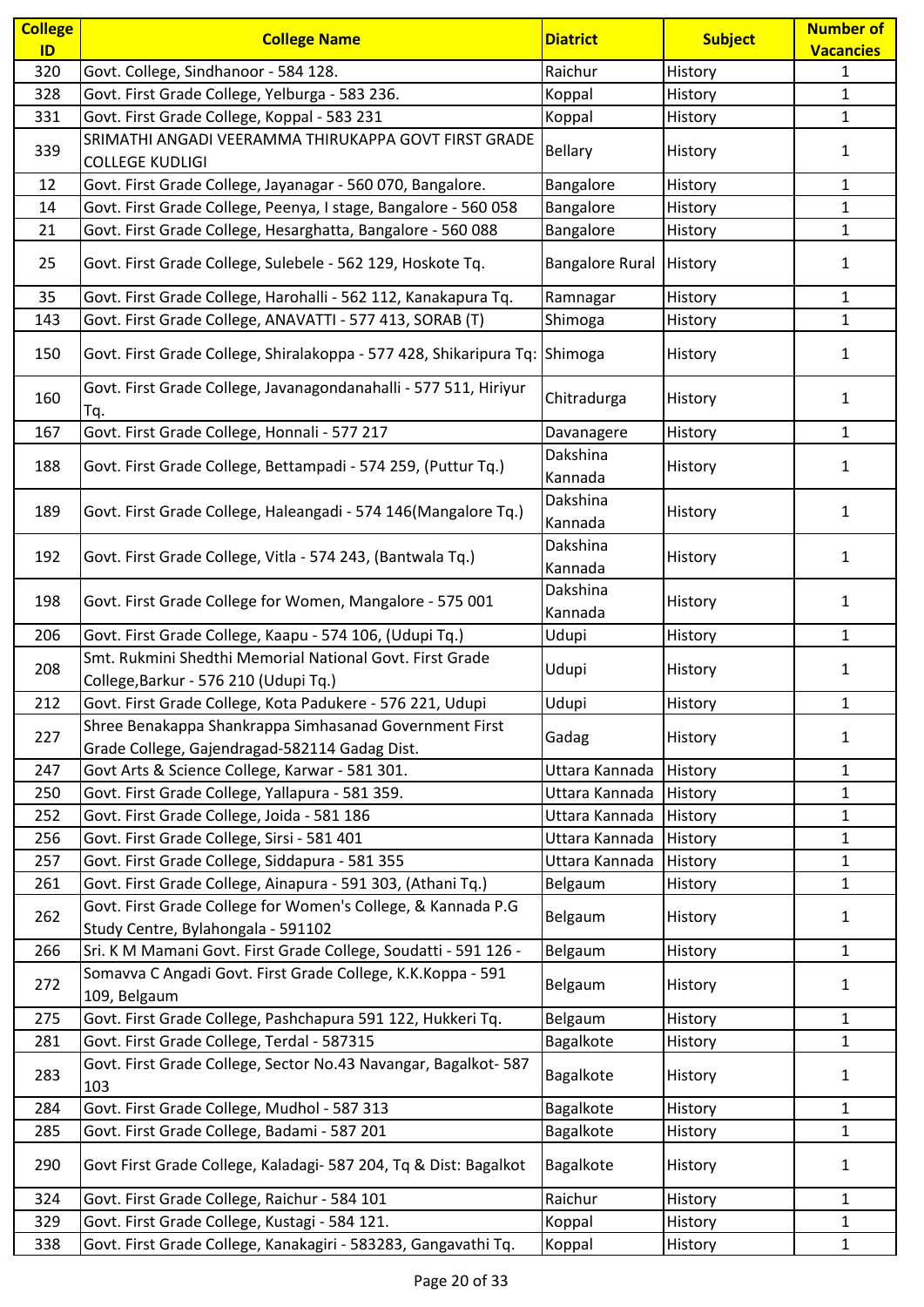| College ID | College Name | Diatrict | Subject | Number of Vacancies |
|---|---|---|---|---|
| 320 | Govt. College, Sindhanoor - 584 128. | Raichur | History | 1 |
| 328 | Govt. First Grade College, Yelburga - 583 236. | Koppal | History | 1 |
| 331 | Govt. First Grade College, Koppal - 583 231 | Koppal | History | 1 |
| 339 | SRIMATHI ANGADI VEERAMMA THIRUKAPPA GOVT FIRST GRADE COLLEGE KUDLIGI | Bellary | History | 1 |
| 12 | Govt. First Grade College, Jayanagar - 560 070, Bangalore. | Bangalore | History | 1 |
| 14 | Govt. First Grade College, Peenya, I stage, Bangalore - 560 058 | Bangalore | History | 1 |
| 21 | Govt. First Grade College, Hesarghatta, Bangalore - 560 088 | Bangalore | History | 1 |
| 25 | Govt. First Grade College, Sulebele - 562 129, Hoskote Tq. | Bangalore Rural | History | 1 |
| 35 | Govt. First Grade College, Harohalli - 562 112, Kanakapura Tq. | Ramnagar | History | 1 |
| 143 | Govt. First Grade College, ANAVATTI - 577 413, SORAB (T) | Shimoga | History | 1 |
| 150 | Govt. First Grade College, Shiralakoppa - 577 428, Shikaripura Tq: | Shimoga | History | 1 |
| 160 | Govt. First Grade College, Javanagondanahalli - 577 511, Hiriyur Tq. | Chitradurga | History | 1 |
| 167 | Govt. First Grade College, Honnali - 577 217 | Davanagere | History | 1 |
| 188 | Govt. First Grade College, Bettampadi - 574 259, (Puttur Tq.) | Dakshina Kannada | History | 1 |
| 189 | Govt. First Grade College, Haleangadi - 574 146(Mangalore Tq.) | Dakshina Kannada | History | 1 |
| 192 | Govt. First Grade College, Vitla - 574 243, (Bantwala Tq.) | Dakshina Kannada | History | 1 |
| 198 | Govt. First Grade College for Women, Mangalore - 575 001 | Dakshina Kannada | History | 1 |
| 206 | Govt. First Grade College, Kaapu - 574 106, (Udupi Tq.) | Udupi | History | 1 |
| 208 | Smt. Rukmini Shedthi Memorial National Govt. First Grade College,Barkur - 576 210 (Udupi Tq.) | Udupi | History | 1 |
| 212 | Govt. First Grade College, Kota Padukere - 576 221, Udupi | Udupi | History | 1 |
| 227 | Shree Benakappa Shankrappa Simhasanad Government First Grade College, Gajendragad-582114 Gadag Dist. | Gadag | History | 1 |
| 247 | Govt Arts & Science College, Karwar - 581 301. | Uttara Kannada | History | 1 |
| 250 | Govt. First Grade College, Yallapura - 581 359. | Uttara Kannada | History | 1 |
| 252 | Govt. First Grade College, Joida - 581 186 | Uttara Kannada | History | 1 |
| 256 | Govt. First Grade College, Sirsi - 581 401 | Uttara Kannada | History | 1 |
| 257 | Govt. First Grade College, Siddapura - 581 355 | Uttara Kannada | History | 1 |
| 261 | Govt. First Grade College, Ainapura - 591 303, (Athani Tq.) | Belgaum | History | 1 |
| 262 | Govt. First Grade College for Women's College, & Kannada P.G Study Centre, Bylahongala - 591102 | Belgaum | History | 1 |
| 266 | Sri. K M Mamani Govt. First Grade College, Soudatti - 591 126 - | Belgaum | History | 1 |
| 272 | Somavva C Angadi Govt. First Grade College, K.K.Koppa - 591 109, Belgaum | Belgaum | History | 1 |
| 275 | Govt. First Grade College, Pashchapura 591 122, Hukkeri Tq. | Belgaum | History | 1 |
| 281 | Govt. First Grade College, Terdal - 587315 | Bagalkote | History | 1 |
| 283 | Govt. First Grade College, Sector No.43 Navangar, Bagalkot- 587 103 | Bagalkote | History | 1 |
| 284 | Govt. First Grade College, Mudhol - 587 313 | Bagalkote | History | 1 |
| 285 | Govt. First Grade College, Badami - 587 201 | Bagalkote | History | 1 |
| 290 | Govt First Grade College, Kaladagi- 587 204, Tq & Dist: Bagalkot | Bagalkote | History | 1 |
| 324 | Govt. First Grade College, Raichur - 584 101 | Raichur | History | 1 |
| 329 | Govt. First Grade College, Kustagi - 584 121. | Koppal | History | 1 |
| 338 | Govt. First Grade College, Kanakagiri - 583283, Gangavathi Tq. | Koppal | History | 1 |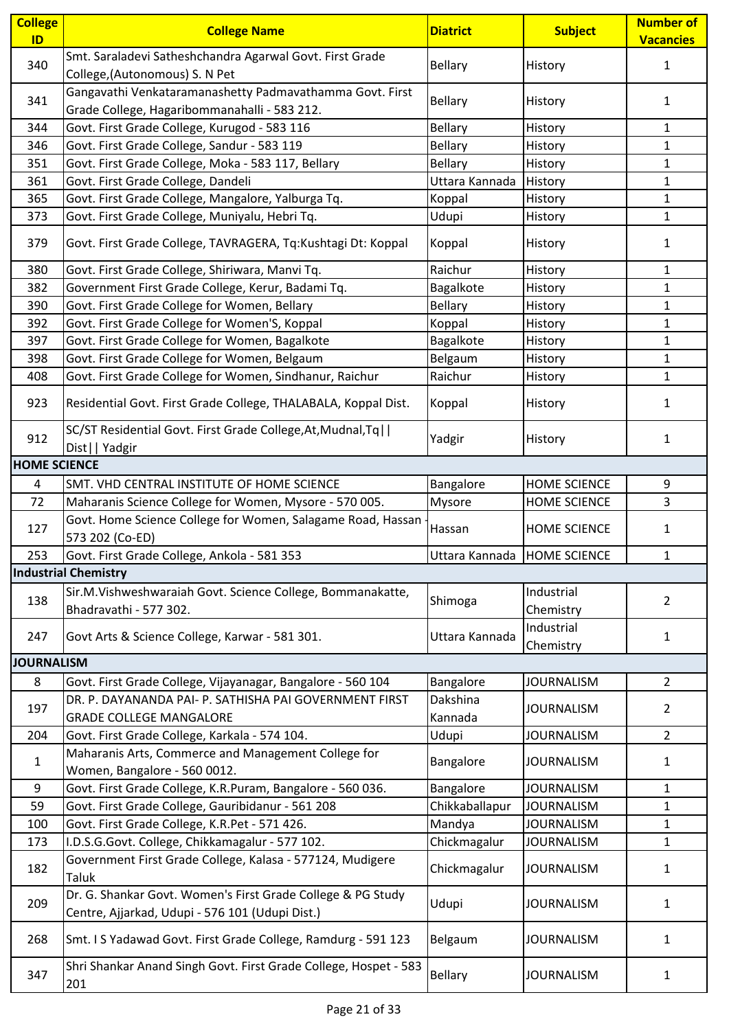| College ID | College Name | Diatrict | Subject | Number of Vacancies |
|---|---|---|---|---|
| 340 | Smt. Saraladevi Satheshchandra Agarwal Govt. First Grade College,(Autonomous) S. N Pet | Bellary | History | 1 |
| 341 | Gangavathi Venkataramanashetty Padmavathamma Govt. First Grade College, Hagaribommanahalli - 583 212. | Bellary | History | 1 |
| 344 | Govt. First Grade College, Kurugod - 583 116 | Bellary | History | 1 |
| 346 | Govt. First Grade College, Sandur - 583 119 | Bellary | History | 1 |
| 351 | Govt. First Grade College, Moka - 583 117, Bellary | Bellary | History | 1 |
| 361 | Govt. First Grade College, Dandeli | Uttara Kannada | History | 1 |
| 365 | Govt. First Grade College, Mangalore, Yalburga Tq. | Koppal | History | 1 |
| 373 | Govt. First Grade College, Muniyalu, Hebri Tq. | Udupi | History | 1 |
| 379 | Govt. First Grade College, TAVRAGERA, Tq:Kushtagi Dt: Koppal | Koppal | History | 1 |
| 380 | Govt. First Grade College, Shiriwara, Manvi Tq. | Raichur | History | 1 |
| 382 | Government First Grade College, Kerur, Badami Tq. | Bagalkote | History | 1 |
| 390 | Govt. First Grade College for Women, Bellary | Bellary | History | 1 |
| 392 | Govt. First Grade College for Women'S, Koppal | Koppal | History | 1 |
| 397 | Govt. First Grade College for Women, Bagalkote | Bagalkote | History | 1 |
| 398 | Govt. First Grade College for Women, Belgaum | Belgaum | History | 1 |
| 408 | Govt. First Grade College for Women, Sindhanur, Raichur | Raichur | History | 1 |
| 923 | Residential Govt. First Grade College, THALABALA, Koppal Dist. | Koppal | History | 1 |
| 912 | SC/ST Residential Govt. First Grade College,At,Mudnal,Tq\|\| Dist\|\| Yadgir | Yadgir | History | 1 |
| **HOME SCIENCE** | | | | |
| 4 | SMT. VHD CENTRAL INSTITUTE OF HOME SCIENCE | Bangalore | HOME SCIENCE | 9 |
| 72 | Maharanis Science College for Women, Mysore - 570 005. | Mysore | HOME SCIENCE | 3 |
| 127 | Govt. Home Science College for Women, Salagame Road, Hassan - 573 202 (Co-ED) | Hassan | HOME SCIENCE | 1 |
| 253 | Govt. First Grade College, Ankola - 581 353 | Uttara Kannada | HOME SCIENCE | 1 |
| **Industrial Chemistry** | | | | |
| 138 | Sir.M.Vishweshwaraiah Govt. Science College, Bommanakatte, Bhadravathi - 577 302. | Shimoga | Industrial Chemistry | 2 |
| 247 | Govt Arts & Science College, Karwar - 581 301. | Uttara Kannada | Industrial Chemistry | 1 |
| **JOURNALISM** | | | | |
| 8 | Govt. First Grade College, Vijayanagar, Bangalore - 560 104 | Bangalore | JOURNALISM | 2 |
| 197 | DR. P. DAYANANDA PAI- P. SATHISHA PAI GOVERNMENT FIRST GRADE COLLEGE MANGALORE | Dakshina Kannada | JOURNALISM | 2 |
| 204 | Govt. First Grade College, Karkala - 574 104. | Udupi | JOURNALISM | 2 |
| 1 | Maharanis Arts, Commerce and Management College for Women, Bangalore - 560 0012. | Bangalore | JOURNALISM | 1 |
| 9 | Govt. First Grade College, K.R.Puram, Bangalore - 560 036. | Bangalore | JOURNALISM | 1 |
| 59 | Govt. First Grade College, Gauribidanur - 561 208 | Chikkaballapur | JOURNALISM | 1 |
| 100 | Govt. First Grade College, K.R.Pet - 571 426. | Mandya | JOURNALISM | 1 |
| 173 | I.D.S.G.Govt. College, Chikkamagalur - 577 102. | Chickmagalur | JOURNALISM | 1 |
| 182 | Government First Grade College, Kalasa - 577124, Mudigere Taluk | Chickmagalur | JOURNALISM | 1 |
| 209 | Dr. G. Shankar Govt. Women's First Grade College & PG Study Centre, Ajjarkad, Udupi - 576 101 (Udupi Dist.) | Udupi | JOURNALISM | 1 |
| 268 | Smt. I S Yadawad Govt. First Grade College, Ramdurg - 591 123 | Belgaum | JOURNALISM | 1 |
| 347 | Shri Shankar Anand Singh Govt. First Grade College, Hospet - 583 201 | Bellary | JOURNALISM | 1 |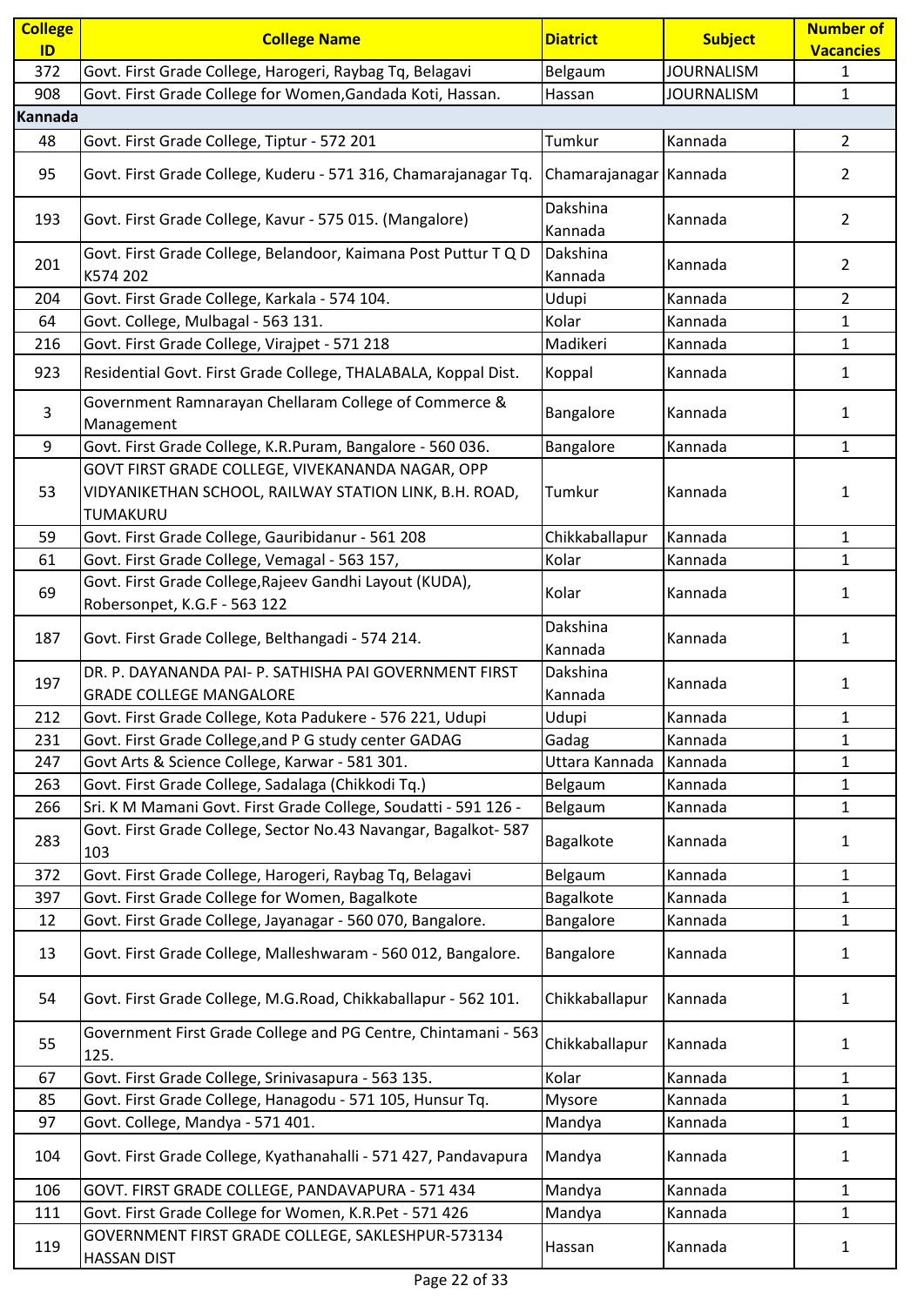| College ID | College Name | Diatrict | Subject | Number of Vacancies |
|---|---|---|---|---|
| 372 | Govt. First Grade College, Harogeri, Raybag Tq, Belagavi | Belgaum | JOURNALISM | 1 |
| 908 | Govt. First Grade College for Women,Gandada Koti, Hassan. | Hassan | JOURNALISM | 1 |
| **Kannada** | | | | |
| 48 | Govt. First Grade College, Tiptur - 572 201 | Tumkur | Kannada | 2 |
| 95 | Govt. First Grade College, Kuderu - 571 316, Chamarajanagar Tq. | Chamarajanagar | Kannada | 2 |
| 193 | Govt. First Grade College, Kavur - 575 015. (Mangalore) | Dakshina Kannada | Kannada | 2 |
| 201 | Govt. First Grade College, Belandoor, Kaimana Post Puttur T Q D K574 202 | Dakshina Kannada | Kannada | 2 |
| 204 | Govt. First Grade College, Karkala - 574 104. | Udupi | Kannada | 2 |
| 64 | Govt. College, Mulbagal - 563 131. | Kolar | Kannada | 1 |
| 216 | Govt. First Grade College, Virajpet - 571 218 | Madikeri | Kannada | 1 |
| 923 | Residential Govt. First Grade College, THALABALA, Koppal Dist. | Koppal | Kannada | 1 |
| 3 | Government Ramnarayan Chellaram College of Commerce & Management | Bangalore | Kannada | 1 |
| 9 | Govt. First Grade College, K.R.Puram, Bangalore - 560 036. | Bangalore | Kannada | 1 |
| 53 | GOVT FIRST GRADE COLLEGE, VIVEKANANDA NAGAR, OPP VIDYANIKETHAN SCHOOL, RAILWAY STATION LINK, B.H. ROAD, TUMAKURU | Tumkur | Kannada | 1 |
| 59 | Govt. First Grade College, Gauribidanur - 561 208 | Chikkaballapur | Kannada | 1 |
| 61 | Govt. First Grade College, Vemagal - 563 157, | Kolar | Kannada | 1 |
| 69 | Govt. First Grade College,Rajeev Gandhi Layout (KUDA), Robersonpet, K.G.F - 563 122 | Kolar | Kannada | 1 |
| 187 | Govt. First Grade College, Belthangadi - 574 214. | Dakshina Kannada | Kannada | 1 |
| 197 | DR. P. DAYANANDA PAI- P. SATHISHA PAI GOVERNMENT FIRST GRADE COLLEGE MANGALORE | Dakshina Kannada | Kannada | 1 |
| 212 | Govt. First Grade College, Kota Padukere - 576 221, Udupi | Udupi | Kannada | 1 |
| 231 | Govt. First Grade College,and P G study center GADAG | Gadag | Kannada | 1 |
| 247 | Govt Arts & Science College, Karwar - 581 301. | Uttara Kannada | Kannada | 1 |
| 263 | Govt. First Grade College, Sadalaga (Chikkodi Tq.) | Belgaum | Kannada | 1 |
| 266 | Sri. K M Mamani Govt. First Grade College, Soudatti - 591 126 - | Belgaum | Kannada | 1 |
| 283 | Govt. First Grade College, Sector No.43 Navangar, Bagalkot- 587 103 | Bagalkote | Kannada | 1 |
| 372 | Govt. First Grade College, Harogeri, Raybag Tq, Belagavi | Belgaum | Kannada | 1 |
| 397 | Govt. First Grade College for Women, Bagalkote | Bagalkote | Kannada | 1 |
| 12 | Govt. First Grade College, Jayanagar - 560 070, Bangalore. | Bangalore | Kannada | 1 |
| 13 | Govt. First Grade College, Malleshwaram - 560 012, Bangalore. | Bangalore | Kannada | 1 |
| 54 | Govt. First Grade College, M.G.Road, Chikkaballapur - 562 101. | Chikkaballapur | Kannada | 1 |
| 55 | Government First Grade College and PG Centre, Chintamani - 563 125. | Chikkaballapur | Kannada | 1 |
| 67 | Govt. First Grade College, Srinivasapura - 563 135. | Kolar | Kannada | 1 |
| 85 | Govt. First Grade College, Hanagodu - 571 105, Hunsur Tq. | Mysore | Kannada | 1 |
| 97 | Govt. College, Mandya - 571 401. | Mandya | Kannada | 1 |
| 104 | Govt. First Grade College, Kyathanahalli - 571 427, Pandavapura | Mandya | Kannada | 1 |
| 106 | GOVT. FIRST GRADE COLLEGE, PANDAVAPURA - 571 434 | Mandya | Kannada | 1 |
| 111 | Govt. First Grade College for Women, K.R.Pet - 571 426 | Mandya | Kannada | 1 |
| 119 | GOVERNMENT FIRST GRADE COLLEGE, SAKLESHPUR-573134 HASSAN DIST | Hassan | Kannada | 1 |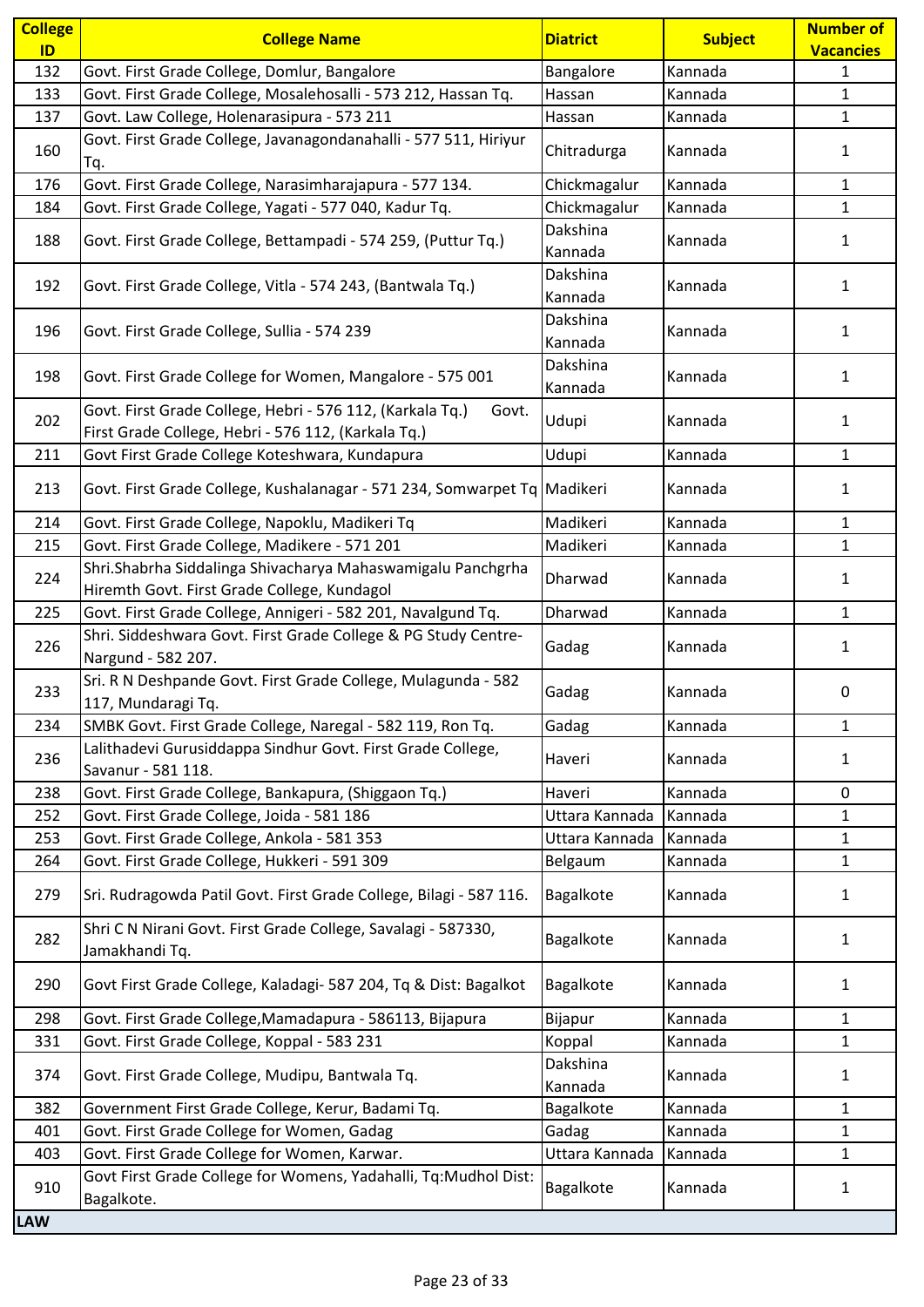| College ID | College Name | Diatrict | Subject | Number of Vacancies |
| --- | --- | --- | --- | --- |
| 132 | Govt. First Grade College, Domlur, Bangalore | Bangalore | Kannada | 1 |
| 133 | Govt. First Grade College, Mosalehosalli - 573 212, Hassan Tq. | Hassan | Kannada | 1 |
| 137 | Govt. Law College, Holenarasipura - 573 211 | Hassan | Kannada | 1 |
| 160 | Govt. First Grade College, Javanagondanahalli - 577 511, Hiriyur Tq. | Chitradurga | Kannada | 1 |
| 176 | Govt. First Grade College, Narasimharajapura - 577 134. | Chickmagalur | Kannada | 1 |
| 184 | Govt. First Grade College, Yagati - 577 040, Kadur Tq. | Chickmagalur | Kannada | 1 |
| 188 | Govt. First Grade College, Bettampadi - 574 259, (Puttur Tq.) | Dakshina Kannada | Kannada | 1 |
| 192 | Govt. First Grade College, Vitla - 574 243, (Bantwala Tq.) | Dakshina Kannada | Kannada | 1 |
| 196 | Govt. First Grade College, Sullia - 574 239 | Dakshina Kannada | Kannada | 1 |
| 198 | Govt. First Grade College for Women, Mangalore - 575 001 | Dakshina Kannada | Kannada | 1 |
| 202 | Govt. First Grade College, Hebri - 576 112, (Karkala Tq.) Govt. First Grade College, Hebri - 576 112, (Karkala Tq.) | Udupi | Kannada | 1 |
| 211 | Govt First Grade College Koteshwara, Kundapura | Udupi | Kannada | 1 |
| 213 | Govt. First Grade College, Kushalanagar - 571 234, Somwarpet Tq | Madikeri | Kannada | 1 |
| 214 | Govt. First Grade College, Napoklu, Madikeri Tq | Madikeri | Kannada | 1 |
| 215 | Govt. First Grade College, Madikere - 571 201 | Madikeri | Kannada | 1 |
| 224 | Shri.Shabrha Siddalinga Shivacharya Mahaswamigalu Panchgrha Hiremth Govt. First Grade College, Kundagol | Dharwad | Kannada | 1 |
| 225 | Govt. First Grade College, Annigeri - 582 201, Navalgund Tq. | Dharwad | Kannada | 1 |
| 226 | Shri. Siddeshwara Govt. First Grade College & PG Study Centre-Nargund - 582 207. | Gadag | Kannada | 1 |
| 233 | Sri. R N Deshpande Govt. First Grade College, Mulagunda - 582 117, Mundaragi Tq. | Gadag | Kannada | 0 |
| 234 | SMBK Govt. First Grade College, Naregal - 582 119, Ron Tq. | Gadag | Kannada | 1 |
| 236 | Lalithadevi Gurusiddappa Sindhur Govt. First Grade College, Savanur - 581 118. | Haveri | Kannada | 1 |
| 238 | Govt. First Grade College, Bankapura, (Shiggaon Tq.) | Haveri | Kannada | 0 |
| 252 | Govt. First Grade College, Joida - 581 186 | Uttara Kannada | Kannada | 1 |
| 253 | Govt. First Grade College, Ankola - 581 353 | Uttara Kannada | Kannada | 1 |
| 264 | Govt. First Grade College, Hukkeri - 591 309 | Belgaum | Kannada | 1 |
| 279 | Sri. Rudragowda Patil Govt. First Grade College, Bilagi - 587 116. | Bagalkote | Kannada | 1 |
| 282 | Shri C N Nirani Govt. First Grade College, Savalagi - 587330, Jamakhandi Tq. | Bagalkote | Kannada | 1 |
| 290 | Govt First Grade College, Kaladagi- 587 204, Tq & Dist: Bagalkot | Bagalkote | Kannada | 1 |
| 298 | Govt. First Grade College,Mamadapura - 586113, Bijapura | Bijapur | Kannada | 1 |
| 331 | Govt. First Grade College, Koppal - 583 231 | Koppal | Kannada | 1 |
| 374 | Govt. First Grade College, Mudipu, Bantwala Tq. | Dakshina Kannada | Kannada | 1 |
| 382 | Government First Grade College, Kerur, Badami Tq. | Bagalkote | Kannada | 1 |
| 401 | Govt. First Grade College for Women, Gadag | Gadag | Kannada | 1 |
| 403 | Govt. First Grade College for Women, Karwar. | Uttara Kannada | Kannada | 1 |
| 910 | Govt First Grade College for Womens, Yadahalli, Tq:Mudhol Dist: Bagalkote. | Bagalkote | Kannada | 1 |
| **LAW** | | | | |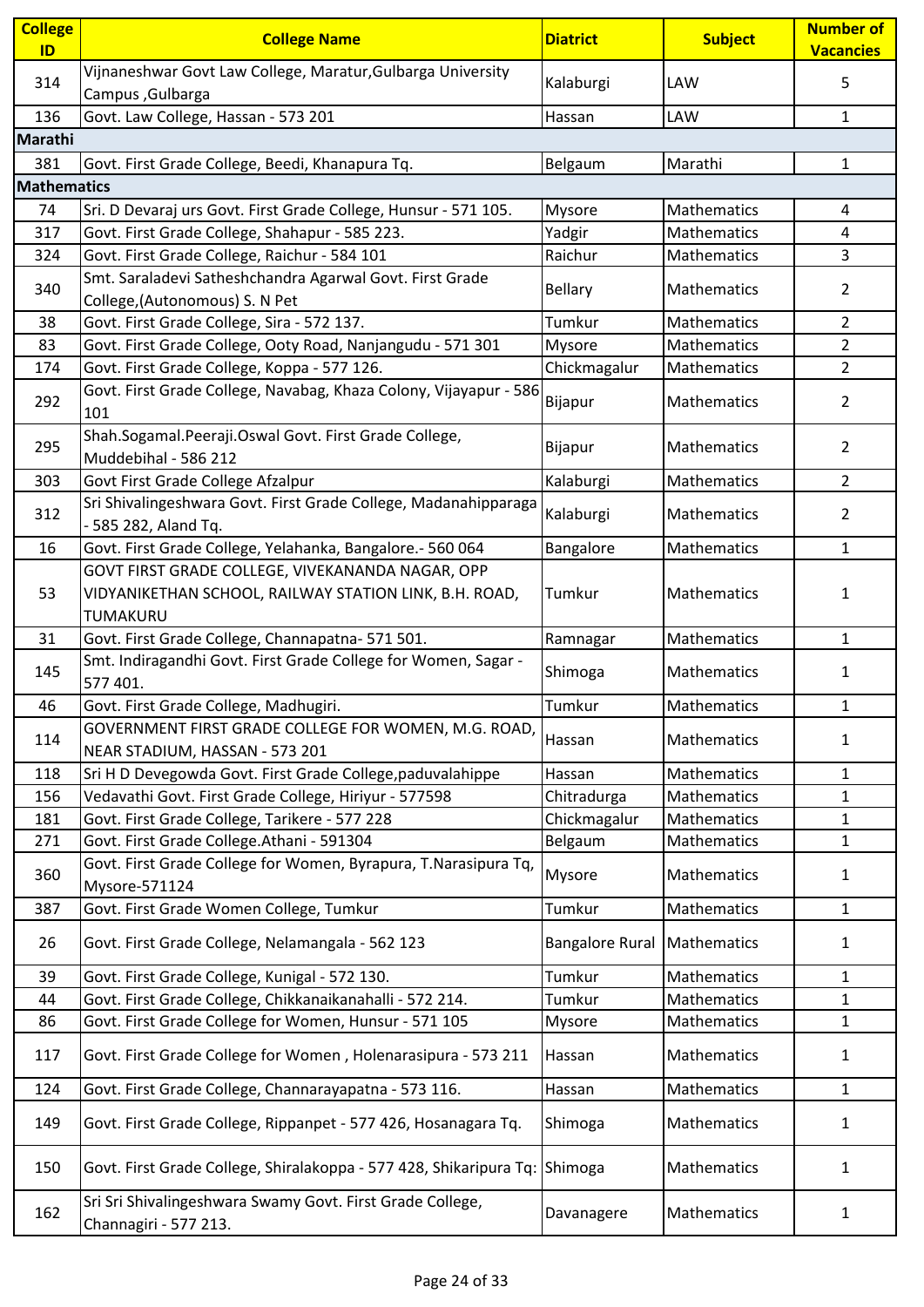| College ID | College Name | Diatrict | Subject | Number of Vacancies |
|---|---|---|---|---|
| 314 | Vijnaneshwar Govt Law College, Maratur,Gulbarga University Campus ,Gulbarga | Kalaburgi | LAW | 5 |
| 136 | Govt. Law College, Hassan - 573 201 | Hassan | LAW | 1 |
| **Marathi** | | | | |
| 381 | Govt. First Grade College, Beedi, Khanapura Tq. | Belgaum | Marathi | 1 |
| **Mathematics** | | | | |
| 74 | Sri. D Devaraj urs Govt. First Grade College, Hunsur - 571 105. | Mysore | Mathematics | 4 |
| 317 | Govt. First Grade College, Shahapur - 585 223. | Yadgir | Mathematics | 4 |
| 324 | Govt. First Grade College, Raichur - 584 101 | Raichur | Mathematics | 3 |
| 340 | Smt. Saraladevi Satheshchandra Agarwal Govt. First Grade College,(Autonomous) S. N Pet | Bellary | Mathematics | 2 |
| 38 | Govt. First Grade College, Sira - 572 137. | Tumkur | Mathematics | 2 |
| 83 | Govt. First Grade College, Ooty Road, Nanjangudu - 571 301 | Mysore | Mathematics | 2 |
| 174 | Govt. First Grade College, Koppa - 577 126. | Chickmagalur | Mathematics | 2 |
| 292 | Govt. First Grade College, Navabag, Khaza Colony, Vijayapur - 586 101 | Bijapur | Mathematics | 2 |
| 295 | Shah.Sogamal.Peeraji.Oswal Govt. First Grade College, Muddebihal - 586 212 | Bijapur | Mathematics | 2 |
| 303 | Govt First Grade College Afzalpur | Kalaburgi | Mathematics | 2 |
| 312 | Sri Shivalingeshwara Govt. First Grade College, Madanahipparaga - 585 282, Aland Tq. | Kalaburgi | Mathematics | 2 |
| 16 | Govt. First Grade College, Yelahanka, Bangalore.- 560 064 | Bangalore | Mathematics | 1 |
| 53 | GOVT FIRST GRADE COLLEGE, VIVEKANANDA NAGAR, OPP VIDYANIKETHAN SCHOOL, RAILWAY STATION LINK, B.H. ROAD, TUMAKURU | Tumkur | Mathematics | 1 |
| 31 | Govt. First Grade College, Channapatna- 571 501. | Ramnagar | Mathematics | 1 |
| 145 | Smt. Indiragandhi Govt. First Grade College for Women, Sagar - 577 401. | Shimoga | Mathematics | 1 |
| 46 | Govt. First Grade College, Madhugiri. | Tumkur | Mathematics | 1 |
| 114 | GOVERNMENT FIRST GRADE COLLEGE FOR WOMEN, M.G. ROAD, NEAR STADIUM, HASSAN - 573 201 | Hassan | Mathematics | 1 |
| 118 | Sri H D Devegowda Govt. First Grade College,paduvalahippe | Hassan | Mathematics | 1 |
| 156 | Vedavathi Govt. First Grade College, Hiriyur - 577598 | Chitradurga | Mathematics | 1 |
| 181 | Govt. First Grade College, Tarikere - 577 228 | Chickmagalur | Mathematics | 1 |
| 271 | Govt. First Grade College.Athani - 591304 | Belgaum | Mathematics | 1 |
| 360 | Govt. First Grade College for Women, Byrapura, T.Narasipura Tq, Mysore-571124 | Mysore | Mathematics | 1 |
| 387 | Govt. First Grade Women College, Tumkur | Tumkur | Mathematics | 1 |
| 26 | Govt. First Grade College, Nelamangala - 562 123 | Bangalore Rural | Mathematics | 1 |
| 39 | Govt. First Grade College, Kunigal - 572 130. | Tumkur | Mathematics | 1 |
| 44 | Govt. First Grade College, Chikkanaikanahalli - 572 214. | Tumkur | Mathematics | 1 |
| 86 | Govt. First Grade College for Women, Hunsur - 571 105 | Mysore | Mathematics | 1 |
| 117 | Govt. First Grade College for Women , Holenarasipura - 573 211 | Hassan | Mathematics | 1 |
| 124 | Govt. First Grade College, Channarayapatna - 573 116. | Hassan | Mathematics | 1 |
| 149 | Govt. First Grade College, Rippanpet - 577 426, Hosanagara Tq. | Shimoga | Mathematics | 1 |
| 150 | Govt. First Grade College, Shiralakoppa - 577 428, Shikaripura Tq: | Shimoga | Mathematics | 1 |
| 162 | Sri Sri Shivalingeshwara Swamy Govt. First Grade College, Channagiri - 577 213. | Davanagere | Mathematics | 1 |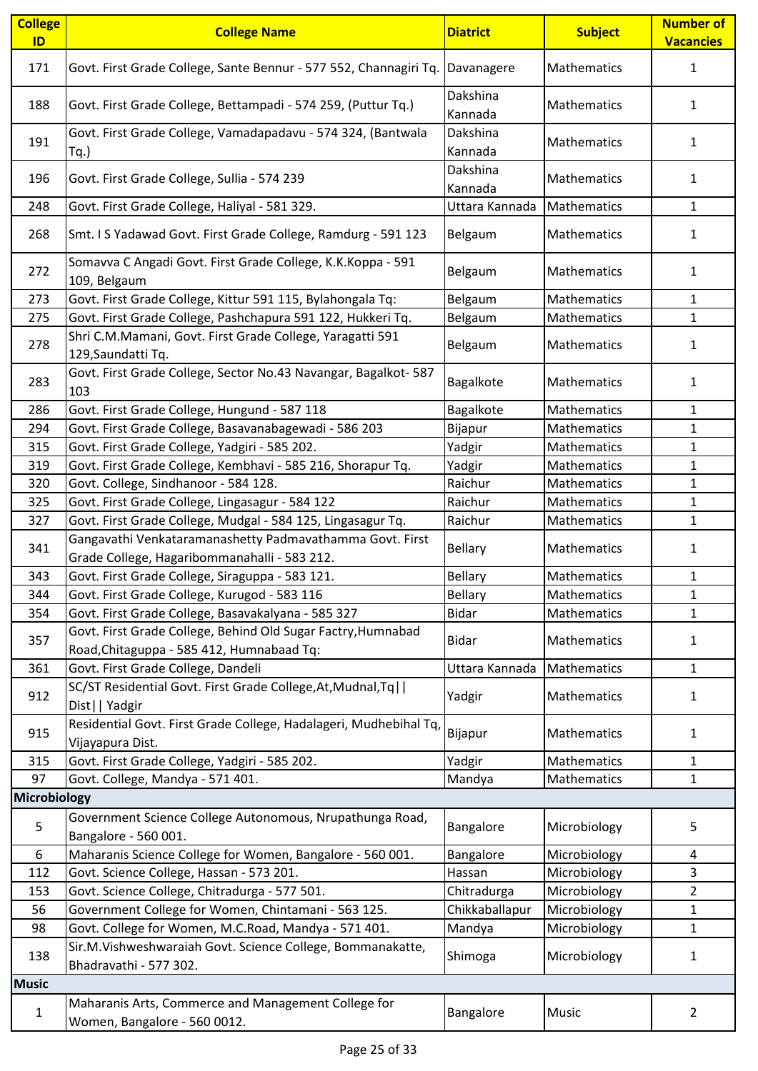| College ID | College Name | Diatrict | Subject | Number of Vacancies |
|---|---|---|---|---|
| 171 | Govt. First Grade College, Sante Bennur - 577 552, Channagiri Tq. | Davanagere | Mathematics | 1 |
| 188 | Govt. First Grade College, Bettampadi - 574 259, (Puttur Tq.) | Dakshina Kannada | Mathematics | 1 |
| 191 | Govt. First Grade College, Vamadapadavu - 574 324, (Bantwala Tq.) | Dakshina Kannada | Mathematics | 1 |
| 196 | Govt. First Grade College, Sullia - 574 239 | Dakshina Kannada | Mathematics | 1 |
| 248 | Govt. First Grade College, Haliyal - 581 329. | Uttara Kannada | Mathematics | 1 |
| 268 | Smt. I S Yadawad Govt. First Grade College, Ramdurg - 591 123 | Belgaum | Mathematics | 1 |
| 272 | Somavva C Angadi Govt. First Grade College, K.K.Koppa - 591 109, Belgaum | Belgaum | Mathematics | 1 |
| 273 | Govt. First Grade College, Kittur 591 115, Bylahongala Tq: | Belgaum | Mathematics | 1 |
| 275 | Govt. First Grade College, Pashchapura 591 122, Hukkeri Tq. | Belgaum | Mathematics | 1 |
| 278 | Shri C.M.Mamani, Govt. First Grade College, Yaragatti 591 129,Saundatti Tq. | Belgaum | Mathematics | 1 |
| 283 | Govt. First Grade College, Sector No.43 Navangar, Bagalkot- 587 103 | Bagalkote | Mathematics | 1 |
| 286 | Govt. First Grade College, Hungund - 587 118 | Bagalkote | Mathematics | 1 |
| 294 | Govt. First Grade College, Basavanabagewadi - 586 203 | Bijapur | Mathematics | 1 |
| 315 | Govt. First Grade College, Yadgiri - 585 202. | Yadgir | Mathematics | 1 |
| 319 | Govt. First Grade College, Kembhavi - 585 216, Shorapur Tq. | Yadgir | Mathematics | 1 |
| 320 | Govt. College, Sindhanoor - 584 128. | Raichur | Mathematics | 1 |
| 325 | Govt. First Grade College, Lingasagur - 584 122 | Raichur | Mathematics | 1 |
| 327 | Govt. First Grade College, Mudgal - 584 125, Lingasagur Tq. | Raichur | Mathematics | 1 |
| 341 | Gangavathi Venkataramanashetty Padmavathamma Govt. First Grade College, Hagaribommanahalli - 583 212. | Bellary | Mathematics | 1 |
| 343 | Govt. First Grade College, Siraguppa - 583 121. | Bellary | Mathematics | 1 |
| 344 | Govt. First Grade College, Kurugod - 583 116 | Bellary | Mathematics | 1 |
| 354 | Govt. First Grade College, Basavakalyana - 585 327 | Bidar | Mathematics | 1 |
| 357 | Govt. First Grade College, Behind Old Sugar Factry,Humnabad Road,Chitaguppa - 585 412, Humnabaad Tq: | Bidar | Mathematics | 1 |
| 361 | Govt. First Grade College, Dandeli | Uttara Kannada | Mathematics | 1 |
| 912 | SC/ST Residential Govt. First Grade College,At,Mudnal,Tq\|\| Dist\|\| Yadgir | Yadgir | Mathematics | 1 |
| 915 | Residential Govt. First Grade College, Hadalageri, Mudhebihal Tq, Vijayapura Dist. | Bijapur | Mathematics | 1 |
| 315 | Govt. First Grade College, Yadgiri - 585 202. | Yadgir | Mathematics | 1 |
| 97 | Govt. College, Mandya - 571 401. | Mandya | Mathematics | 1 |
| **Microbiology** | | | | |
| 5 | Government Science College Autonomous, Nrupathunga Road, Bangalore - 560 001. | Bangalore | Microbiology | 5 |
| 6 | Maharanis Science College for Women, Bangalore - 560 001. | Bangalore | Microbiology | 4 |
| 112 | Govt. Science College, Hassan - 573 201. | Hassan | Microbiology | 3 |
| 153 | Govt. Science College, Chitradurga - 577 501. | Chitradurga | Microbiology | 2 |
| 56 | Government College for Women, Chintamani - 563 125. | Chikkaballapur | Microbiology | 1 |
| 98 | Govt. College for Women, M.C.Road, Mandya - 571 401. | Mandya | Microbiology | 1 |
| 138 | Sir.M.Vishweshwaraiah Govt. Science College, Bommanakatte, Bhadravathi - 577 302. | Shimoga | Microbiology | 1 |
| **Music** | | | | |
| 1 | Maharanis Arts, Commerce and Management College for Women, Bangalore - 560 0012. | Bangalore | Music | 2 |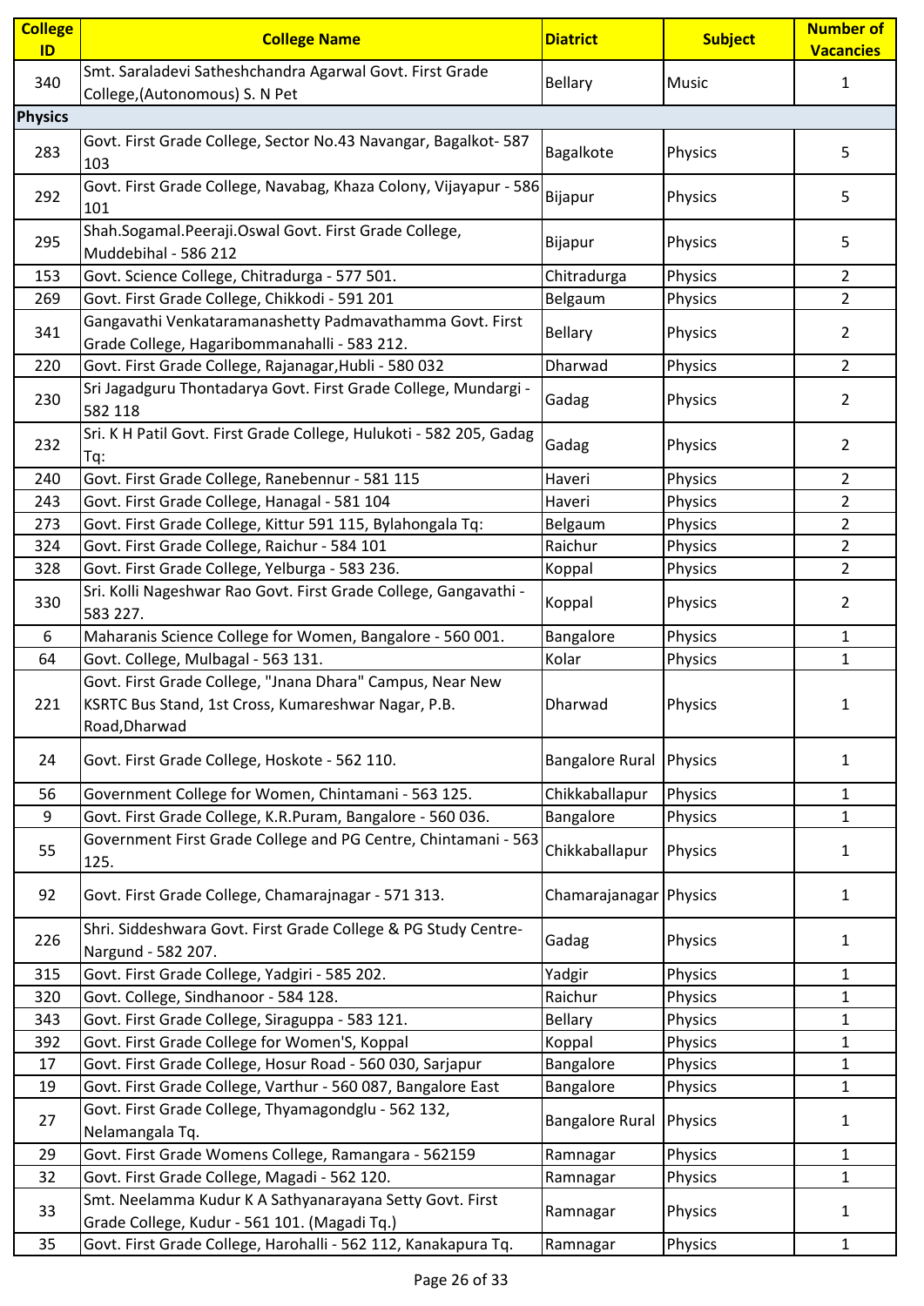| College ID | College Name | Diatrict | Subject | Number of Vacancies |
|---|---|---|---|---|
| 340 | Smt. Saraladevi Satheshchandra Agarwal Govt. First Grade College,(Autonomous) S. N Pet | Bellary | Music | 1 |
| **Physics** | | | | |
| 283 | Govt. First Grade College, Sector No.43 Navangar, Bagalkot- 587 103 | Bagalkote | Physics | 5 |
| 292 | Govt. First Grade College, Navabag, Khaza Colony, Vijayapur - 586 101 | Bijapur | Physics | 5 |
| 295 | Shah.Sogamal.Peeraji.Oswal Govt. First Grade College, Muddebihal - 586 212 | Bijapur | Physics | 5 |
| 153 | Govt. Science College, Chitradurga - 577 501. | Chitradurga | Physics | 2 |
| 269 | Govt. First Grade College, Chikkodi - 591 201 | Belgaum | Physics | 2 |
| 341 | Gangavathi Venkataramanashetty Padmavathamma Govt. First Grade College, Hagaribommanahalli - 583 212. | Bellary | Physics | 2 |
| 220 | Govt. First Grade College, Rajanagar,Hubli - 580 032 | Dharwad | Physics | 2 |
| 230 | Sri Jagadguru Thontadarya Govt. First Grade College, Mundargi - 582 118 | Gadag | Physics | 2 |
| 232 | Sri. K H Patil Govt. First Grade College, Hulukoti - 582 205, Gadag Tq: | Gadag | Physics | 2 |
| 240 | Govt. First Grade College, Ranebennur - 581 115 | Haveri | Physics | 2 |
| 243 | Govt. First Grade College, Hanagal - 581 104 | Haveri | Physics | 2 |
| 273 | Govt. First Grade College, Kittur 591 115, Bylahongala Tq: | Belgaum | Physics | 2 |
| 324 | Govt. First Grade College, Raichur - 584 101 | Raichur | Physics | 2 |
| 328 | Govt. First Grade College, Yelburga - 583 236. | Koppal | Physics | 2 |
| 330 | Sri. Kolli Nageshwar Rao Govt. First Grade College, Gangavathi - 583 227. | Koppal | Physics | 2 |
| 6 | Maharanis Science College for Women, Bangalore - 560 001. | Bangalore | Physics | 1 |
| 64 | Govt. College, Mulbagal - 563 131. | Kolar | Physics | 1 |
| 221 | Govt. First Grade College, "Jnana Dhara" Campus, Near New KSRTC Bus Stand, 1st Cross, Kumareshwar Nagar, P.B. Road,Dharwad | Dharwad | Physics | 1 |
| 24 | Govt. First Grade College, Hoskote - 562 110. | Bangalore Rural | Physics | 1 |
| 56 | Government College for Women, Chintamani - 563 125. | Chikkaballapur | Physics | 1 |
| 9 | Govt. First Grade College, K.R.Puram, Bangalore - 560 036. | Bangalore | Physics | 1 |
| 55 | Government First Grade College and PG Centre, Chintamani - 563 125. | Chikkaballapur | Physics | 1 |
| 92 | Govt. First Grade College, Chamarajnagar - 571 313. | Chamarajanagar | Physics | 1 |
| 226 | Shri. Siddeshwara Govt. First Grade College & PG Study Centre-Nargund - 582 207. | Gadag | Physics | 1 |
| 315 | Govt. First Grade College, Yadgiri - 585 202. | Yadgir | Physics | 1 |
| 320 | Govt. College, Sindhanoor - 584 128. | Raichur | Physics | 1 |
| 343 | Govt. First Grade College, Siraguppa - 583 121. | Bellary | Physics | 1 |
| 392 | Govt. First Grade College for Women'S, Koppal | Koppal | Physics | 1 |
| 17 | Govt. First Grade College, Hosur Road - 560 030, Sarjapur | Bangalore | Physics | 1 |
| 19 | Govt. First Grade College, Varthur - 560 087, Bangalore East | Bangalore | Physics | 1 |
| 27 | Govt. First Grade College, Thyamagondglu - 562 132, Nelamangala Tq. | Bangalore Rural | Physics | 1 |
| 29 | Govt. First Grade Womens College, Ramangara - 562159 | Ramnagar | Physics | 1 |
| 32 | Govt. First Grade College, Magadi - 562 120. | Ramnagar | Physics | 1 |
| 33 | Smt. Neelamma Kudur K A Sathyanarayana Setty Govt. First Grade College, Kudur - 561 101. (Magadi Tq.) | Ramnagar | Physics | 1 |
| 35 | Govt. First Grade College, Harohalli - 562 112, Kanakapura Tq. | Ramnagar | Physics | 1 |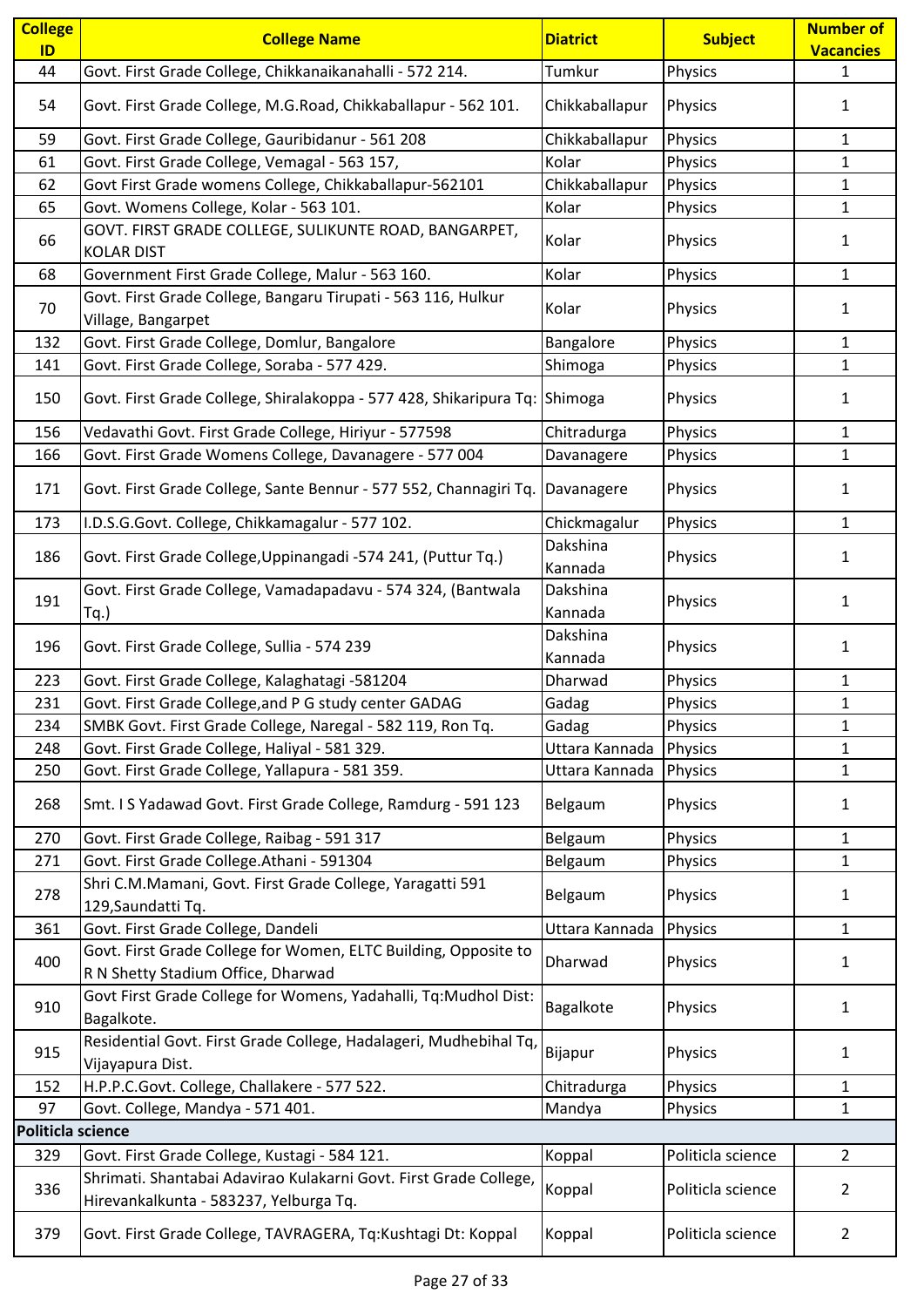| College ID | College Name | Diatrict | Subject | Number of Vacancies |
|---|---|---|---|---|
| 44 | Govt. First Grade College, Chikkanaikanahalli - 572 214. | Tumkur | Physics | 1 |
| 54 | Govt. First Grade College, M.G.Road, Chikkaballapur - 562 101. | Chikkaballapur | Physics | 1 |
| 59 | Govt. First Grade College, Gauribidanur - 561 208 | Chikkaballapur | Physics | 1 |
| 61 | Govt. First Grade College, Vemagal - 563 157, | Kolar | Physics | 1 |
| 62 | Govt First Grade womens College, Chikkaballapur-562101 | Chikkaballapur | Physics | 1 |
| 65 | Govt. Womens College, Kolar - 563 101. | Kolar | Physics | 1 |
| 66 | GOVT. FIRST GRADE COLLEGE, SULIKUNTE ROAD, BANGARPET, KOLAR DIST | Kolar | Physics | 1 |
| 68 | Government First Grade College, Malur - 563 160. | Kolar | Physics | 1 |
| 70 | Govt. First Grade College, Bangaru Tirupati - 563 116, Hulkur Village, Bangarpet | Kolar | Physics | 1 |
| 132 | Govt. First Grade College, Domlur, Bangalore | Bangalore | Physics | 1 |
| 141 | Govt. First Grade College, Soraba - 577 429. | Shimoga | Physics | 1 |
| 150 | Govt. First Grade College, Shiralakoppa - 577 428, Shikaripura Tq: | Shimoga | Physics | 1 |
| 156 | Vedavathi Govt. First Grade College, Hiriyur - 577598 | Chitradurga | Physics | 1 |
| 166 | Govt. First Grade Womens College, Davanagere - 577 004 | Davanagere | Physics | 1 |
| 171 | Govt. First Grade College, Sante Bennur - 577 552, Channagiri Tq. | Davanagere | Physics | 1 |
| 173 | I.D.S.G.Govt. College, Chikkamagalur - 577 102. | Chickmagalur | Physics | 1 |
| 186 | Govt. First Grade College,Uppinangadi -574 241, (Puttur Tq.) | Dakshina Kannada | Physics | 1 |
| 191 | Govt. First Grade College, Vamadapadavu - 574 324, (Bantwala Tq.) | Dakshina Kannada | Physics | 1 |
| 196 | Govt. First Grade College, Sullia - 574 239 | Dakshina Kannada | Physics | 1 |
| 223 | Govt. First Grade College, Kalaghatagi -581204 | Dharwad | Physics | 1 |
| 231 | Govt. First Grade College,and P G study center GADAG | Gadag | Physics | 1 |
| 234 | SMBK Govt. First Grade College, Naregal - 582 119, Ron Tq. | Gadag | Physics | 1 |
| 248 | Govt. First Grade College, Haliyal - 581 329. | Uttara Kannada | Physics | 1 |
| 250 | Govt. First Grade College, Yallapura - 581 359. | Uttara Kannada | Physics | 1 |
| 268 | Smt. I S Yadawad Govt. First Grade College, Ramdurg - 591 123 | Belgaum | Physics | 1 |
| 270 | Govt. First Grade College, Raibag - 591 317 | Belgaum | Physics | 1 |
| 271 | Govt. First Grade College.Athani - 591304 | Belgaum | Physics | 1 |
| 278 | Shri C.M.Mamani, Govt. First Grade College, Yaragatti 591 129,Saundatti Tq. | Belgaum | Physics | 1 |
| 361 | Govt. First Grade College, Dandeli | Uttara Kannada | Physics | 1 |
| 400 | Govt. First Grade College for Women, ELTC Building, Opposite to R N Shetty Stadium Office, Dharwad | Dharwad | Physics | 1 |
| 910 | Govt First Grade College for Womens, Yadahalli, Tq:Mudhol Dist: Bagalkote. | Bagalkote | Physics | 1 |
| 915 | Residential Govt. First Grade College, Hadalageri, Mudhebihal Tq, Vijayapura Dist. | Bijapur | Physics | 1 |
| 152 | H.P.P.C.Govt. College, Challakere - 577 522. | Chitradurga | Physics | 1 |
| 97 | Govt. College, Mandya - 571 401. | Mandya | Physics | 1 |
| **Politicla science** | | | | |
| 329 | Govt. First Grade College, Kustagi - 584 121. | Koppal | Politicla science | 2 |
| 336 | Shrimati. Shantabai Adavirao Kulakarni Govt. First Grade College, Hirevankalkunta - 583237, Yelburga Tq. | Koppal | Politicla science | 2 |
| 379 | Govt. First Grade College, TAVRAGERA, Tq:Kushtagi Dt: Koppal | Koppal | Politicla science | 2 |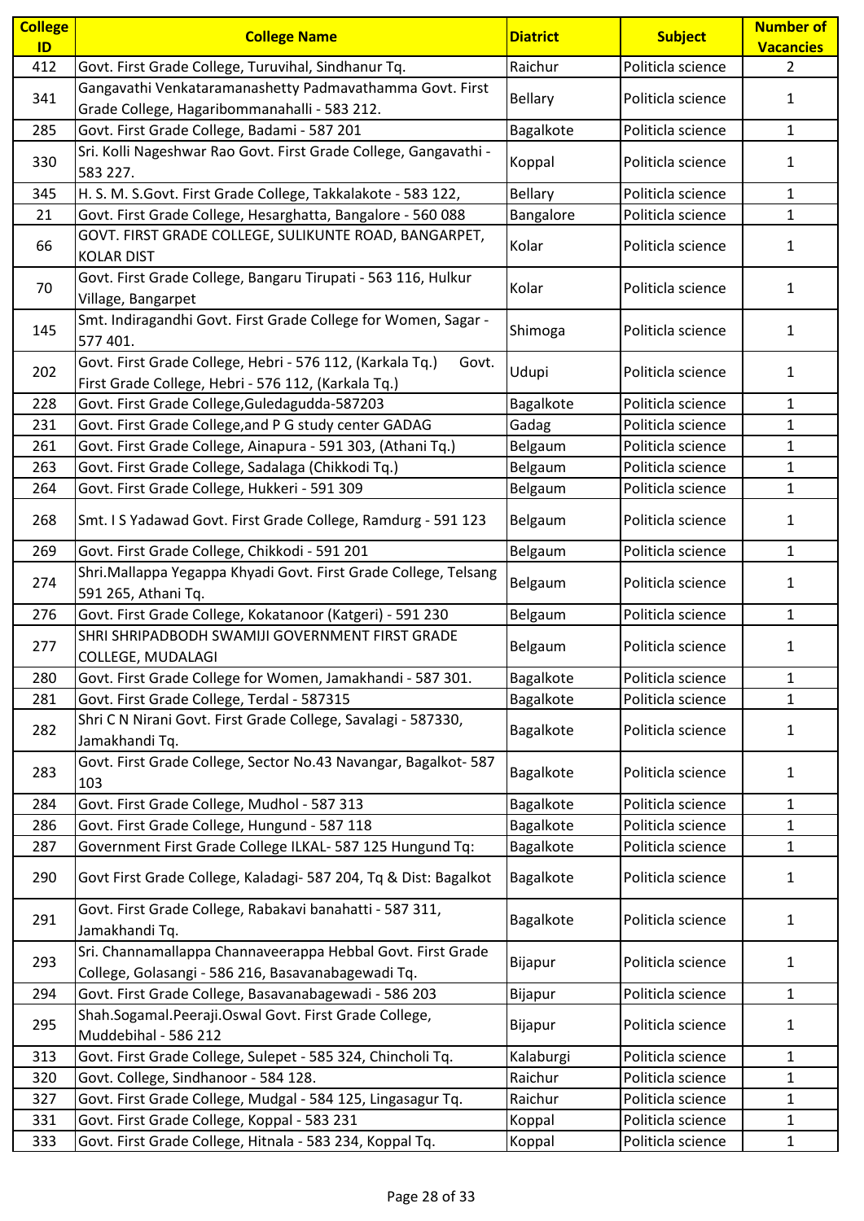| College ID | College Name | Diatrict | Subject | Number of Vacancies |
|---|---|---|---|---|
| 412 | Govt. First Grade College, Turuvihal, Sindhanur Tq. | Raichur | Politicla science | 2 |
| 341 | Gangavathi Venkataramanashetty Padmavathamma Govt. First Grade College, Hagaribommanahalli - 583 212. | Bellary | Politicla science | 1 |
| 285 | Govt. First Grade College, Badami - 587 201 | Bagalkote | Politicla science | 1 |
| 330 | Sri. Kolli Nageshwar Rao Govt. First Grade College, Gangavathi - 583 227. | Koppal | Politicla science | 1 |
| 345 | H. S. M. S.Govt. First Grade College, Takkalakote - 583 122, | Bellary | Politicla science | 1 |
| 21 | Govt. First Grade College, Hesarghatta, Bangalore - 560 088 | Bangalore | Politicla science | 1 |
| 66 | GOVT. FIRST GRADE COLLEGE, SULIKUNTE ROAD, BANGARPET, KOLAR DIST | Kolar | Politicla science | 1 |
| 70 | Govt. First Grade College, Bangaru Tirupati - 563 116, Hulkur Village, Bangarpet | Kolar | Politicla science | 1 |
| 145 | Smt. Indiragandhi Govt. First Grade College for Women, Sagar - 577 401. | Shimoga | Politicla science | 1 |
| 202 | Govt. First Grade College, Hebri - 576 112, (Karkala Tq.) Govt. First Grade College, Hebri - 576 112, (Karkala Tq.) | Udupi | Politicla science | 1 |
| 228 | Govt. First Grade College,Guledagudda-587203 | Bagalkote | Politicla science | 1 |
| 231 | Govt. First Grade College,and P G study center GADAG | Gadag | Politicla science | 1 |
| 261 | Govt. First Grade College, Ainapura - 591 303, (Athani Tq.) | Belgaum | Politicla science | 1 |
| 263 | Govt. First Grade College, Sadalaga (Chikkodi Tq.) | Belgaum | Politicla science | 1 |
| 264 | Govt. First Grade College, Hukkeri - 591 309 | Belgaum | Politicla science | 1 |
| 268 | Smt. I S Yadawad Govt. First Grade College, Ramdurg - 591 123 | Belgaum | Politicla science | 1 |
| 269 | Govt. First Grade College, Chikkodi - 591 201 | Belgaum | Politicla science | 1 |
| 274 | Shri.Mallappa Yegappa Khyadi Govt. First Grade College, Telsang 591 265, Athani Tq. | Belgaum | Politicla science | 1 |
| 276 | Govt. First Grade College, Kokatanoor (Katgeri) - 591 230 | Belgaum | Politicla science | 1 |
| 277 | SHRI SHRIPADBODH SWAMIJI GOVERNMENT FIRST GRADE COLLEGE, MUDALAGI | Belgaum | Politicla science | 1 |
| 280 | Govt. First Grade College for Women, Jamakhandi - 587 301. | Bagalkote | Politicla science | 1 |
| 281 | Govt. First Grade College, Terdal - 587315 | Bagalkote | Politicla science | 1 |
| 282 | Shri C N Nirani Govt. First Grade College, Savalagi - 587330, Jamakhandi Tq. | Bagalkote | Politicla science | 1 |
| 283 | Govt. First Grade College, Sector No.43 Navangar, Bagalkot- 587 103 | Bagalkote | Politicla science | 1 |
| 284 | Govt. First Grade College, Mudhol - 587 313 | Bagalkote | Politicla science | 1 |
| 286 | Govt. First Grade College, Hungund - 587 118 | Bagalkote | Politicla science | 1 |
| 287 | Government First Grade College ILKAL- 587 125 Hungund Tq: | Bagalkote | Politicla science | 1 |
| 290 | Govt First Grade College, Kaladagi- 587 204, Tq & Dist: Bagalkot | Bagalkote | Politicla science | 1 |
| 291 | Govt. First Grade College, Rabakavi banahatti - 587 311, Jamakhandi Tq. | Bagalkote | Politicla science | 1 |
| 293 | Sri. Channamallappa Channaveerappa Hebbal Govt. First Grade College, Golasangi - 586 216, Basavanabagewadi Tq. | Bijapur | Politicla science | 1 |
| 294 | Govt. First Grade College, Basavanabagewadi - 586 203 | Bijapur | Politicla science | 1 |
| 295 | Shah.Sogamal.Peeraji.Oswal Govt. First Grade College, Muddebihal - 586 212 | Bijapur | Politicla science | 1 |
| 313 | Govt. First Grade College, Sulepet - 585 324, Chincholi Tq. | Kalaburgi | Politicla science | 1 |
| 320 | Govt. College, Sindhanoor - 584 128. | Raichur | Politicla science | 1 |
| 327 | Govt. First Grade College, Mudgal - 584 125, Lingasagur Tq. | Raichur | Politicla science | 1 |
| 331 | Govt. First Grade College, Koppal - 583 231 | Koppal | Politicla science | 1 |
| 333 | Govt. First Grade College, Hitnala - 583 234, Koppal Tq. | Koppal | Politicla science | 1 |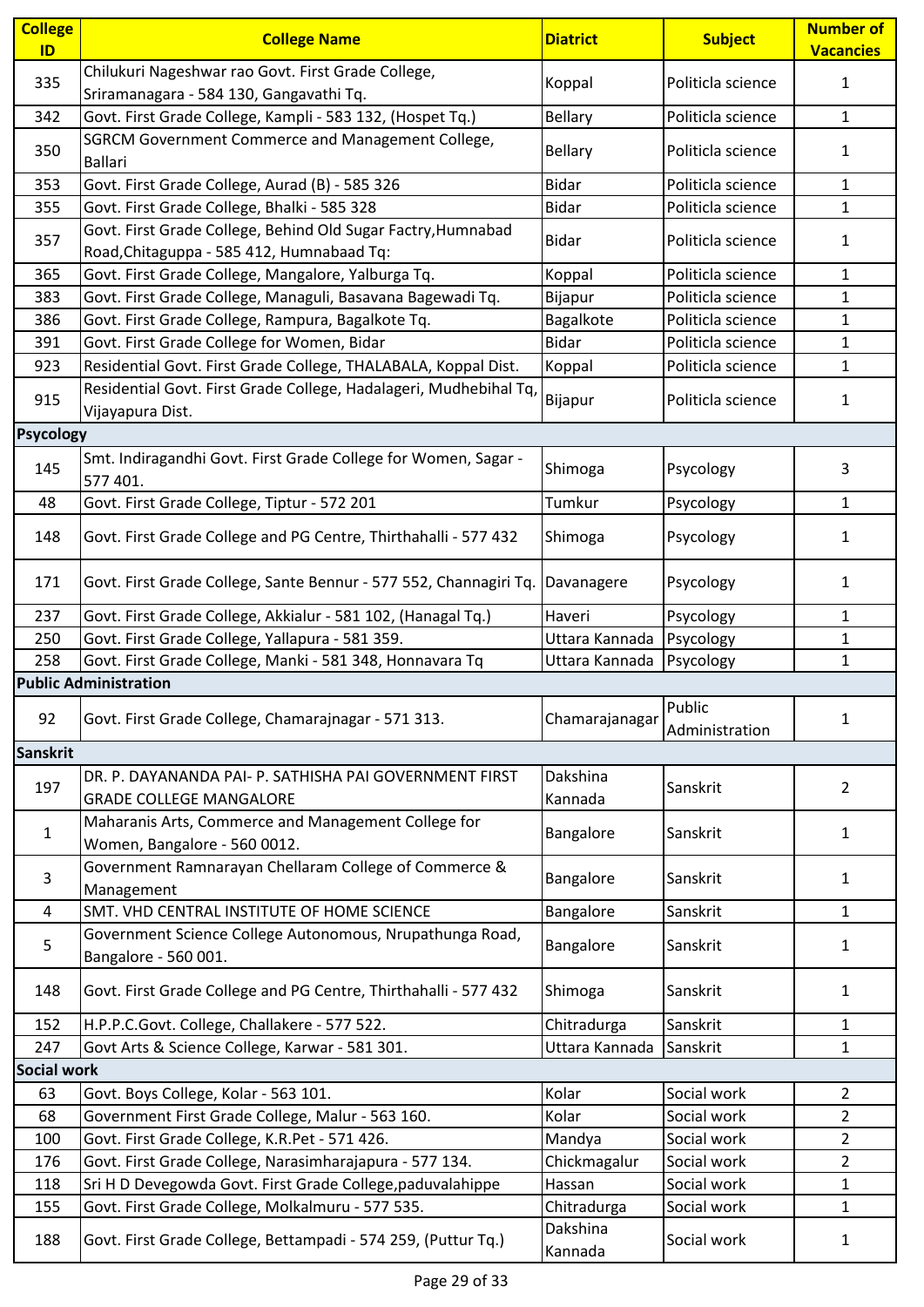| College ID | College Name | Diatrict | Subject | Number of Vacancies |
|---|---|---|---|---|
| 335 | Chilukuri Nageshwar rao Govt. First Grade College, Sriramanagara - 584 130, Gangavathi Tq. | Koppal | Politicla science | 1 |
| 342 | Govt. First Grade College, Kampli - 583 132, (Hospet Tq.) | Bellary | Politicla science | 1 |
| 350 | SGRCM Government Commerce and Management College, Ballari | Bellary | Politicla science | 1 |
| 353 | Govt. First Grade College, Aurad (B) - 585 326 | Bidar | Politicla science | 1 |
| 355 | Govt. First Grade College, Bhalki - 585 328 | Bidar | Politicla science | 1 |
| 357 | Govt. First Grade College, Behind Old Sugar Factry,Humnabad Road,Chitaguppa - 585 412, Humnabaad Tq: | Bidar | Politicla science | 1 |
| 365 | Govt. First Grade College, Mangalore, Yalburga Tq. | Koppal | Politicla science | 1 |
| 383 | Govt. First Grade College, Managuli, Basavana Bagewadi Tq. | Bijapur | Politicla science | 1 |
| 386 | Govt. First Grade College, Rampura, Bagalkote Tq. | Bagalkote | Politicla science | 1 |
| 391 | Govt. First Grade College for Women, Bidar | Bidar | Politicla science | 1 |
| 923 | Residential Govt. First Grade College, THALABALA, Koppal Dist. | Koppal | Politicla science | 1 |
| 915 | Residential Govt. First Grade College, Hadalageri, Mudhebihal Tq, Vijayapura Dist. | Bijapur | Politicla science | 1 |
| **Psycology** | | | | |
| 145 | Smt. Indiragandhi Govt. First Grade College for Women, Sagar - 577 401. | Shimoga | Psycology | 3 |
| 48 | Govt. First Grade College, Tiptur - 572 201 | Tumkur | Psycology | 1 |
| 148 | Govt. First Grade College and PG Centre, Thirthahalli - 577 432 | Shimoga | Psycology | 1 |
| 171 | Govt. First Grade College, Sante Bennur - 577 552, Channagiri Tq. | Davanagere | Psycology | 1 |
| 237 | Govt. First Grade College, Akkialur - 581 102, (Hanagal Tq.) | Haveri | Psycology | 1 |
| 250 | Govt. First Grade College, Yallapura - 581 359. | Uttara Kannada | Psycology | 1 |
| 258 | Govt. First Grade College, Manki - 581 348, Honnavara Tq | Uttara Kannada | Psycology | 1 |
| **Public Administration** | | | | |
| 92 | Govt. First Grade College, Chamarajnagar - 571 313. | Chamarajanagar | Public Administration | 1 |
| **Sanskrit** | | | | |
| 197 | DR. P. DAYANANDA PAI- P. SATHISHA PAI GOVERNMENT FIRST GRADE COLLEGE MANGALORE | Dakshina Kannada | Sanskrit | 2 |
| 1 | Maharanis Arts, Commerce and Management College for Women, Bangalore - 560 0012. | Bangalore | Sanskrit | 1 |
| 3 | Government Ramnarayan Chellaram College of Commerce & Management | Bangalore | Sanskrit | 1 |
| 4 | SMT. VHD CENTRAL INSTITUTE OF HOME SCIENCE | Bangalore | Sanskrit | 1 |
| 5 | Government Science College Autonomous, Nrupathunga Road, Bangalore - 560 001. | Bangalore | Sanskrit | 1 |
| 148 | Govt. First Grade College and PG Centre, Thirthahalli - 577 432 | Shimoga | Sanskrit | 1 |
| 152 | H.P.P.C.Govt. College, Challakere - 577 522. | Chitradurga | Sanskrit | 1 |
| 247 | Govt Arts & Science College, Karwar - 581 301. | Uttara Kannada | Sanskrit | 1 |
| **Social work** | | | | |
| 63 | Govt. Boys College, Kolar - 563 101. | Kolar | Social work | 2 |
| 68 | Government First Grade College, Malur - 563 160. | Kolar | Social work | 2 |
| 100 | Govt. First Grade College, K.R.Pet - 571 426. | Mandya | Social work | 2 |
| 176 | Govt. First Grade College, Narasimharajapura - 577 134. | Chickmagalur | Social work | 2 |
| 118 | Sri H D Devegowda Govt. First Grade College,paduvalahippe | Hassan | Social work | 1 |
| 155 | Govt. First Grade College, Molkalmuru - 577 535. | Chitradurga | Social work | 1 |
| 188 | Govt. First Grade College, Bettampadi - 574 259, (Puttur Tq.) | Dakshina Kannada | Social work | 1 |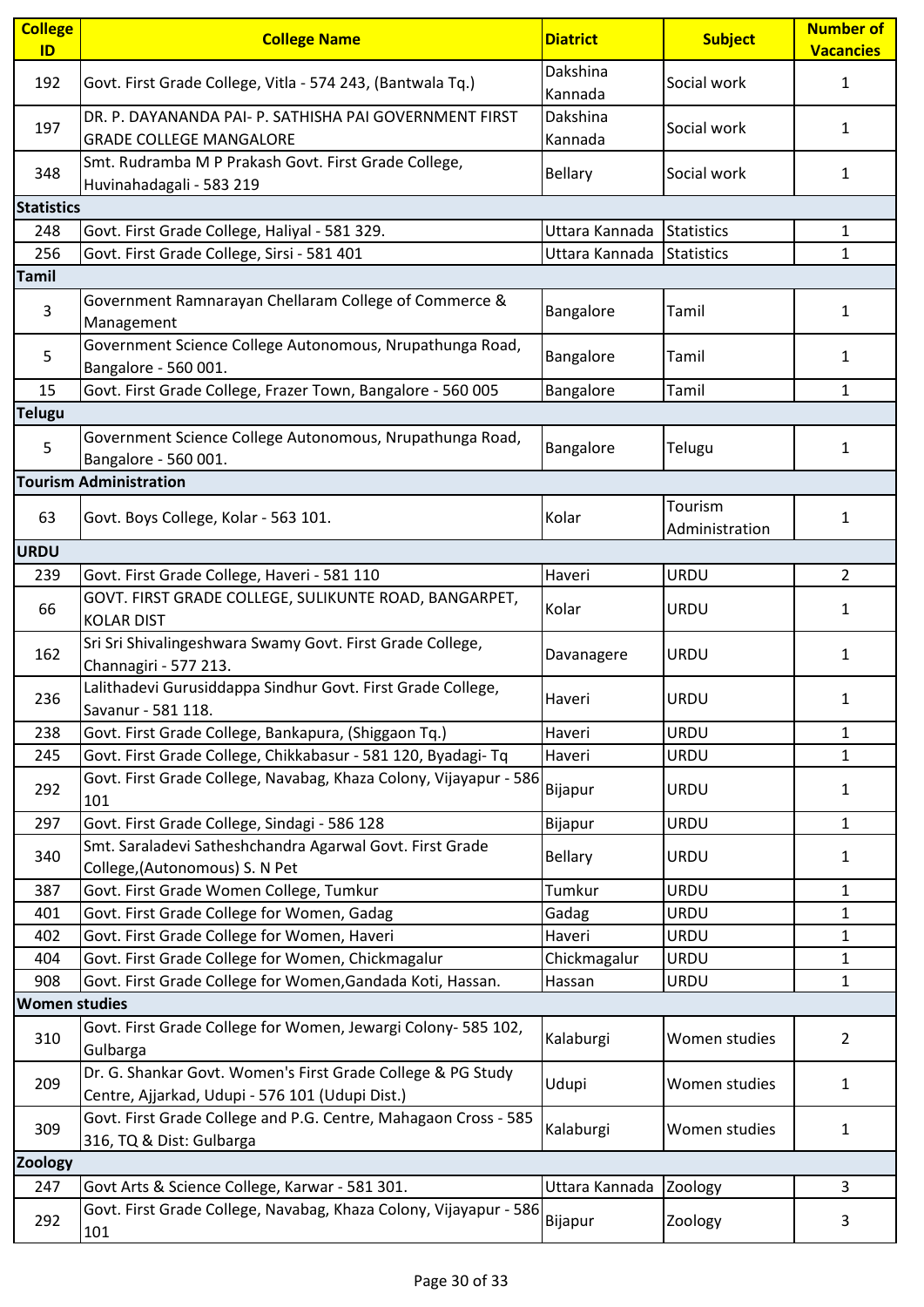| College ID | College Name | Diatrict | Subject | Number of Vacancies |
|---|---|---|---|---|
| 192 | Govt. First Grade College, Vitla - 574 243, (Bantwala Tq.) | Dakshina Kannada | Social work | 1 |
| 197 | DR. P. DAYANANDA PAI- P. SATHISHA PAI GOVERNMENT FIRST GRADE COLLEGE MANGALORE | Dakshina Kannada | Social work | 1 |
| 348 | Smt. Rudramba M P Prakash Govt. First Grade College, Huvinahadagali - 583 219 | Bellary | Social work | 1 |
| **Statistics** | | | | |
| 248 | Govt. First Grade College, Haliyal - 581 329. | Uttara Kannada | Statistics | 1 |
| 256 | Govt. First Grade College, Sirsi - 581 401 | Uttara Kannada | Statistics | 1 |
| **Tamil** | | | | |
| 3 | Government Ramnarayan Chellaram College of Commerce & Management | Bangalore | Tamil | 1 |
| 5 | Government Science College Autonomous, Nrupathunga Road, Bangalore - 560 001. | Bangalore | Tamil | 1 |
| 15 | Govt. First Grade College, Frazer Town, Bangalore - 560 005 | Bangalore | Tamil | 1 |
| **Telugu** | | | | |
| 5 | Government Science College Autonomous, Nrupathunga Road, Bangalore - 560 001. | Bangalore | Telugu | 1 |
| **Tourism Administration** | | | | |
| 63 | Govt. Boys College, Kolar - 563 101. | Kolar | Tourism Administration | 1 |
| **URDU** | | | | |
| 239 | Govt. First Grade College, Haveri - 581 110 | Haveri | URDU | 2 |
| 66 | GOVT. FIRST GRADE COLLEGE, SULIKUNTE ROAD, BANGARPET, KOLAR DIST | Kolar | URDU | 1 |
| 162 | Sri Sri Shivalingeshwara Swamy Govt. First Grade College, Channagiri - 577 213. | Davanagere | URDU | 1 |
| 236 | Lalithadevi Gurusiddappa Sindhur Govt. First Grade College, Savanur - 581 118. | Haveri | URDU | 1 |
| 238 | Govt. First Grade College, Bankapura, (Shiggaon Tq.) | Haveri | URDU | 1 |
| 245 | Govt. First Grade College, Chikkabasur - 581 120, Byadagi- Tq | Haveri | URDU | 1 |
| 292 | Govt. First Grade College, Navabag, Khaza Colony, Vijayapur - 586 101 | Bijapur | URDU | 1 |
| 297 | Govt. First Grade College, Sindagi - 586 128 | Bijapur | URDU | 1 |
| 340 | Smt. Saraladevi Satheshchandra Agarwal Govt. First Grade College,(Autonomous) S. N Pet | Bellary | URDU | 1 |
| 387 | Govt. First Grade Women College, Tumkur | Tumkur | URDU | 1 |
| 401 | Govt. First Grade College for Women, Gadag | Gadag | URDU | 1 |
| 402 | Govt. First Grade College for Women, Haveri | Haveri | URDU | 1 |
| 404 | Govt. First Grade College for Women, Chickmagalur | Chickmagalur | URDU | 1 |
| 908 | Govt. First Grade College for Women,Gandada Koti, Hassan. | Hassan | URDU | 1 |
| **Women studies** | | | | |
| 310 | Govt. First Grade College for Women, Jewargi Colony- 585 102, Gulbarga | Kalaburgi | Women studies | 2 |
| 209 | Dr. G. Shankar Govt. Women's First Grade College & PG Study Centre, Ajjarkad, Udupi - 576 101 (Udupi Dist.) | Udupi | Women studies | 1 |
| 309 | Govt. First Grade College and P.G. Centre, Mahagaon Cross - 585 316, TQ & Dist: Gulbarga | Kalaburgi | Women studies | 1 |
| **Zoology** | | | | |
| 247 | Govt Arts & Science College, Karwar - 581 301. | Uttara Kannada | Zoology | 3 |
| 292 | Govt. First Grade College, Navabag, Khaza Colony, Vijayapur - 586 101 | Bijapur | Zoology | 3 |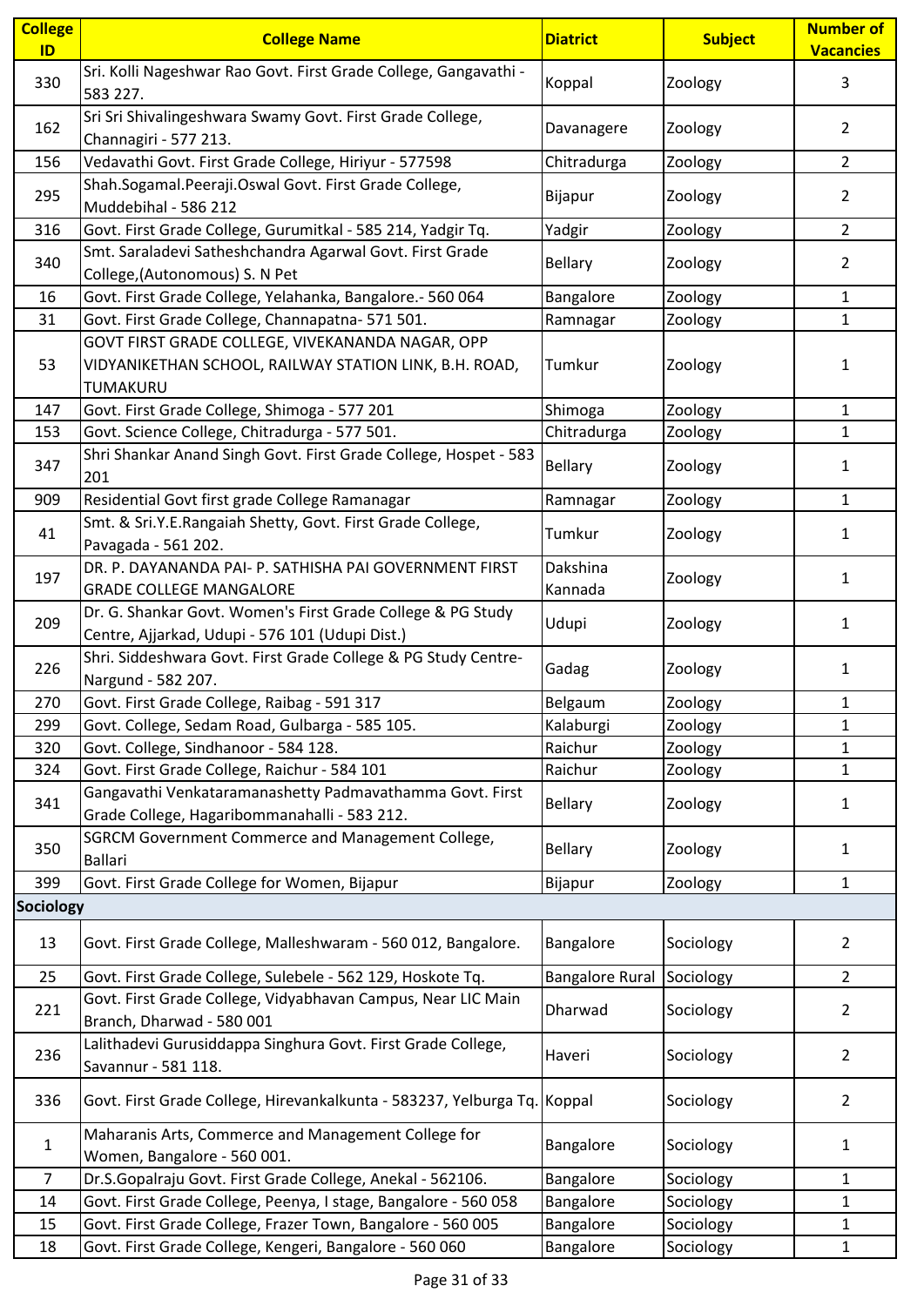| College ID | College Name | Diatrict | Subject | Number of Vacancies |
|---|---|---|---|---|
| 330 | Sri. Kolli Nageshwar Rao Govt. First Grade College, Gangavathi - 583 227. | Koppal | Zoology | 3 |
| 162 | Sri Sri Shivalingeshwara Swamy Govt. First Grade College, Channagiri - 577 213. | Davanagere | Zoology | 2 |
| 156 | Vedavathi Govt. First Grade College, Hiriyur - 577598 | Chitradurga | Zoology | 2 |
| 295 | Shah.Sogamal.Peeraji.Oswal Govt. First Grade College, Muddebihal - 586 212 | Bijapur | Zoology | 2 |
| 316 | Govt. First Grade College, Gurumitkal - 585 214, Yadgir Tq. | Yadgir | Zoology | 2 |
| 340 | Smt. Saraladevi Satheshchandra Agarwal Govt. First Grade College,(Autonomous) S. N Pet | Bellary | Zoology | 2 |
| 16 | Govt. First Grade College, Yelahanka, Bangalore.- 560 064 | Bangalore | Zoology | 1 |
| 31 | Govt. First Grade College, Channapatna- 571 501. | Ramnagar | Zoology | 1 |
| 53 | GOVT FIRST GRADE COLLEGE, VIVEKANANDA NAGAR, OPP VIDYANIKETHAN SCHOOL, RAILWAY STATION LINK, B.H. ROAD, TUMAKURU | Tumkur | Zoology | 1 |
| 147 | Govt. First Grade College, Shimoga - 577 201 | Shimoga | Zoology | 1 |
| 153 | Govt. Science College, Chitradurga - 577 501. | Chitradurga | Zoology | 1 |
| 347 | Shri Shankar Anand Singh Govt. First Grade College, Hospet - 583 201 | Bellary | Zoology | 1 |
| 909 | Residential Govt first grade College Ramanagar | Ramnagar | Zoology | 1 |
| 41 | Smt. & Sri.Y.E.Rangaiah Shetty, Govt. First Grade College, Pavagada - 561 202. | Tumkur | Zoology | 1 |
| 197 | DR. P. DAYANANDA PAI- P. SATHISHA PAI GOVERNMENT FIRST GRADE COLLEGE MANGALORE | Dakshina Kannada | Zoology | 1 |
| 209 | Dr. G. Shankar Govt. Women's First Grade College & PG Study Centre, Ajjarkad, Udupi - 576 101 (Udupi Dist.) | Udupi | Zoology | 1 |
| 226 | Shri. Siddeshwara Govt. First Grade College & PG Study Centre- Nargund - 582 207. | Gadag | Zoology | 1 |
| 270 | Govt. First Grade College, Raibag - 591 317 | Belgaum | Zoology | 1 |
| 299 | Govt. College, Sedam Road, Gulbarga - 585 105. | Kalaburgi | Zoology | 1 |
| 320 | Govt. College, Sindhanoor - 584 128. | Raichur | Zoology | 1 |
| 324 | Govt. First Grade College, Raichur - 584 101 | Raichur | Zoology | 1 |
| 341 | Gangavathi Venkataramanashetty Padmavathamma Govt. First Grade College, Hagaribommanahalli - 583 212. | Bellary | Zoology | 1 |
| 350 | SGRCM Government Commerce and Management College, Ballari | Bellary | Zoology | 1 |
| 399 | Govt. First Grade College for Women, Bijapur | Bijapur | Zoology | 1 |
| **Sociology** | | | | |
| 13 | Govt. First Grade College, Malleshwaram - 560 012, Bangalore. | Bangalore | Sociology | 2 |
| 25 | Govt. First Grade College, Sulebele - 562 129, Hoskote Tq. | Bangalore Rural | Sociology | 2 |
| 221 | Govt. First Grade College, Vidyabhavan Campus, Near LIC Main Branch, Dharwad - 580 001 | Dharwad | Sociology | 2 |
| 236 | Lalithadevi Gurusiddappa Singhura Govt. First Grade College, Savannur - 581 118. | Haveri | Sociology | 2 |
| 336 | Govt. First Grade College, Hirevankalkunta - 583237, Yelburga Tq. | Koppal | Sociology | 2 |
| 1 | Maharanis Arts, Commerce and Management College for Women, Bangalore - 560 001. | Bangalore | Sociology | 1 |
| 7 | Dr.S.Gopalraju Govt. First Grade College, Anekal - 562106. | Bangalore | Sociology | 1 |
| 14 | Govt. First Grade College, Peenya, I stage, Bangalore - 560 058 | Bangalore | Sociology | 1 |
| 15 | Govt. First Grade College, Frazer Town, Bangalore - 560 005 | Bangalore | Sociology | 1 |
| 18 | Govt. First Grade College, Kengeri, Bangalore - 560 060 | Bangalore | Sociology | 1 |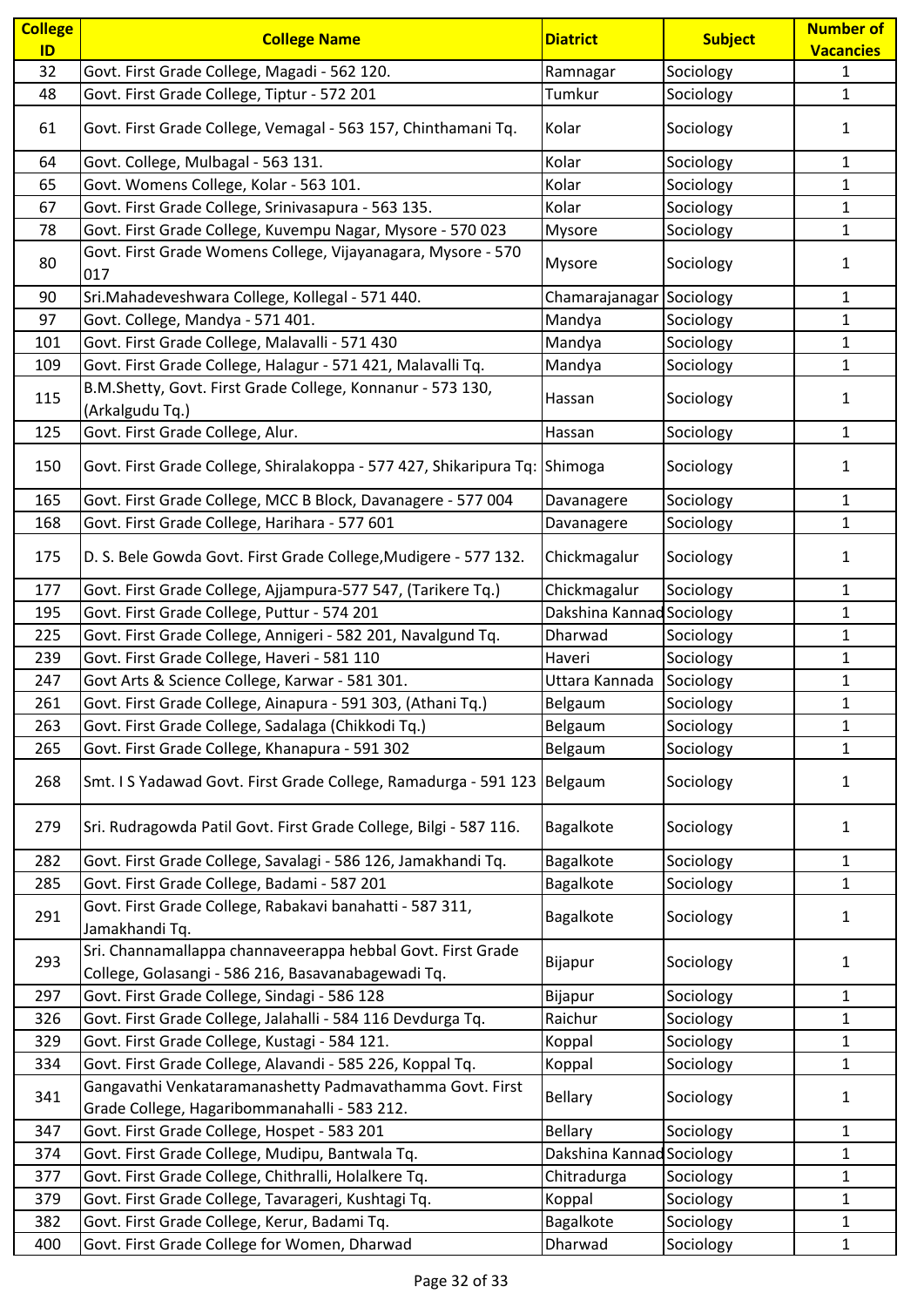| College ID | College Name | Diatrict | Subject | Number of Vacancies |
|---|---|---|---|---|
| 32 | Govt. First Grade College, Magadi - 562 120. | Ramnagar | Sociology | 1 |
| 48 | Govt. First Grade College, Tiptur - 572 201 | Tumkur | Sociology | 1 |
| 61 | Govt. First Grade College, Vemagal - 563 157, Chinthamani Tq. | Kolar | Sociology | 1 |
| 64 | Govt. College, Mulbagal - 563 131. | Kolar | Sociology | 1 |
| 65 | Govt. Womens College, Kolar - 563 101. | Kolar | Sociology | 1 |
| 67 | Govt. First Grade College, Srinivasapura - 563 135. | Kolar | Sociology | 1 |
| 78 | Govt. First Grade College, Kuvempu Nagar, Mysore - 570 023 | Mysore | Sociology | 1 |
| 80 | Govt. First Grade Womens College, Vijayanagara, Mysore - 570 017 | Mysore | Sociology | 1 |
| 90 | Sri.Mahadeveshwara College, Kollegal - 571 440. | Chamarajanagar | Sociology | 1 |
| 97 | Govt. College, Mandya - 571 401. | Mandya | Sociology | 1 |
| 101 | Govt. First Grade College, Malavalli - 571 430 | Mandya | Sociology | 1 |
| 109 | Govt. First Grade College, Halagur - 571 421, Malavalli Tq. | Mandya | Sociology | 1 |
| 115 | B.M.Shetty, Govt. First Grade College, Konnanur - 573 130, (Arkalgudu Tq.) | Hassan | Sociology | 1 |
| 125 | Govt. First Grade College, Alur. | Hassan | Sociology | 1 |
| 150 | Govt. First Grade College, Shiralakoppa - 577 427, Shikaripura Tq: | Shimoga | Sociology | 1 |
| 165 | Govt. First Grade College, MCC B Block, Davanagere - 577 004 | Davanagere | Sociology | 1 |
| 168 | Govt. First Grade College, Harihara - 577 601 | Davanagere | Sociology | 1 |
| 175 | D. S. Bele Gowda Govt. First Grade College,Mudigere - 577 132. | Chickmagalur | Sociology | 1 |
| 177 | Govt. First Grade College, Ajjampura-577 547, (Tarikere Tq.) | Chickmagalur | Sociology | 1 |
| 195 | Govt. First Grade College, Puttur - 574 201 | Dakshina Kannad | Sociology | 1 |
| 225 | Govt. First Grade College, Annigeri - 582 201, Navalgund Tq. | Dharwad | Sociology | 1 |
| 239 | Govt. First Grade College, Haveri - 581 110 | Haveri | Sociology | 1 |
| 247 | Govt Arts & Science College, Karwar - 581 301. | Uttara Kannada | Sociology | 1 |
| 261 | Govt. First Grade College, Ainapura - 591 303, (Athani Tq.) | Belgaum | Sociology | 1 |
| 263 | Govt. First Grade College, Sadalaga (Chikkodi Tq.) | Belgaum | Sociology | 1 |
| 265 | Govt. First Grade College, Khanapura - 591 302 | Belgaum | Sociology | 1 |
| 268 | Smt. I S Yadawad Govt. First Grade College, Ramadurga - 591 123 | Belgaum | Sociology | 1 |
| 279 | Sri. Rudragowda Patil Govt. First Grade College, Bilgi - 587 116. | Bagalkote | Sociology | 1 |
| 282 | Govt. First Grade College, Savalagi - 586 126, Jamakhandi Tq. | Bagalkote | Sociology | 1 |
| 285 | Govt. First Grade College, Badami - 587 201 | Bagalkote | Sociology | 1 |
| 291 | Govt. First Grade College, Rabakavi banahatti - 587 311, Jamakhandi Tq. | Bagalkote | Sociology | 1 |
| 293 | Sri. Channamallappa channaveerappa hebbal Govt. First Grade College, Golasangi - 586 216, Basavanabagewadi Tq. | Bijapur | Sociology | 1 |
| 297 | Govt. First Grade College, Sindagi - 586 128 | Bijapur | Sociology | 1 |
| 326 | Govt. First Grade College, Jalahalli - 584 116 Devdurga Tq. | Raichur | Sociology | 1 |
| 329 | Govt. First Grade College, Kustagi - 584 121. | Koppal | Sociology | 1 |
| 334 | Govt. First Grade College, Alavandi - 585 226, Koppal Tq. | Koppal | Sociology | 1 |
| 341 | Gangavathi Venkataramanashetty Padmavathamma Govt. First Grade College, Hagaribommanahalli - 583 212. | Bellary | Sociology | 1 |
| 347 | Govt. First Grade College, Hospet - 583 201 | Bellary | Sociology | 1 |
| 374 | Govt. First Grade College, Mudipu, Bantwala Tq. | Dakshina Kannad | Sociology | 1 |
| 377 | Govt. First Grade College, Chithralli, Holalkere Tq. | Chitradurga | Sociology | 1 |
| 379 | Govt. First Grade College, Tavarageri, Kushtagi Tq. | Koppal | Sociology | 1 |
| 382 | Govt. First Grade College, Kerur, Badami Tq. | Bagalkote | Sociology | 1 |
| 400 | Govt. First Grade College for Women, Dharwad | Dharwad | Sociology | 1 |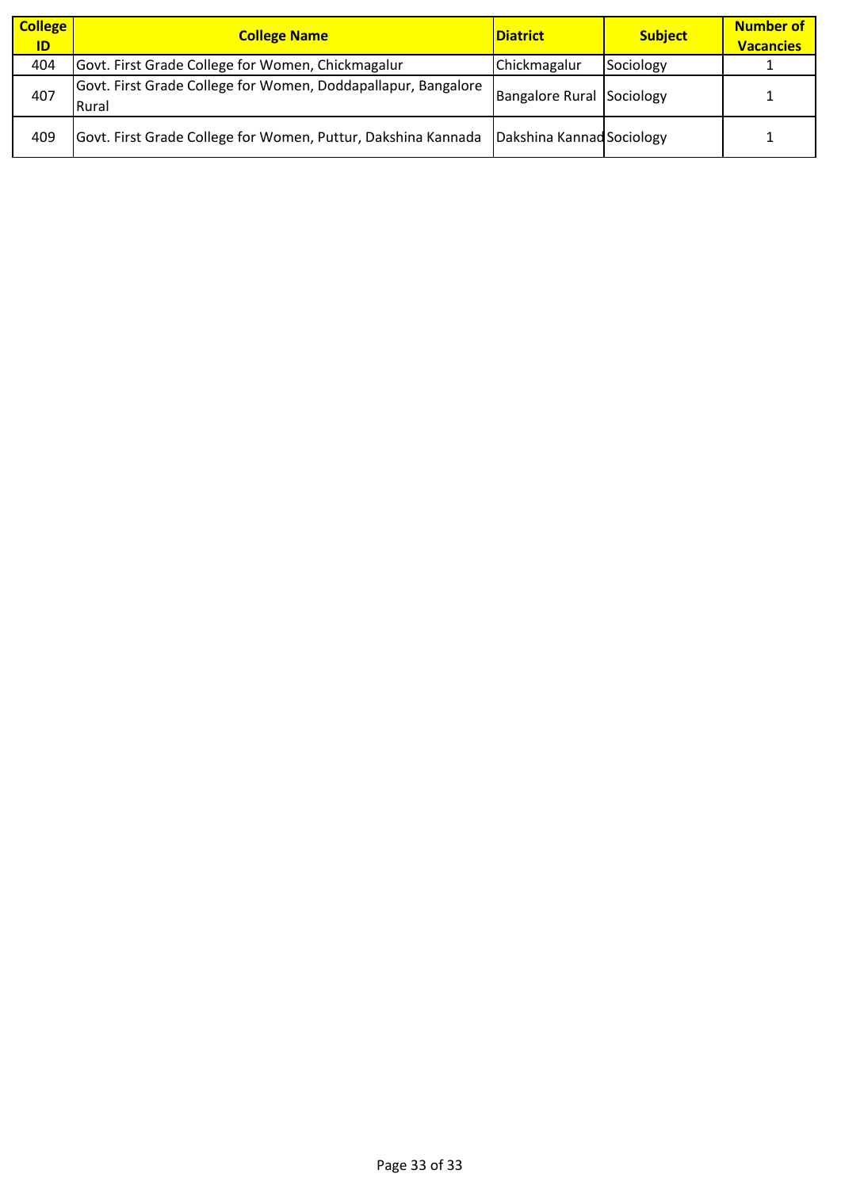| College ID | College Name | Diatrict | Subject | Number of Vacancies |
| --- | --- | --- | --- | --- |
| 404 | Govt. First Grade College for Women, Chickmagalur | Chickmagalur | Sociology | 1 |
| 407 | Govt. First Grade College for Women, Doddapallapur, Bangalore Rural | Bangalore Rural | Sociology | 1 |
| 409 | Govt. First Grade College for Women, Puttur, Dakshina Kannada | Dakshina Kannad | Sociology | 1 |